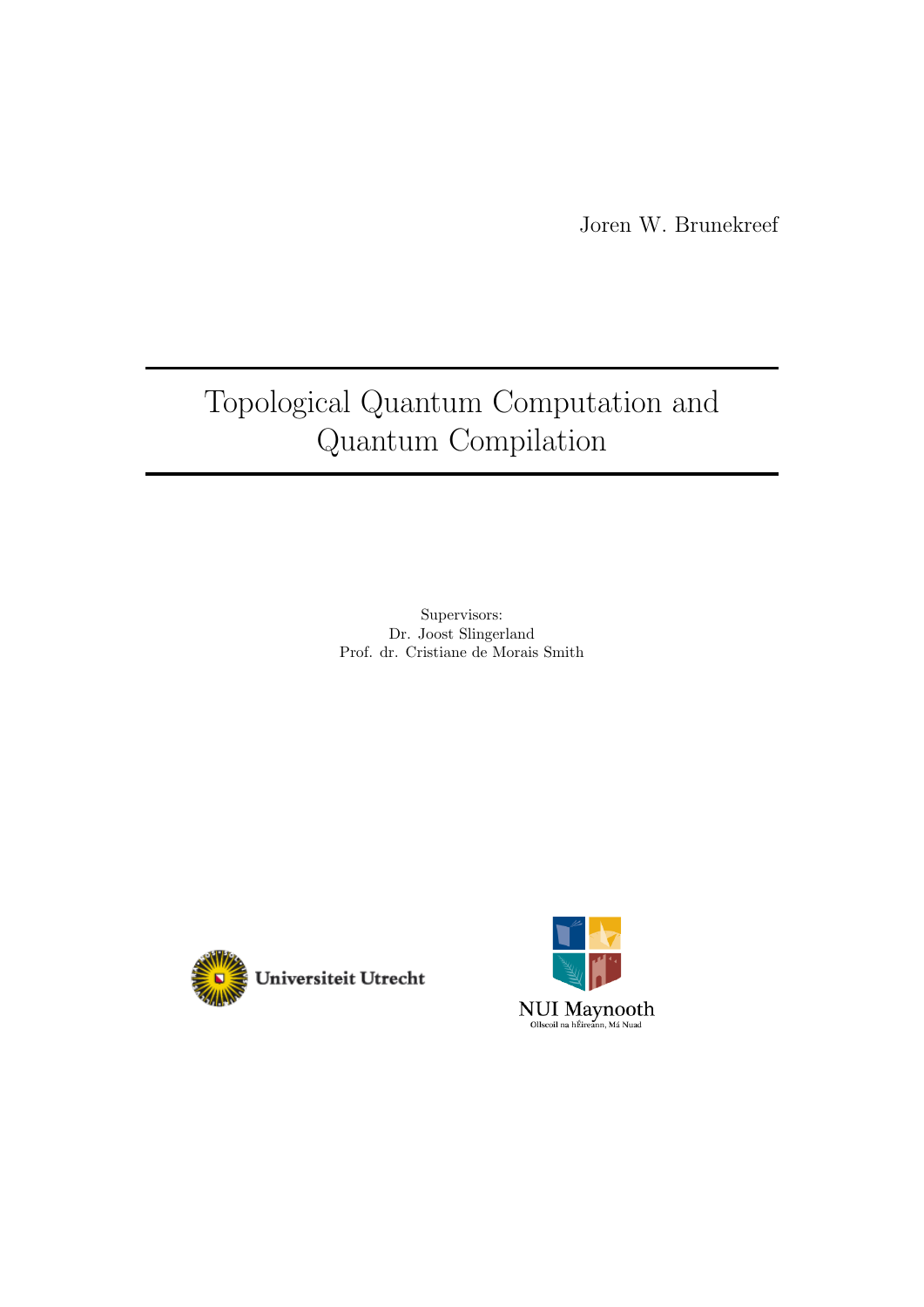Joren W. Brunekreef

# Topological Quantum Computation and Quantum Compilation

Supervisors:
Dr. Joost Slingerland
Prof. dr. Cristiane de Morais Smith

Universiteit Utrecht

NUI Maynooth
Ollscoil na hÉireann, Má Nuad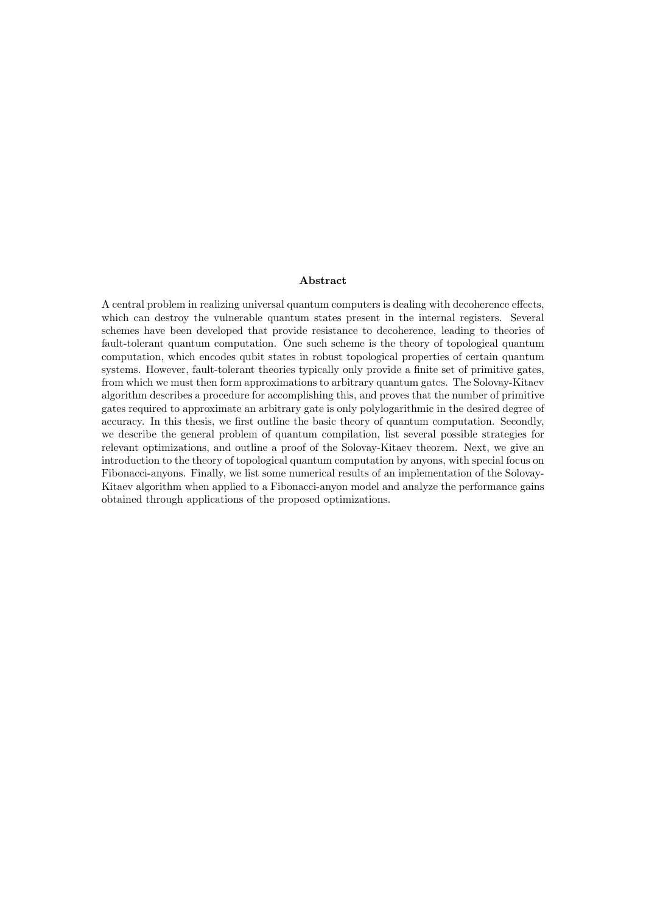## Abstract

A central problem in realizing universal quantum computers is dealing with decoherence effects, which can destroy the vulnerable quantum states present in the internal registers. Several schemes have been developed that provide resistance to decoherence, leading to theories of fault-tolerant quantum computation. One such scheme is the theory of topological quantum computation, which encodes qubit states in robust topological properties of certain quantum systems. However, fault-tolerant theories typically only provide a finite set of primitive gates, from which we must then form approximations to arbitrary quantum gates. The Solovay-Kitaev algorithm describes a procedure for accomplishing this, and proves that the number of primitive gates required to approximate an arbitrary gate is only polylogarithmic in the desired degree of accuracy. In this thesis, we first outline the basic theory of quantum computation. Secondly, we describe the general problem of quantum compilation, list several possible strategies for relevant optimizations, and outline a proof of the Solovay-Kitaev theorem. Next, we give an introduction to the theory of topological quantum computation by anyons, with special focus on Fibonacci-anyons. Finally, we list some numerical results of an implementation of the Solovay-Kitaev algorithm when applied to a Fibonacci-anyon model and analyze the performance gains obtained through applications of the proposed optimizations.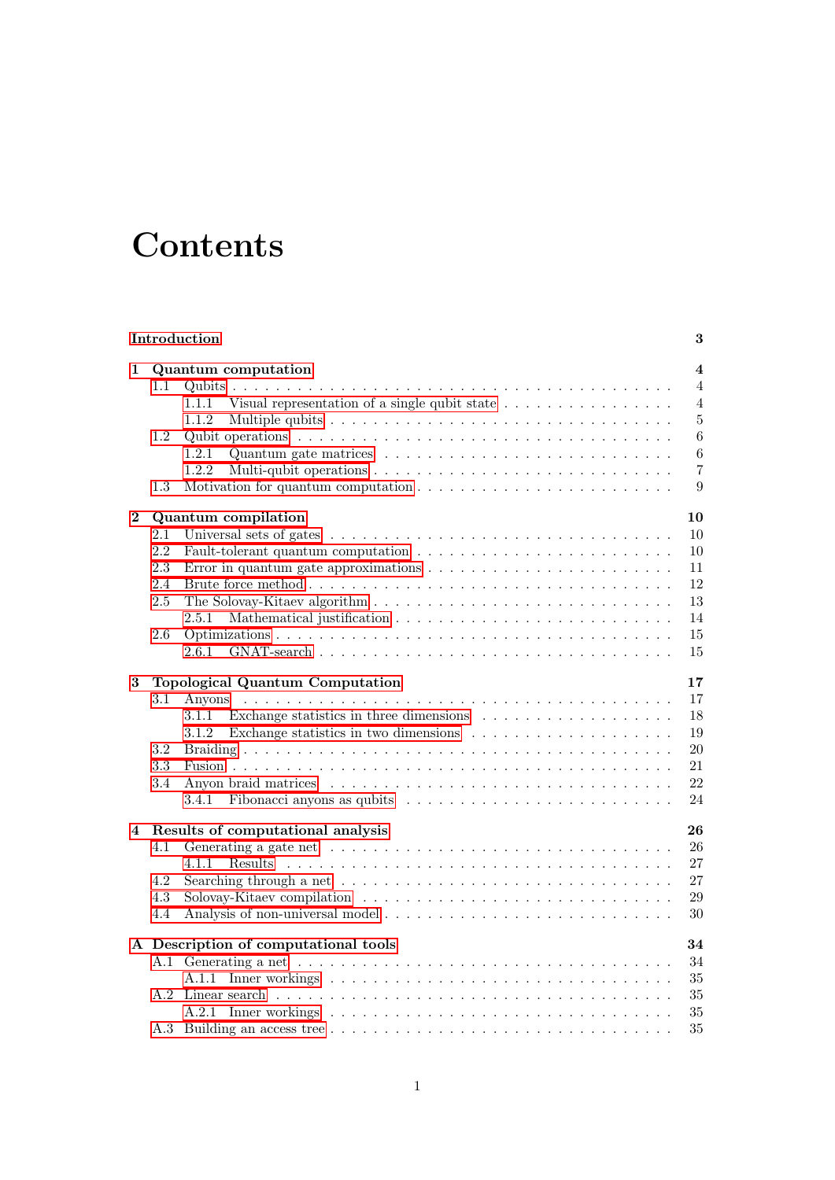# Contents

**Introduction** **3**

**1 Quantum computation** **4**
- 1.1 Qubits . . . 4
  - 1.1.1 Visual representation of a single qubit state . . . 4
  - 1.1.2 Multiple qubits . . . 5
- 1.2 Qubit operations . . . 6
  - 1.2.1 Quantum gate matrices . . . 6
  - 1.2.2 Multi-qubit operations . . . 7
- 1.3 Motivation for quantum computation . . . 9

**2 Quantum compilation** **10**
- 2.1 Universal sets of gates . . . 10
- 2.2 Fault-tolerant quantum computation . . . 10
- 2.3 Error in quantum gate approximations . . . 11
- 2.4 Brute force method . . . 12
- 2.5 The Solovay-Kitaev algorithm . . . 13
  - 2.5.1 Mathematical justification . . . 14
- 2.6 Optimizations . . . 15
  - 2.6.1 GNAT-search . . . 15

**3 Topological Quantum Computation** **17**
- 3.1 Anyons . . . 17
  - 3.1.1 Exchange statistics in three dimensions . . . 18
  - 3.1.2 Exchange statistics in two dimensions . . . 19
- 3.2 Braiding . . . 20
- 3.3 Fusion . . . 21
- 3.4 Anyon braid matrices . . . 22
  - 3.4.1 Fibonacci anyons as qubits . . . 24

**4 Results of computational analysis** **26**
- 4.1 Generating a gate net . . . 26
  - 4.1.1 Results . . . 27
- 4.2 Searching through a net . . . 27
- 4.3 Solovay-Kitaev compilation . . . 29
- 4.4 Analysis of non-universal model . . . 30

**A Description of computational tools** **34**
- A.1 Generating a net . . . 34
  - A.1.1 Inner workings . . . 35
- A.2 Linear search . . . 35
  - A.2.1 Inner workings . . . 35
- A.3 Building an access tree . . . 35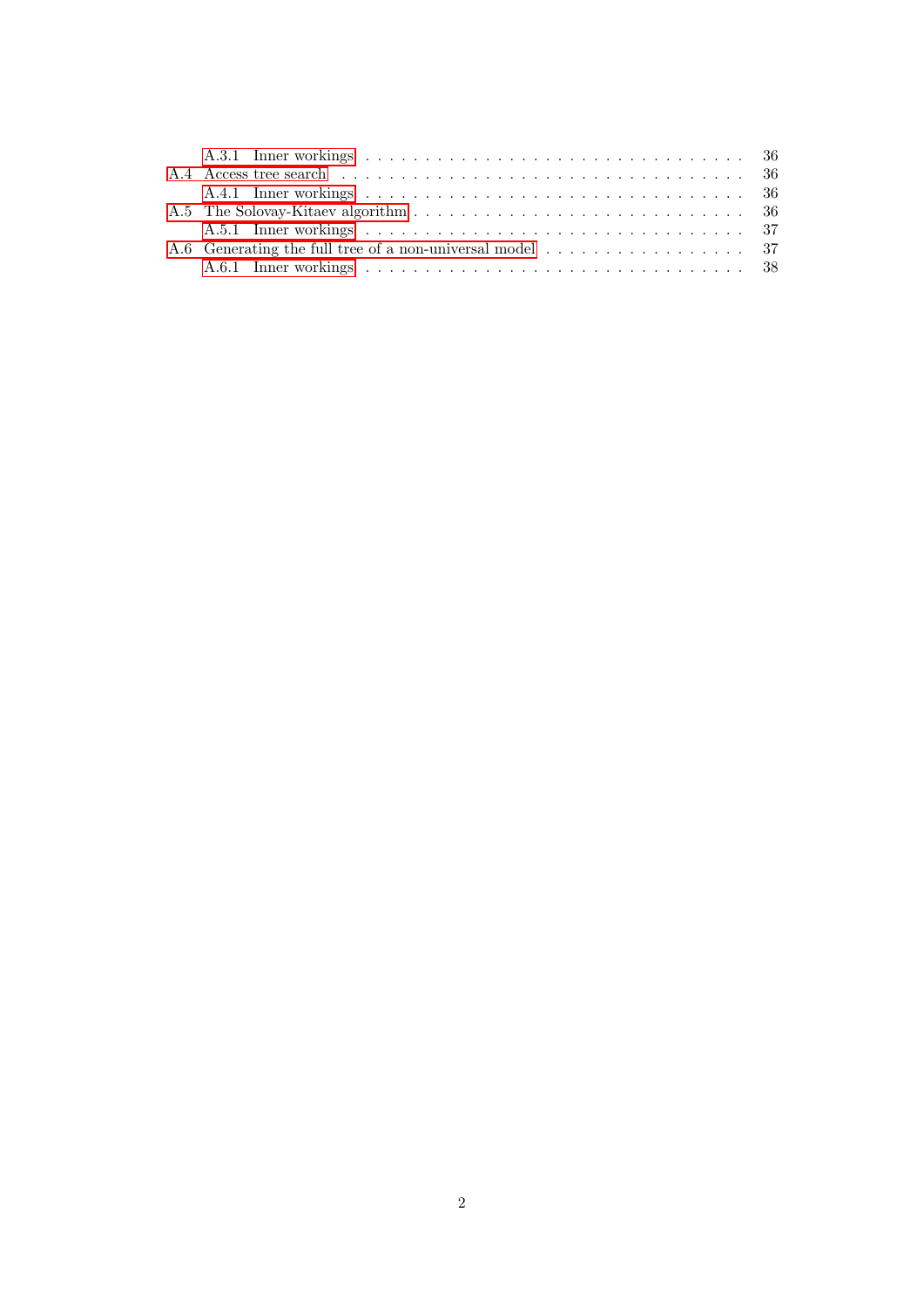A.3.1 Inner workings . . . . . . . . . . . . . . . . . . . . . . . . . . . . . . . 36

A.4 Access tree search . . . . . . . . . . . . . . . . . . . . . . . . . . . . . . . . . 36

A.4.1 Inner workings . . . . . . . . . . . . . . . . . . . . . . . . . . . . . . . 36

A.5 The Solovay-Kitaev algorithm . . . . . . . . . . . . . . . . . . . . . . . . . . 36

A.5.1 Inner workings . . . . . . . . . . . . . . . . . . . . . . . . . . . . . . . 37

A.6 Generating the full tree of a non-universal model . . . . . . . . . . . . . . . . . 37

A.6.1 Inner workings . . . . . . . . . . . . . . . . . . . . . . . . . . . . . . . 38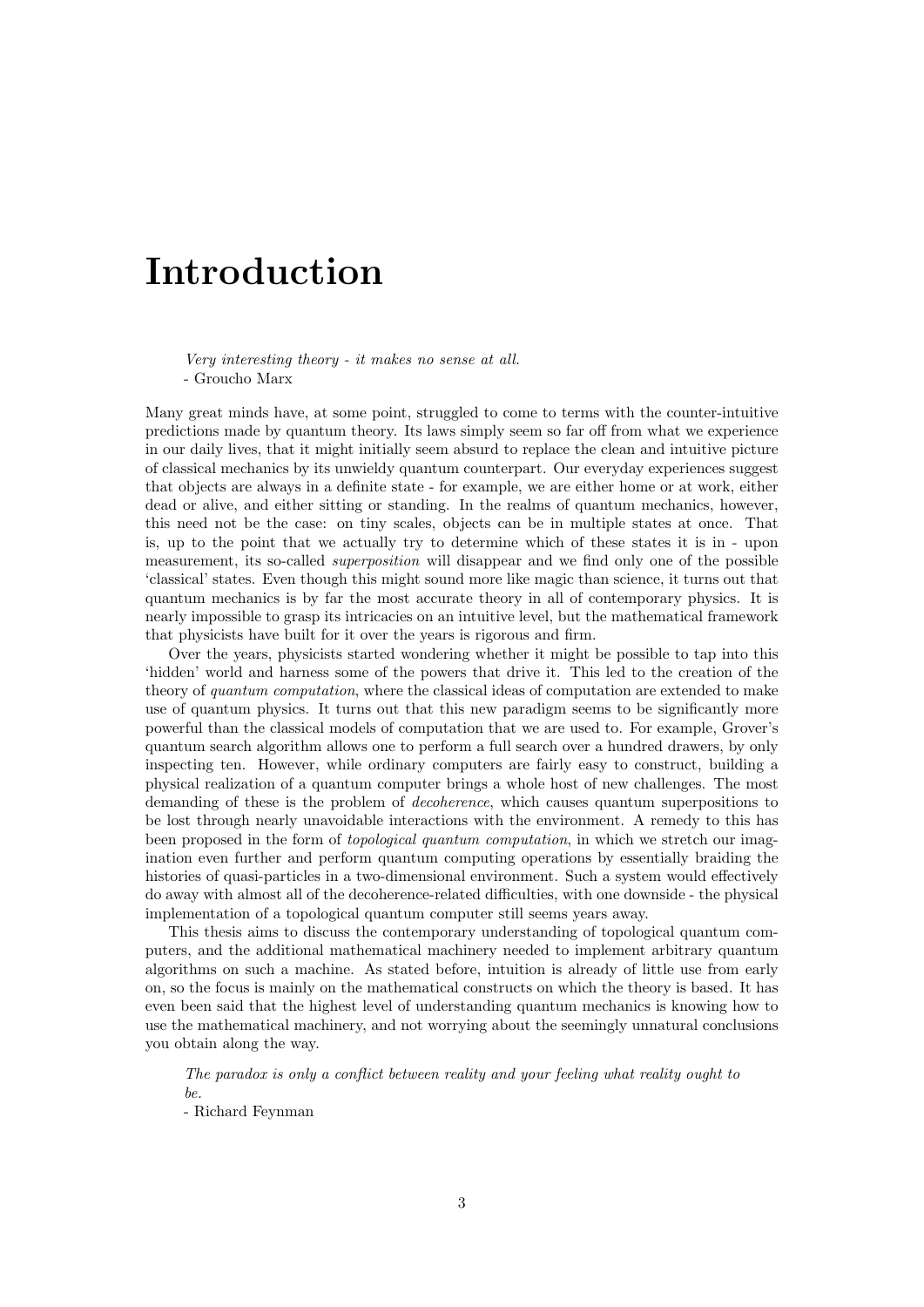# Introduction

> *Very interesting theory - it makes no sense at all.*
> - Groucho Marx

Many great minds have, at some point, struggled to come to terms with the counter-intuitive predictions made by quantum theory. Its laws simply seem so far off from what we experience in our daily lives, that it might initially seem absurd to replace the clean and intuitive picture of classical mechanics by its unwieldy quantum counterpart. Our everyday experiences suggest that objects are always in a definite state - for example, we are either home or at work, either dead or alive, and either sitting or standing. In the realms of quantum mechanics, however, this need not be the case: on tiny scales, objects can be in multiple states at once. That is, up to the point that we actually try to determine which of these states it is in - upon measurement, its so-called *superposition* will disappear and we find only one of the possible 'classical' states. Even though this might sound more like magic than science, it turns out that quantum mechanics is by far the most accurate theory in all of contemporary physics. It is nearly impossible to grasp its intricacies on an intuitive level, but the mathematical framework that physicists have built for it over the years is rigorous and firm.

Over the years, physicists started wondering whether it might be possible to tap into this 'hidden' world and harness some of the powers that drive it. This led to the creation of the theory of *quantum computation*, where the classical ideas of computation are extended to make use of quantum physics. It turns out that this new paradigm seems to be significantly more powerful than the classical models of computation that we are used to. For example, Grover's quantum search algorithm allows one to perform a full search over a hundred drawers, by only inspecting ten. However, while ordinary computers are fairly easy to construct, building a physical realization of a quantum computer brings a whole host of new challenges. The most demanding of these is the problem of *decoherence*, which causes quantum superpositions to be lost through nearly unavoidable interactions with the environment. A remedy to this has been proposed in the form of *topological quantum computation*, in which we stretch our imagination even further and perform quantum computing operations by essentially braiding the histories of quasi-particles in a two-dimensional environment. Such a system would effectively do away with almost all of the decoherence-related difficulties, with one downside - the physical implementation of a topological quantum computer still seems years away.

This thesis aims to discuss the contemporary understanding of topological quantum computers, and the additional mathematical machinery needed to implement arbitrary quantum algorithms on such a machine. As stated before, intuition is already of little use from early on, so the focus is mainly on the mathematical constructs on which the theory is based. It has even been said that the highest level of understanding quantum mechanics is knowing how to use the mathematical machinery, and not worrying about the seemingly unnatural conclusions you obtain along the way.

> *The paradox is only a conflict between reality and your feeling what reality ought to be.*
> - Richard Feynman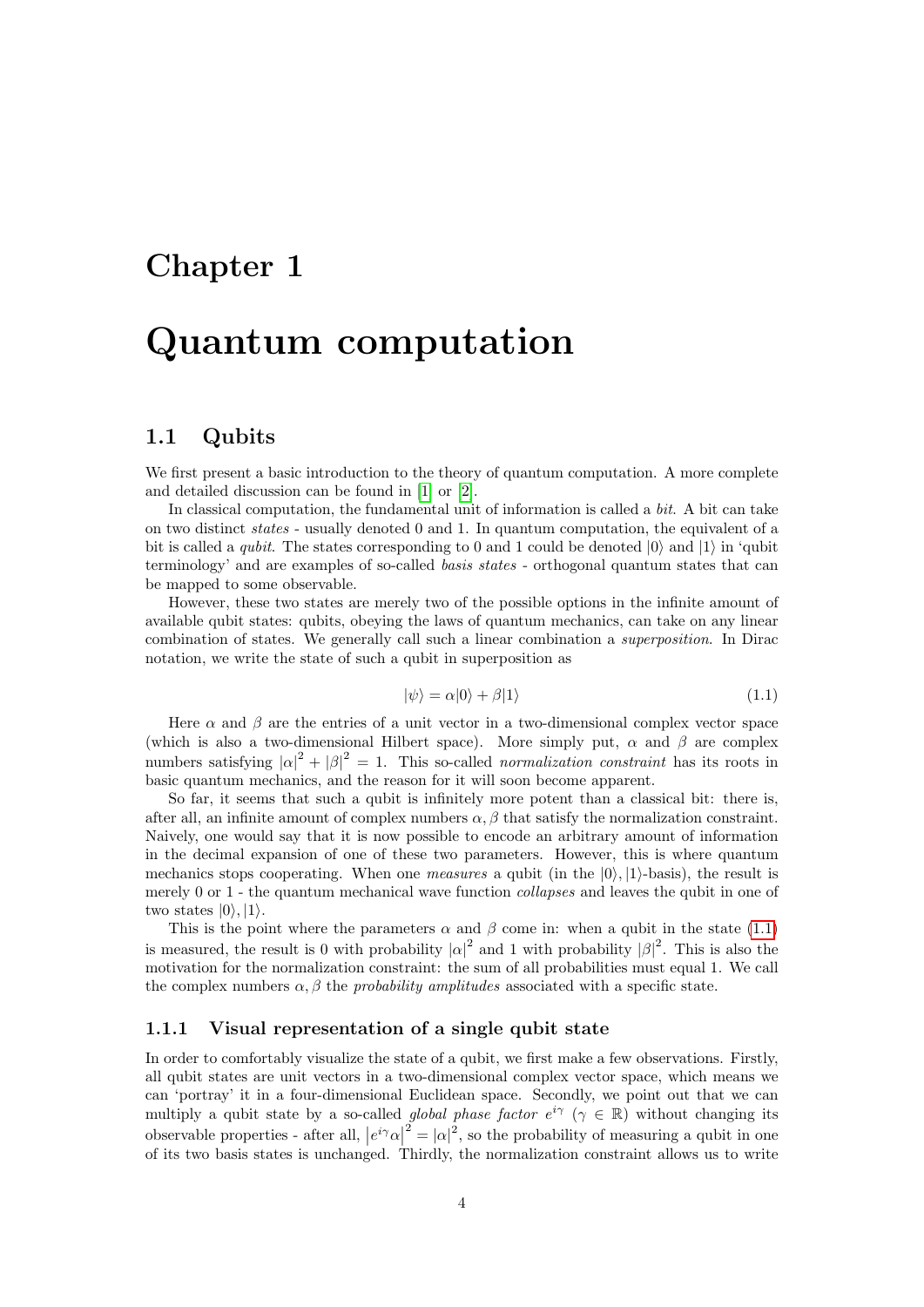# Chapter 1

# Quantum computation

## 1.1 Qubits

We first present a basic introduction to the theory of quantum computation. A more complete and detailed discussion can be found in [1] or [2].

In classical computation, the fundamental unit of information is called a *bit*. A bit can take on two distinct *states* - usually denoted 0 and 1. In quantum computation, the equivalent of a bit is called a *qubit*. The states corresponding to 0 and 1 could be denoted $|0\rangle$ and $|1\rangle$ in 'qubit terminology' and are examples of so-called *basis states* - orthogonal quantum states that can be mapped to some observable.

However, these two states are merely two of the possible options in the infinite amount of available qubit states: qubits, obeying the laws of quantum mechanics, can take on any linear combination of states. We generally call such a linear combination a *superposition*. In Dirac notation, we write the state of such a qubit in superposition as

$$|\psi\rangle = \alpha|0\rangle + \beta|1\rangle \tag{1.1}$$

Here $\alpha$ and $\beta$ are the entries of a unit vector in a two-dimensional complex vector space (which is also a two-dimensional Hilbert space). More simply put, $\alpha$ and $\beta$ are complex numbers satisfying $|\alpha|^2 + |\beta|^2 = 1$. This so-called *normalization constraint* has its roots in basic quantum mechanics, and the reason for it will soon become apparent.

So far, it seems that such a qubit is infinitely more potent than a classical bit: there is, after all, an infinite amount of complex numbers $\alpha, \beta$ that satisfy the normalization constraint. Naively, one would say that it is now possible to encode an arbitrary amount of information in the decimal expansion of one of these two parameters. However, this is where quantum mechanics stops cooperating. When one *measures* a qubit (in the $|0\rangle, |1\rangle$-basis), the result is merely 0 or 1 - the quantum mechanical wave function *collapses* and leaves the qubit in one of two states $|0\rangle, |1\rangle$.

This is the point where the parameters $\alpha$ and $\beta$ come in: when a qubit in the state (1.1) is measured, the result is 0 with probability $|\alpha|^2$ and 1 with probability $|\beta|^2$. This is also the motivation for the normalization constraint: the sum of all probabilities must equal 1. We call the complex numbers $\alpha, \beta$ the *probability amplitudes* associated with a specific state.

### 1.1.1 Visual representation of a single qubit state

In order to comfortably visualize the state of a qubit, we first make a few observations. Firstly, all qubit states are unit vectors in a two-dimensional complex vector space, which means we can 'portray' it in a four-dimensional Euclidean space. Secondly, we point out that we can multiply a qubit state by a so-called *global phase factor* $e^{i\gamma}$ ($\gamma \in \mathbb{R}$) without changing its observable properties - after all, $\left|e^{i\gamma}\alpha\right|^2 = |\alpha|^2$, so the probability of measuring a qubit in one of its two basis states is unchanged. Thirdly, the normalization constraint allows us to write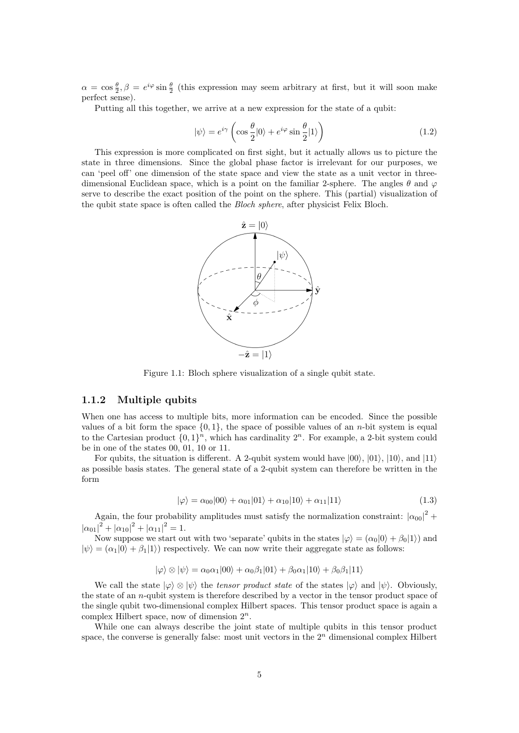$\alpha = \cos\frac{\theta}{2}, \beta = e^{i\varphi}\sin\frac{\theta}{2}$ (this expression may seem arbitrary at first, but it will soon make perfect sense).

Putting all this together, we arrive at a new expression for the state of a qubit:

$$|\psi\rangle = e^{i\gamma}\left(\cos\frac{\theta}{2}|0\rangle + e^{i\varphi}\sin\frac{\theta}{2}|1\rangle\right) \tag{1.2}$$

This expression is more complicated on first sight, but it actually allows us to picture the state in three dimensions. Since the global phase factor is irrelevant for our purposes, we can 'peel off' one dimension of the state space and view the state as a unit vector in three-dimensional Euclidean space, which is a point on the familiar 2-sphere. The angles $\theta$ and $\varphi$ serve to describe the exact position of the point on the sphere. This (partial) visualization of the qubit state space is often called the *Bloch sphere*, after physicist Felix Bloch.

$\hat{\mathbf{z}} = |0\rangle$

$|\psi\rangle$

$\theta$

$\hat{\mathbf{y}}$

$\phi$

$\hat{\mathbf{x}}$

$-\hat{\mathbf{z}} = |1\rangle$

Figure 1.1: Bloch sphere visualization of a single qubit state.

### 1.1.2 Multiple qubits

When one has access to multiple bits, more information can be encoded. Since the possible values of a bit form the space $\{0,1\}$, the space of possible values of an $n$-bit system is equal to the Cartesian product $\{0,1\}^n$, which has cardinality $2^n$. For example, a 2-bit system could be in one of the states 00, 01, 10 or 11.

For qubits, the situation is different. A 2-qubit system would have $|00\rangle$, $|01\rangle$, $|10\rangle$, and $|11\rangle$ as possible basis states. The general state of a 2-qubit system can therefore be written in the form

$$|\varphi\rangle = \alpha_{00}|00\rangle + \alpha_{01}|01\rangle + \alpha_{10}|10\rangle + \alpha_{11}|11\rangle \tag{1.3}$$

Again, the four probability amplitudes must satisfy the normalization constraint: $|\alpha_{00}|^2 + |\alpha_{01}|^2 + |\alpha_{10}|^2 + |\alpha_{11}|^2 = 1$.

Now suppose we start out with two 'separate' qubits in the states $|\varphi\rangle = (\alpha_0|0\rangle + \beta_0|1\rangle)$ and $|\psi\rangle = (\alpha_1|0\rangle + \beta_1|1\rangle)$ respectively. We can now write their aggregate state as follows:

$$|\varphi\rangle \otimes |\psi\rangle = \alpha_0\alpha_1|00\rangle + \alpha_0\beta_1|01\rangle + \beta_0\alpha_1|10\rangle + \beta_0\beta_1|11\rangle$$

We call the state $|\varphi\rangle \otimes |\psi\rangle$ the *tensor product state* of the states $|\varphi\rangle$ and $|\psi\rangle$. Obviously, the state of an $n$-qubit system is therefore described by a vector in the tensor product space of the single qubit two-dimensional complex Hilbert spaces. This tensor product space is again a complex Hilbert space, now of dimension $2^n$.

While one can always describe the joint state of multiple qubits in this tensor product space, the converse is generally false: most unit vectors in the $2^n$ dimensional complex Hilbert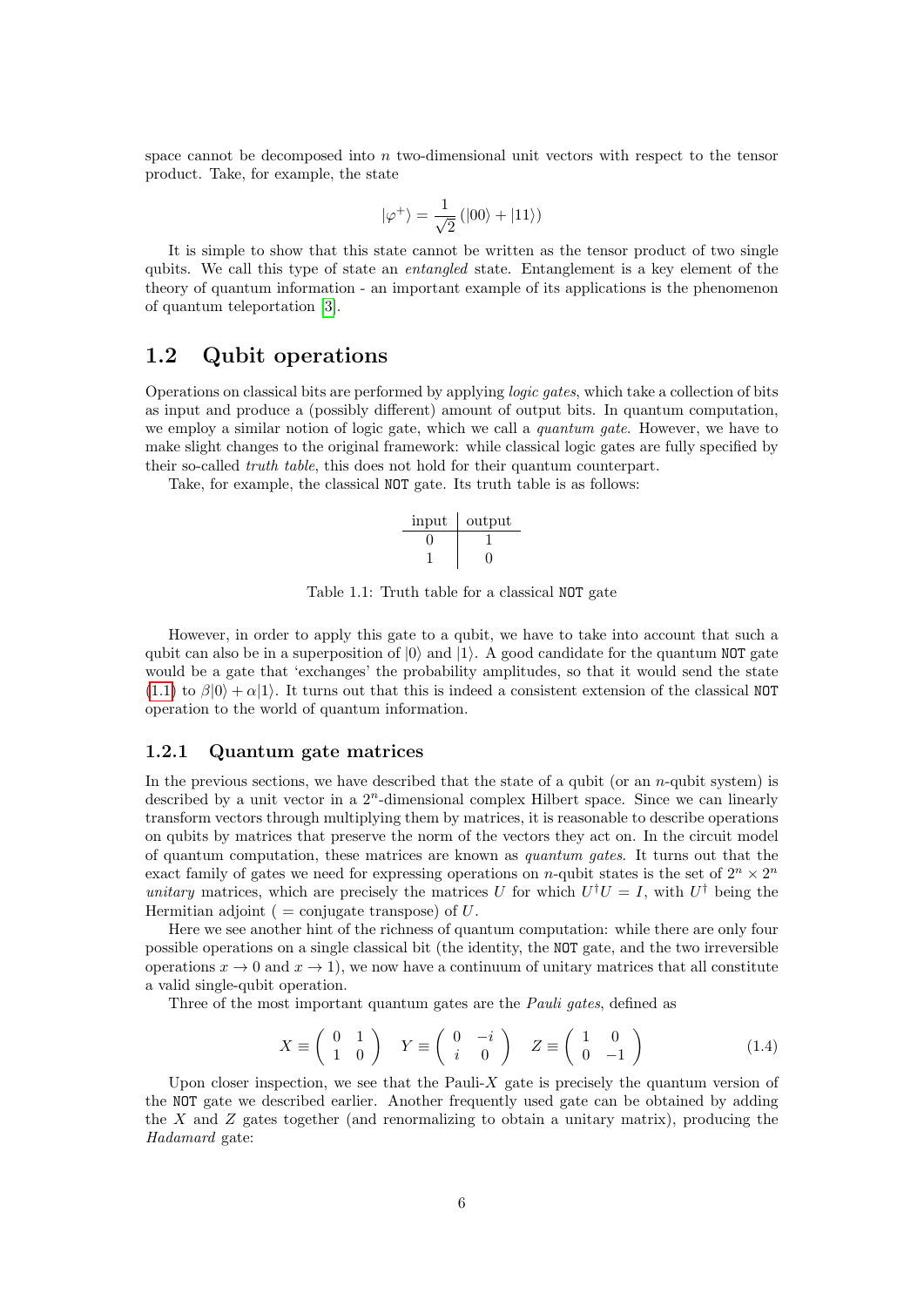space cannot be decomposed into $n$ two-dimensional unit vectors with respect to the tensor product. Take, for example, the state

$$|\varphi^+\rangle = \frac{1}{\sqrt{2}}(|00\rangle + |11\rangle)$$

It is simple to show that this state cannot be written as the tensor product of two single qubits. We call this type of state an *entangled* state. Entanglement is a key element of the theory of quantum information - an important example of its applications is the phenomenon of quantum teleportation [3].

## 1.2 Qubit operations

Operations on classical bits are performed by applying *logic gates*, which take a collection of bits as input and produce a (possibly different) amount of output bits. In quantum computation, we employ a similar notion of logic gate, which we call a *quantum gate*. However, we have to make slight changes to the original framework: while classical logic gates are fully specified by their so-called *truth table*, this does not hold for their quantum counterpart.

Take, for example, the classical `NOT` gate. Its truth table is as follows:

| input | output |
|---|---|
| 0 | 1 |
| 1 | 0 |

Table 1.1: Truth table for a classical `NOT` gate

However, in order to apply this gate to a qubit, we have to take into account that such a qubit can also be in a superposition of $|0\rangle$ and $|1\rangle$. A good candidate for the quantum `NOT` gate would be a gate that 'exchanges' the probability amplitudes, so that it would send the state (1.1) to $\beta|0\rangle + \alpha|1\rangle$. It turns out that this is indeed a consistent extension of the classical `NOT` operation to the world of quantum information.

### 1.2.1 Quantum gate matrices

In the previous sections, we have described that the state of a qubit (or an $n$-qubit system) is described by a unit vector in a $2^n$-dimensional complex Hilbert space. Since we can linearly transform vectors through multiplying them by matrices, it is reasonable to describe operations on qubits by matrices that preserve the norm of the vectors they act on. In the circuit model of quantum computation, these matrices are known as *quantum gates*. It turns out that the exact family of gates we need for expressing operations on $n$-qubit states is the set of $2^n \times 2^n$ *unitary* matrices, which are precisely the matrices $U$ for which $U^\dagger U = I$, with $U^\dagger$ being the Hermitian adjoint ( = conjugate transpose) of $U$.

Here we see another hint of the richness of quantum computation: while there are only four possible operations on a single classical bit (the identity, the `NOT` gate, and the two irreversible operations $x \to 0$ and $x \to 1$), we now have a continuum of unitary matrices that all constitute a valid single-qubit operation.

Three of the most important quantum gates are the *Pauli gates*, defined as

$$X \equiv \begin{pmatrix} 0 & 1 \\ 1 & 0 \end{pmatrix} \quad Y \equiv \begin{pmatrix} 0 & -i \\ i & 0 \end{pmatrix} \quad Z \equiv \begin{pmatrix} 1 & 0 \\ 0 & -1 \end{pmatrix} \tag{1.4}$$

Upon closer inspection, we see that the Pauli-$X$ gate is precisely the quantum version of the `NOT` gate we described earlier. Another frequently used gate can be obtained by adding the $X$ and $Z$ gates together (and renormalizing to obtain a unitary matrix), producing the *Hadamard* gate: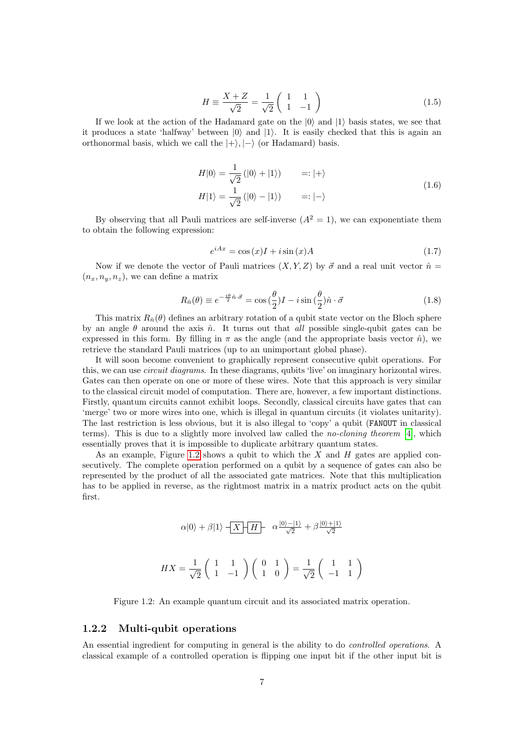$$H \equiv \frac{X+Z}{\sqrt{2}} = \frac{1}{\sqrt{2}} \begin{pmatrix} 1 & 1 \\ 1 & -1 \end{pmatrix} \tag{1.5}$$

If we look at the action of the Hadamard gate on the $|0\rangle$ and $|1\rangle$ basis states, we see that it produces a state 'halfway' between $|0\rangle$ and $|1\rangle$. It is easily checked that this is again an orthonormal basis, which we call the $|+\rangle, |-\rangle$ (or Hadamard) basis.

$$\begin{aligned} H|0\rangle &= \frac{1}{\sqrt{2}}(|0\rangle + |1\rangle) \qquad =: |+\rangle \\ H|1\rangle &= \frac{1}{\sqrt{2}}(|0\rangle - |1\rangle) \qquad =: |-\rangle \end{aligned} \tag{1.6}$$

By observing that all Pauli matrices are self-inverse ($A^2 = 1$), we can exponentiate them to obtain the following expression:

$$e^{iAx} = \cos(x)I + i\sin(x)A \tag{1.7}$$

Now if we denote the vector of Pauli matrices $(X, Y, Z)$ by $\vec{\sigma}$ and a real unit vector $\hat{n} = (n_x, n_y, n_z)$, we can define a matrix

$$R_{\hat{n}}(\theta) \equiv e^{-\frac{i\theta}{2}\hat{n}\cdot\vec{\sigma}} = \cos(\frac{\theta}{2})I - i\sin(\frac{\theta}{2})\hat{n}\cdot\vec{\sigma} \tag{1.8}$$

This matrix $R_{\hat{n}}(\theta)$ defines an arbitrary rotation of a qubit state vector on the Bloch sphere by an angle $\theta$ around the axis $\hat{n}$. It turns out that *all* possible single-qubit gates can be expressed in this form. By filling in $\pi$ as the angle (and the appropriate basis vector $\hat{n}$), we retrieve the standard Pauli matrices (up to an unimportant global phase).

It will soon become convenient to graphically represent consecutive qubit operations. For this, we can use *circuit diagrams*. In these diagrams, qubits 'live' on imaginary horizontal wires. Gates can then operate on one or more of these wires. Note that this approach is very similar to the classical circuit model of computation. There are, however, a few important distinctions. Firstly, quantum circuits cannot exhibit loops. Secondly, classical circuits have gates that can 'merge' two or more wires into one, which is illegal in quantum circuits (it violates unitarity). The last restriction is less obvious, but it is also illegal to 'copy' a qubit (`FANOUT` in classical terms). This is due to a slightly more involved law called the *no-cloning theorem* [4], which essentially proves that it is impossible to duplicate arbitrary quantum states.

As an example, Figure 1.2 shows a qubit to which the $X$ and $H$ gates are applied consecutively. The complete operation performed on a qubit by a sequence of gates can also be represented by the product of all the associated gate matrices. Note that this multiplication has to be applied in reverse, as the rightmost matrix in a matrix product acts on the qubit first.

$\alpha|0\rangle + \beta|1\rangle$ — $X$ — $H$ — $\alpha\frac{|0\rangle - |1\rangle}{\sqrt{2}} + \beta\frac{|0\rangle + |1\rangle}{\sqrt{2}}$

$$HX = \frac{1}{\sqrt{2}} \begin{pmatrix} 1 & 1 \\ 1 & -1 \end{pmatrix} \begin{pmatrix} 0 & 1 \\ 1 & 0 \end{pmatrix} = \frac{1}{\sqrt{2}} \begin{pmatrix} 1 & 1 \\ -1 & 1 \end{pmatrix}$$

Figure 1.2: An example quantum circuit and its associated matrix operation.

### 1.2.2 Multi-qubit operations

An essential ingredient for computing in general is the ability to do *controlled operations*. A classical example of a controlled operation is flipping one input bit if the other input bit is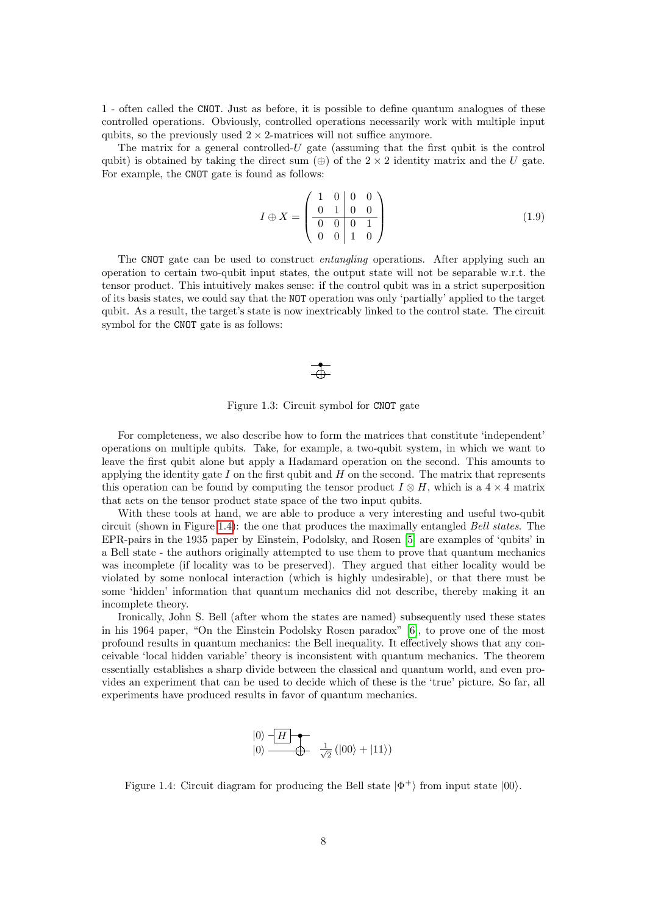1 - often called the CNOT. Just as before, it is possible to define quantum analogues of these controlled operations. Obviously, controlled operations necessarily work with multiple input qubits, so the previously used $2 \times 2$-matrices will not suffice anymore.

The matrix for a general controlled-$U$ gate (assuming that the first qubit is the control qubit) is obtained by taking the direct sum ($\oplus$) of the $2 \times 2$ identity matrix and the $U$ gate. For example, the CNOT gate is found as follows:

$$I \oplus X = \left(\begin{array}{cc|cc} 1 & 0 & 0 & 0 \\ 0 & 1 & 0 & 0 \\ \hline 0 & 0 & 0 & 1 \\ 0 & 0 & 1 & 0 \end{array}\right) \tag{1.9}$$

The CNOT gate can be used to construct *entangling* operations. After applying such an operation to certain two-qubit input states, the output state will not be separable w.r.t. the tensor product. This intuitively makes sense: if the control qubit was in a strict superposition of its basis states, we could say that the NOT operation was only 'partially' applied to the target qubit. As a result, the target's state is now inextricably linked to the control state. The circuit symbol for the CNOT gate is as follows:

Figure 1.3: Circuit symbol for CNOT gate

For completeness, we also describe how to form the matrices that constitute 'independent' operations on multiple qubits. Take, for example, a two-qubit system, in which we want to leave the first qubit alone but apply a Hadamard operation on the second. This amounts to applying the identity gate $I$ on the first qubit and $H$ on the second. The matrix that represents this operation can be found by computing the tensor product $I \otimes H$, which is a $4 \times 4$ matrix that acts on the tensor product state space of the two input qubits.

With these tools at hand, we are able to produce a very interesting and useful two-qubit circuit (shown in Figure 1.4): the one that produces the maximally entangled *Bell states*. The EPR-pairs in the 1935 paper by Einstein, Podolsky, and Rosen [5] are examples of 'qubits' in a Bell state - the authors originally attempted to use them to prove that quantum mechanics was incomplete (if locality was to be preserved). They argued that either locality would be violated by some nonlocal interaction (which is highly undesirable), or that there must be some 'hidden' information that quantum mechanics did not describe, thereby making it an incomplete theory.

Ironically, John S. Bell (after whom the states are named) subsequently used these states in his 1964 paper, "On the Einstein Podolsky Rosen paradox" [6], to prove one of the most profound results in quantum mechanics: the Bell inequality. It effectively shows that any conceivable 'local hidden variable' theory is inconsistent with quantum mechanics. The theorem essentially establishes a sharp divide between the classical and quantum world, and even provides an experiment that can be used to decide which of these is the 'true' picture. So far, all experiments have produced results in favor of quantum mechanics.

$|0\rangle$ — $H$ — •
$|0\rangle$ — ⊕ — $\frac{1}{\sqrt{2}}(|00\rangle + |11\rangle)$

Figure 1.4: Circuit diagram for producing the Bell state $|\Phi^+\rangle$ from input state $|00\rangle$.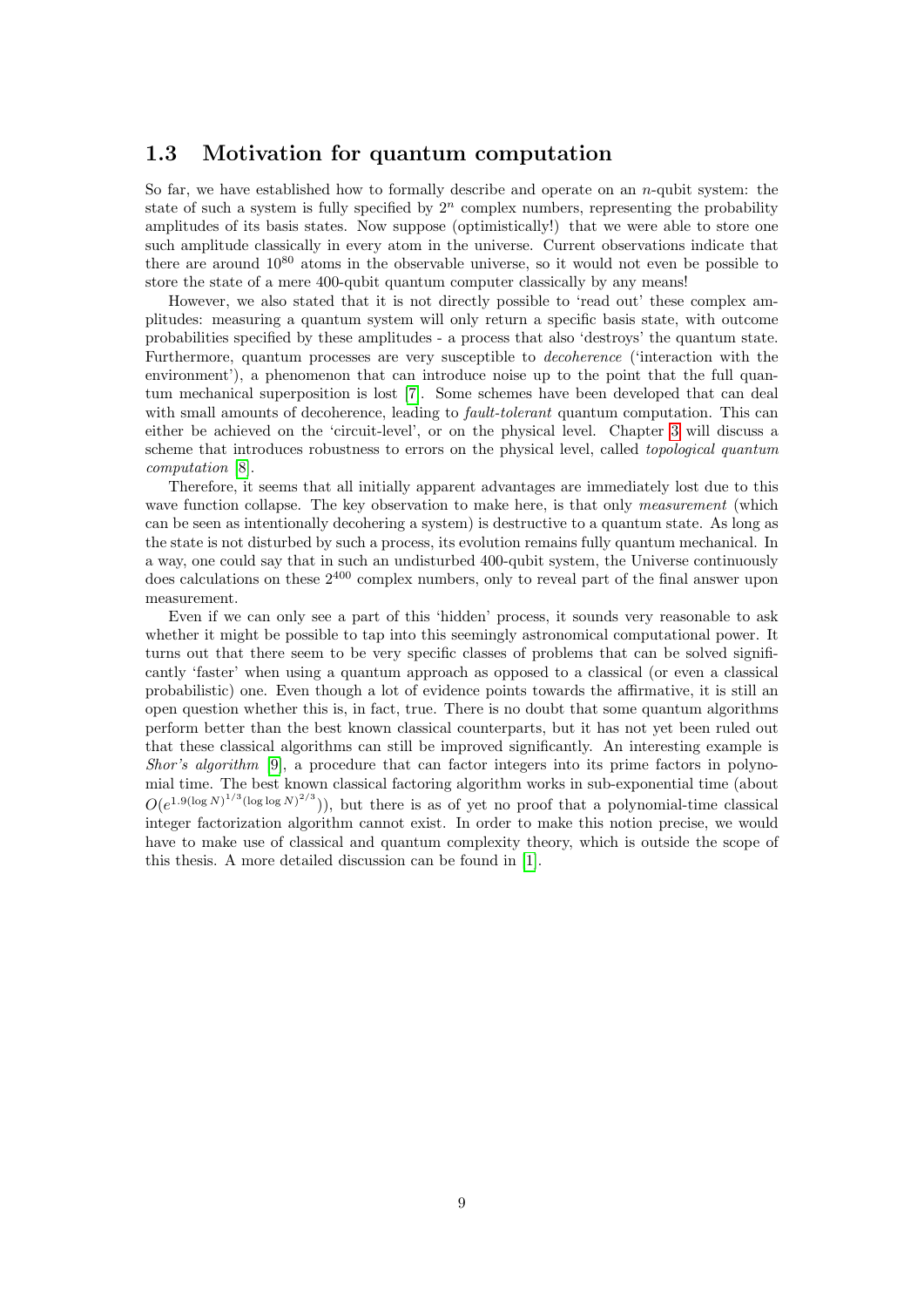## 1.3 Motivation for quantum computation

So far, we have established how to formally describe and operate on an $n$-qubit system: the state of such a system is fully specified by $2^n$ complex numbers, representing the probability amplitudes of its basis states. Now suppose (optimistically!) that we were able to store one such amplitude classically in every atom in the universe. Current observations indicate that there are around $10^{80}$ atoms in the observable universe, so it would not even be possible to store the state of a mere 400-qubit quantum computer classically by any means!

However, we also stated that it is not directly possible to 'read out' these complex amplitudes: measuring a quantum system will only return a specific basis state, with outcome probabilities specified by these amplitudes - a process that also 'destroys' the quantum state. Furthermore, quantum processes are very susceptible to *decoherence* ('interaction with the environment'), a phenomenon that can introduce noise up to the point that the full quantum mechanical superposition is lost [7]. Some schemes have been developed that can deal with small amounts of decoherence, leading to *fault-tolerant* quantum computation. This can either be achieved on the 'circuit-level', or on the physical level. Chapter 3 will discuss a scheme that introduces robustness to errors on the physical level, called *topological quantum computation* [8].

Therefore, it seems that all initially apparent advantages are immediately lost due to this wave function collapse. The key observation to make here, is that only *measurement* (which can be seen as intentionally decohering a system) is destructive to a quantum state. As long as the state is not disturbed by such a process, its evolution remains fully quantum mechanical. In a way, one could say that in such an undisturbed 400-qubit system, the Universe continuously does calculations on these $2^{400}$ complex numbers, only to reveal part of the final answer upon measurement.

Even if we can only see a part of this 'hidden' process, it sounds very reasonable to ask whether it might be possible to tap into this seemingly astronomical computational power. It turns out that there seem to be very specific classes of problems that can be solved significantly 'faster' when using a quantum approach as opposed to a classical (or even a classical probabilistic) one. Even though a lot of evidence points towards the affirmative, it is still an open question whether this is, in fact, true. There is no doubt that some quantum algorithms perform better than the best known classical counterparts, but it has not yet been ruled out that these classical algorithms can still be improved significantly. An interesting example is *Shor's algorithm* [9], a procedure that can factor integers into its prime factors in polynomial time. The best known classical factoring algorithm works in sub-exponential time (about $O(e^{1.9(\log N)^{1/3}(\log\log N)^{2/3}})$), but there is as of yet no proof that a polynomial-time classical integer factorization algorithm cannot exist. In order to make this notion precise, we would have to make use of classical and quantum complexity theory, which is outside the scope of this thesis. A more detailed discussion can be found in [1].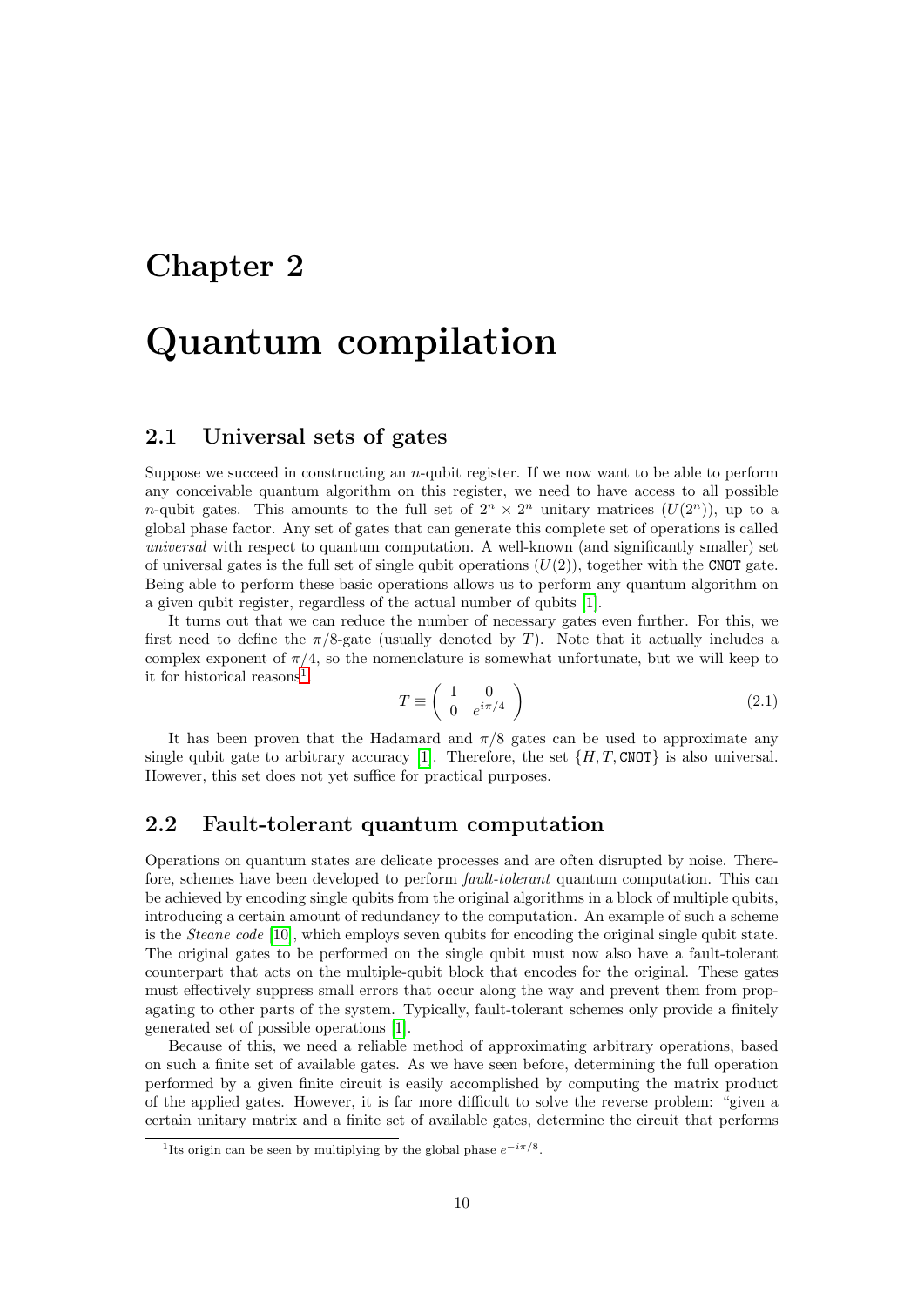# Chapter 2

# Quantum compilation

## 2.1 Universal sets of gates

Suppose we succeed in constructing an $n$-qubit register. If we now want to be able to perform any conceivable quantum algorithm on this register, we need to have access to all possible $n$-qubit gates. This amounts to the full set of $2^n \times 2^n$ unitary matrices ($U(2^n)$), up to a global phase factor. Any set of gates that can generate this complete set of operations is called *universal* with respect to quantum computation. A well-known (and significantly smaller) set of universal gates is the full set of single qubit operations ($U(2)$), together with the `CNOT` gate. Being able to perform these basic operations allows us to perform any quantum algorithm on a given qubit register, regardless of the actual number of qubits [1].

It turns out that we can reduce the number of necessary gates even further. For this, we first need to define the $\pi/8$-gate (usually denoted by $T$). Note that it actually includes a complex exponent of $\pi/4$, so the nomenclature is somewhat unfortunate, but we will keep to it for historical reasons[1].

$$T \equiv \begin{pmatrix} 1 & 0 \\ 0 & e^{i\pi/4} \end{pmatrix} \tag{2.1}$$

It has been proven that the Hadamard and $\pi/8$ gates can be used to approximate any single qubit gate to arbitrary accuracy [1]. Therefore, the set $\{H, T, \texttt{CNOT}\}$ is also universal. However, this set does not yet suffice for practical purposes.

## 2.2 Fault-tolerant quantum computation

Operations on quantum states are delicate processes and are often disrupted by noise. Therefore, schemes have been developed to perform *fault-tolerant* quantum computation. This can be achieved by encoding single qubits from the original algorithms in a block of multiple qubits, introducing a certain amount of redundancy to the computation. An example of such a scheme is the *Steane code* [10], which employs seven qubits for encoding the original single qubit state. The original gates to be performed on the single qubit must now also have a fault-tolerant counterpart that acts on the multiple-qubit block that encodes for the original. These gates must effectively suppress small errors that occur along the way and prevent them from propagating to other parts of the system. Typically, fault-tolerant schemes only provide a finitely generated set of possible operations [1].

Because of this, we need a reliable method of approximating arbitrary operations, based on such a finite set of available gates. As we have seen before, determining the full operation performed by a given finite circuit is easily accomplished by computing the matrix product of the applied gates. However, it is far more difficult to solve the reverse problem: "given a certain unitary matrix and a finite set of available gates, determine the circuit that performs

[1] Its origin can be seen by multiplying by the global phase $e^{-i\pi/8}$.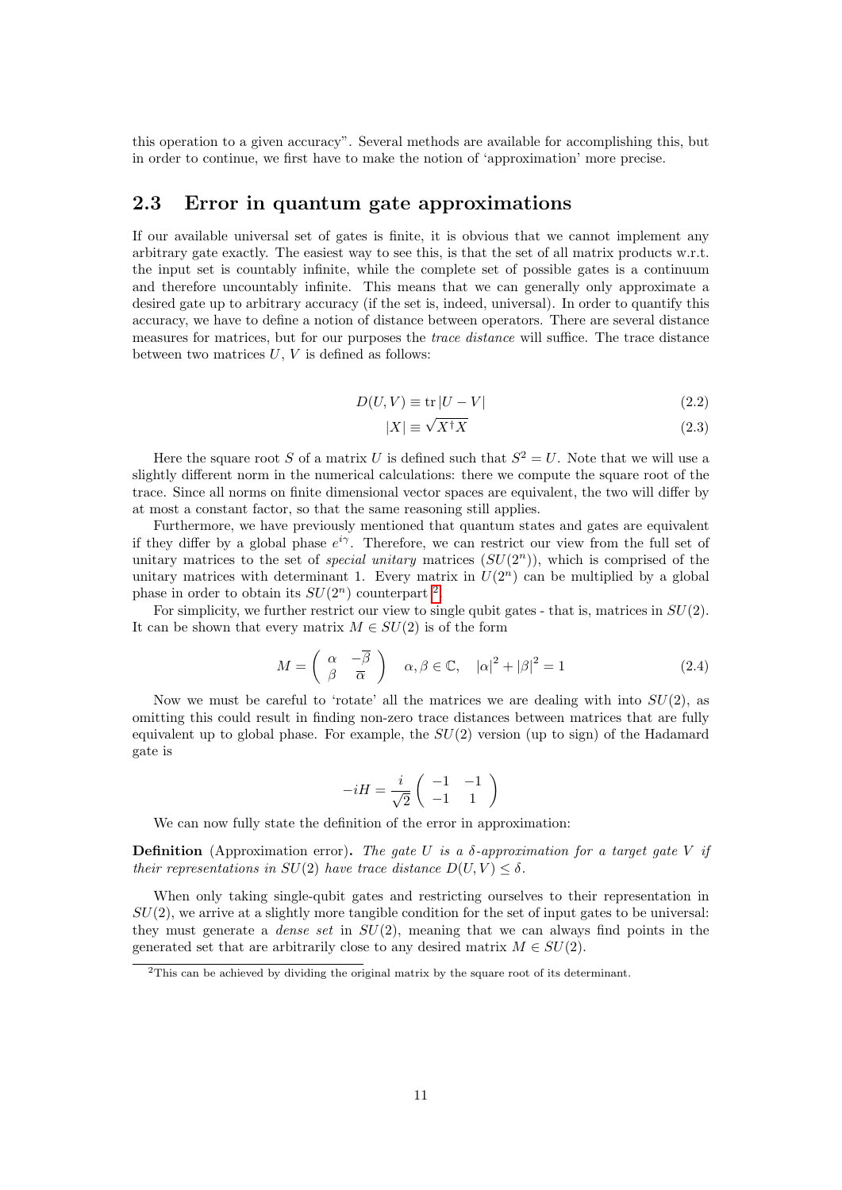this operation to a given accuracy". Several methods are available for accomplishing this, but in order to continue, we first have to make the notion of 'approximation' more precise.

## 2.3 Error in quantum gate approximations

If our available universal set of gates is finite, it is obvious that we cannot implement any arbitrary gate exactly. The easiest way to see this, is that the set of all matrix products w.r.t. the input set is countably infinite, while the complete set of possible gates is a continuum and therefore uncountably infinite. This means that we can generally only approximate a desired gate up to arbitrary accuracy (if the set is, indeed, universal). In order to quantify this accuracy, we have to define a notion of distance between operators. There are several distance measures for matrices, but for our purposes the *trace distance* will suffice. The trace distance between two matrices $U$, $V$ is defined as follows:

$$D(U,V) \equiv \operatorname{tr}|U - V| \tag{2.2}$$

$$|X| \equiv \sqrt{X^\dagger X} \tag{2.3}$$

Here the square root $S$ of a matrix $U$ is defined such that $S^2 = U$. Note that we will use a slightly different norm in the numerical calculations: there we compute the square root of the trace. Since all norms on finite dimensional vector spaces are equivalent, the two will differ by at most a constant factor, so that the same reasoning still applies.

Furthermore, we have previously mentioned that quantum states and gates are equivalent if they differ by a global phase $e^{i\gamma}$. Therefore, we can restrict our view from the full set of unitary matrices to the set of *special unitary* matrices ($SU(2^n)$), which is comprised of the unitary matrices with determinant 1. Every matrix in $U(2^n)$ can be multiplied by a global phase in order to obtain its $SU(2^n)$ counterpart [2].

For simplicity, we further restrict our view to single qubit gates - that is, matrices in $SU(2)$. It can be shown that every matrix $M \in SU(2)$ is of the form

$$M = \begin{pmatrix} \alpha & -\overline{\beta} \\ \beta & \overline{\alpha} \end{pmatrix} \quad \alpha, \beta \in \mathbb{C}, \quad |\alpha|^2 + |\beta|^2 = 1 \tag{2.4}$$

Now we must be careful to 'rotate' all the matrices we are dealing with into $SU(2)$, as omitting this could result in finding non-zero trace distances between matrices that are fully equivalent up to global phase. For example, the $SU(2)$ version (up to sign) of the Hadamard gate is

$$-iH = \frac{i}{\sqrt{2}} \begin{pmatrix} -1 & -1 \\ -1 & 1 \end{pmatrix}$$

We can now fully state the definition of the error in approximation:

**Definition** (Approximation error). *The gate $U$ is a $\delta$-approximation for a target gate $V$ if their representations in $SU(2)$ have trace distance $D(U,V) \leq \delta$.*

When only taking single-qubit gates and restricting ourselves to their representation in $SU(2)$, we arrive at a slightly more tangible condition for the set of input gates to be universal: they must generate a *dense set* in $SU(2)$, meaning that we can always find points in the generated set that are arbitrarily close to any desired matrix $M \in SU(2)$.

[2] This can be achieved by dividing the original matrix by the square root of its determinant.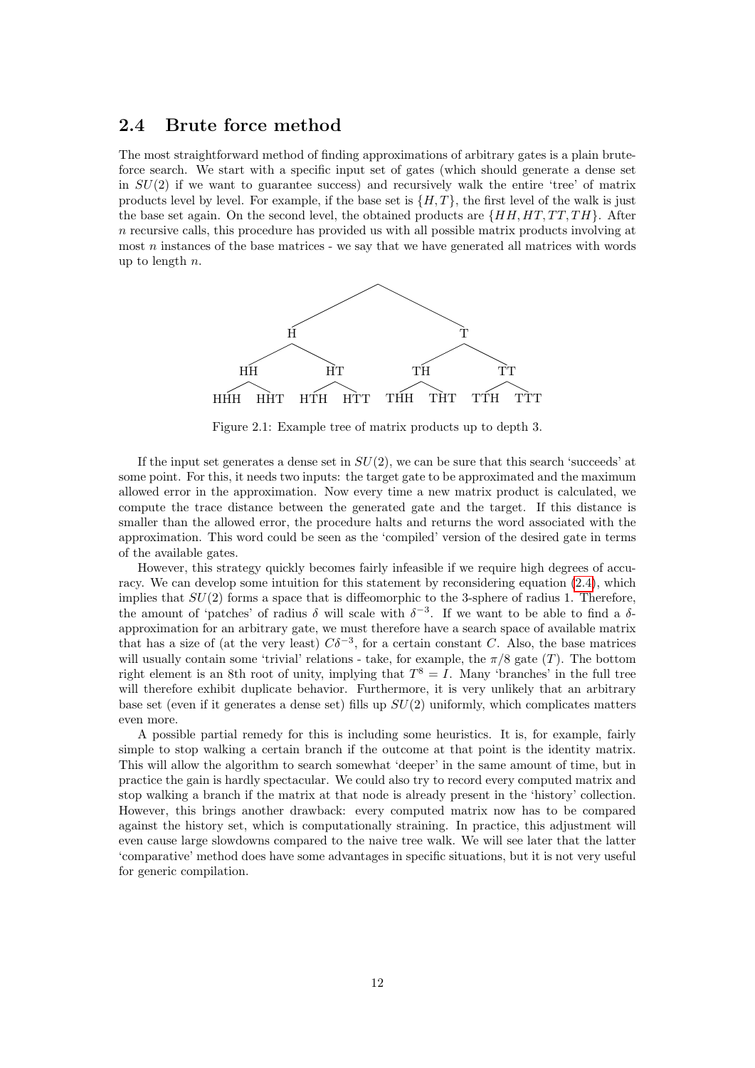## 2.4 Brute force method

The most straightforward method of finding approximations of arbitrary gates is a plain brute-force search. We start with a specific input set of gates (which should generate a dense set in $SU(2)$ if we want to guarantee success) and recursively walk the entire 'tree' of matrix products level by level. For example, if the base set is $\{H, T\}$, the first level of the walk is just the base set again. On the second level, the obtained products are $\{HH, HT, TT, TH\}$. After $n$ recursive calls, this procedure has provided us with all possible matrix products involving at most $n$ instances of the base matrices - we say that we have generated all matrices with words up to length $n$.

H
T
HH
HT
TH
TT
HHH
HHT
HTH
HTT
THH
THT
TTH
TTT

Figure 2.1: Example tree of matrix products up to depth 3.

If the input set generates a dense set in $SU(2)$, we can be sure that this search 'succeeds' at some point. For this, it needs two inputs: the target gate to be approximated and the maximum allowed error in the approximation. Now every time a new matrix product is calculated, we compute the trace distance between the generated gate and the target. If this distance is smaller than the allowed error, the procedure halts and returns the word associated with the approximation. This word could be seen as the 'compiled' version of the desired gate in terms of the available gates.

However, this strategy quickly becomes fairly infeasible if we require high degrees of accuracy. We can develop some intuition for this statement by reconsidering equation (2.4), which implies that $SU(2)$ forms a space that is diffeomorphic to the 3-sphere of radius 1. Therefore, the amount of 'patches' of radius $\delta$ will scale with $\delta^{-3}$. If we want to be able to find a $\delta$-approximation for an arbitrary gate, we must therefore have a search space of available matrix that has a size of (at the very least) $C\delta^{-3}$, for a certain constant $C$. Also, the base matrices will usually contain some 'trivial' relations - take, for example, the $\pi/8$ gate ($T$). The bottom right element is an 8th root of unity, implying that $T^8 = I$. Many 'branches' in the full tree will therefore exhibit duplicate behavior. Furthermore, it is very unlikely that an arbitrary base set (even if it generates a dense set) fills up $SU(2)$ uniformly, which complicates matters even more.

A possible partial remedy for this is including some heuristics. It is, for example, fairly simple to stop walking a certain branch if the outcome at that point is the identity matrix. This will allow the algorithm to search somewhat 'deeper' in the same amount of time, but in practice the gain is hardly spectacular. We could also try to record every computed matrix and stop walking a branch if the matrix at that node is already present in the 'history' collection. However, this brings another drawback: every computed matrix now has to be compared against the history set, which is computationally straining. In practice, this adjustment will even cause large slowdowns compared to the naive tree walk. We will see later that the latter 'comparative' method does have some advantages in specific situations, but it is not very useful for generic compilation.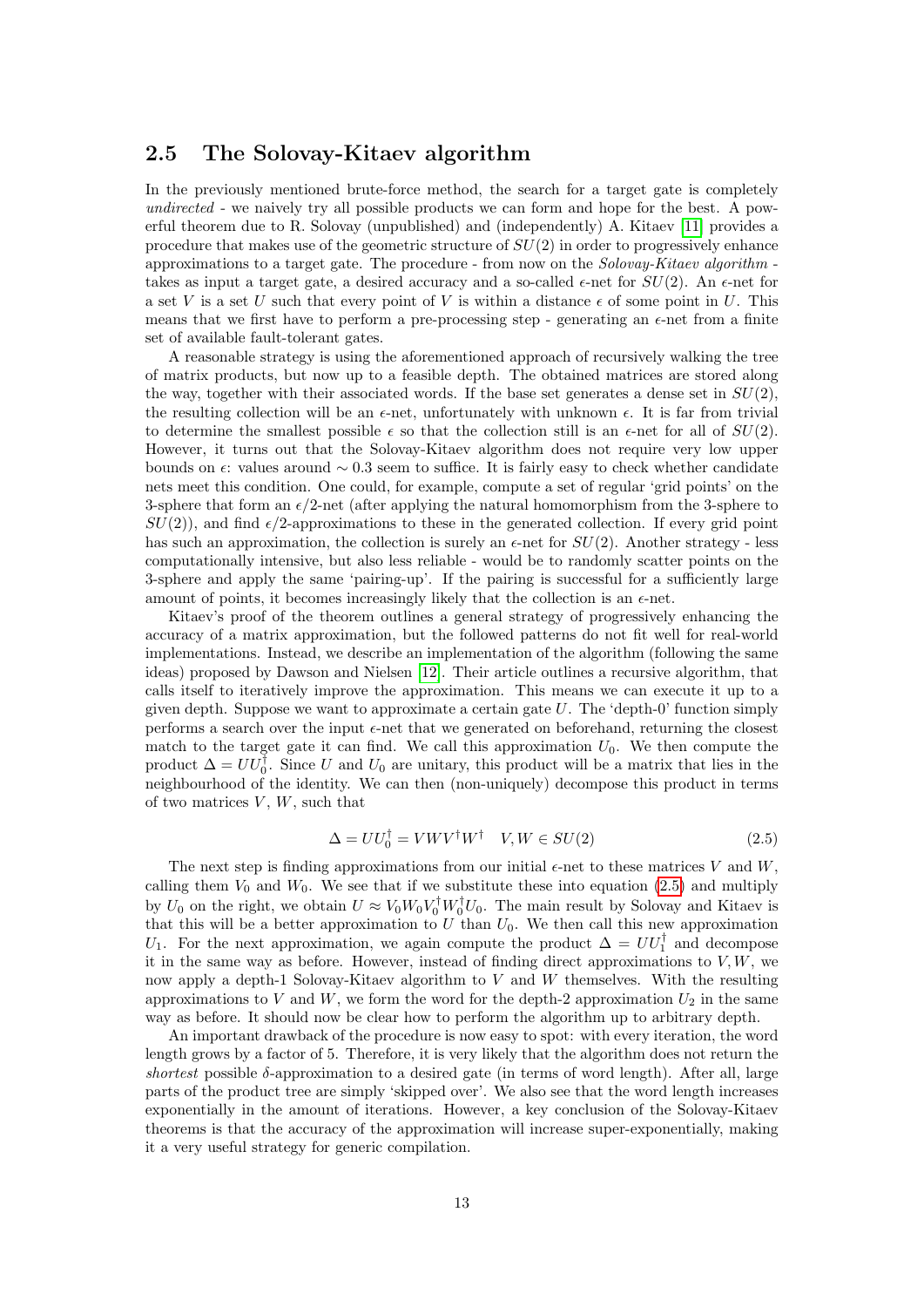## 2.5 The Solovay-Kitaev algorithm

In the previously mentioned brute-force method, the search for a target gate is completely *undirected* - we naively try all possible products we can form and hope for the best. A powerful theorem due to R. Solovay (unpublished) and (independently) A. Kitaev [11] provides a procedure that makes use of the geometric structure of $SU(2)$ in order to progressively enhance approximations to a target gate. The procedure - from now on the *Solovay-Kitaev algorithm* - takes as input a target gate, a desired accuracy and a so-called $\epsilon$-net for $SU(2)$. An $\epsilon$-net for a set $V$ is a set $U$ such that every point of $V$ is within a distance $\epsilon$ of some point in $U$. This means that we first have to perform a pre-processing step - generating an $\epsilon$-net from a finite set of available fault-tolerant gates.

A reasonable strategy is using the aforementioned approach of recursively walking the tree of matrix products, but now up to a feasible depth. The obtained matrices are stored along the way, together with their associated words. If the base set generates a dense set in $SU(2)$, the resulting collection will be an $\epsilon$-net, unfortunately with unknown $\epsilon$. It is far from trivial to determine the smallest possible $\epsilon$ so that the collection still is an $\epsilon$-net for all of $SU(2)$. However, it turns out that the Solovay-Kitaev algorithm does not require very low upper bounds on $\epsilon$: values around $\sim 0.3$ seem to suffice. It is fairly easy to check whether candidate nets meet this condition. One could, for example, compute a set of regular 'grid points' on the 3-sphere that form an $\epsilon/2$-net (after applying the natural homomorphism from the 3-sphere to $SU(2)$), and find $\epsilon/2$-approximations to these in the generated collection. If every grid point has such an approximation, the collection is surely an $\epsilon$-net for $SU(2)$. Another strategy - less computationally intensive, but also less reliable - would be to randomly scatter points on the 3-sphere and apply the same 'pairing-up'. If the pairing is successful for a sufficiently large amount of points, it becomes increasingly likely that the collection is an $\epsilon$-net.

Kitaev's proof of the theorem outlines a general strategy of progressively enhancing the accuracy of a matrix approximation, but the followed patterns do not fit well for real-world implementations. Instead, we describe an implementation of the algorithm (following the same ideas) proposed by Dawson and Nielsen [12]. Their article outlines a recursive algorithm, that calls itself to iteratively improve the approximation. This means we can execute it up to a given depth. Suppose we want to approximate a certain gate $U$. The 'depth-0' function simply performs a search over the input $\epsilon$-net that we generated on beforehand, returning the closest match to the target gate it can find. We call this approximation $U_0$. We then compute the product $\Delta = UU_0^\dagger$. Since $U$ and $U_0$ are unitary, this product will be a matrix that lies in the neighbourhood of the identity. We can then (non-uniquely) decompose this product in terms of two matrices $V$, $W$, such that

$$\Delta = UU_0^\dagger = VWV^\dagger W^\dagger \quad V, W \in SU(2) \tag{2.5}$$

The next step is finding approximations from our initial $\epsilon$-net to these matrices $V$ and $W$, calling them $V_0$ and $W_0$. We see that if we substitute these into equation (2.5) and multiply by $U_0$ on the right, we obtain $U \approx V_0 W_0 V_0^\dagger W_0^\dagger U_0$. The main result by Solovay and Kitaev is that this will be a better approximation to $U$ than $U_0$. We then call this new approximation $U_1$. For the next approximation, we again compute the product $\Delta = UU_1^\dagger$ and decompose it in the same way as before. However, instead of finding direct approximations to $V, W$, we now apply a depth-1 Solovay-Kitaev algorithm to $V$ and $W$ themselves. With the resulting approximations to $V$ and $W$, we form the word for the depth-2 approximation $U_2$ in the same way as before. It should now be clear how to perform the algorithm up to arbitrary depth.

An important drawback of the procedure is now easy to spot: with every iteration, the word length grows by a factor of 5. Therefore, it is very likely that the algorithm does not return the *shortest* possible $\delta$-approximation to a desired gate (in terms of word length). After all, large parts of the product tree are simply 'skipped over'. We also see that the word length increases exponentially in the amount of iterations. However, a key conclusion of the Solovay-Kitaev theorems is that the accuracy of the approximation will increase super-exponentially, making it a very useful strategy for generic compilation.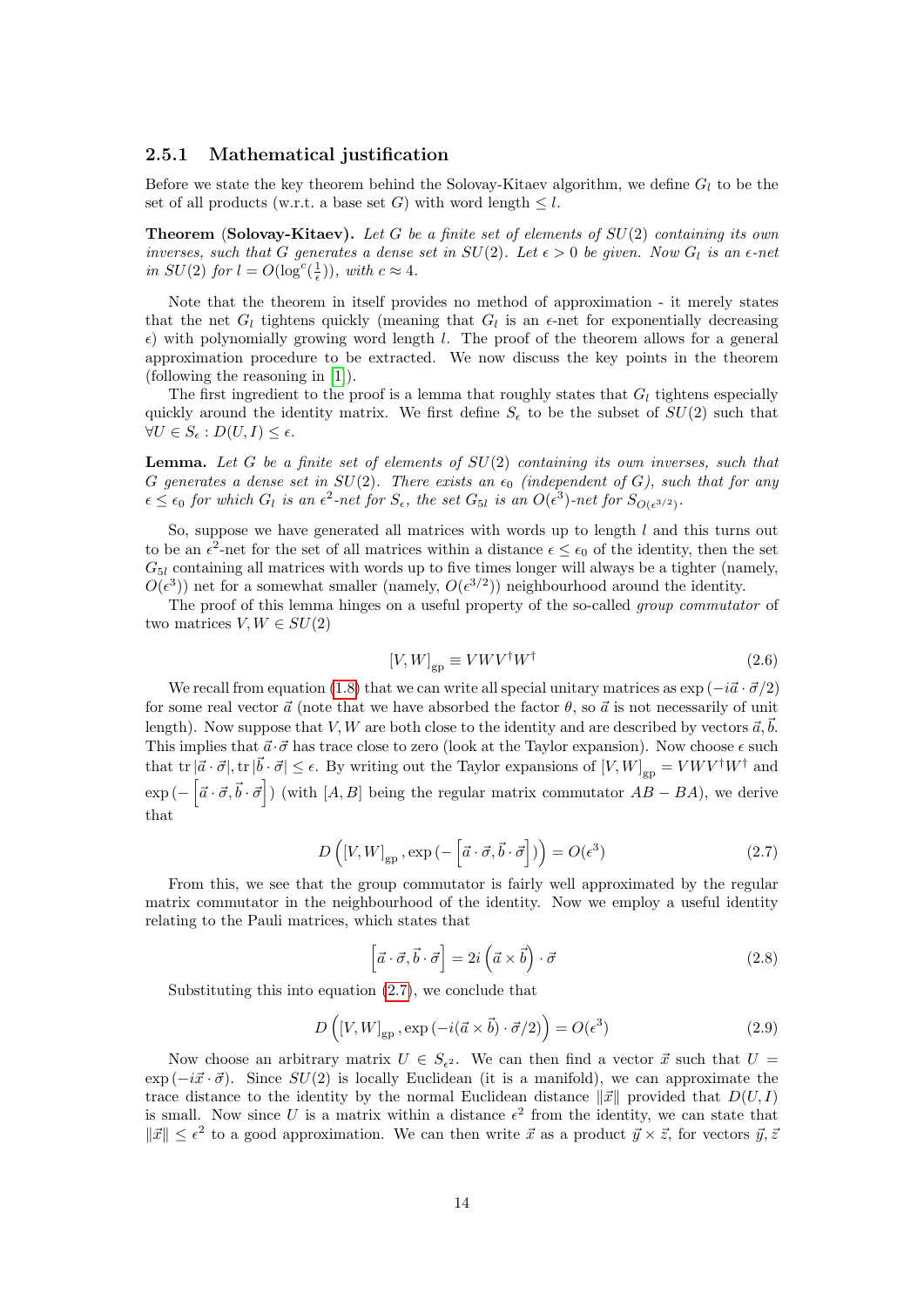### 2.5.1 Mathematical justification

Before we state the key theorem behind the Solovay-Kitaev algorithm, we define $G_l$ to be the set of all products (w.r.t. a base set $G$) with word length $\leq l$.

**Theorem (Solovay-Kitaev).** *Let $G$ be a finite set of elements of $SU(2)$ containing its own inverses, such that $G$ generates a dense set in $SU(2)$. Let $\epsilon > 0$ be given. Now $G_l$ is an $\epsilon$-net in $SU(2)$ for $l = O(\log^c(\frac{1}{\epsilon}))$, with $c \approx 4$.*

Note that the theorem in itself provides no method of approximation - it merely states that the net $G_l$ tightens quickly (meaning that $G_l$ is an $\epsilon$-net for exponentially decreasing $\epsilon$) with polynomially growing word length $l$. The proof of the theorem allows for a general approximation procedure to be extracted. We now discuss the key points in the theorem (following the reasoning in [1]).

The first ingredient to the proof is a lemma that roughly states that $G_l$ tightens especially quickly around the identity matrix. We first define $S_\epsilon$ to be the subset of $SU(2)$ such that $\forall U \in S_\epsilon : D(U, I) \leq \epsilon$.

**Lemma.** *Let $G$ be a finite set of elements of $SU(2)$ containing its own inverses, such that $G$ generates a dense set in $SU(2)$. There exists an $\epsilon_0$ (independent of $G$), such that for any $\epsilon \leq \epsilon_0$ for which $G_l$ is an $\epsilon^2$-net for $S_\epsilon$, the set $G_{5l}$ is an $O(\epsilon^3)$-net for $S_{O(\epsilon^{3/2})}$.*

So, suppose we have generated all matrices with words up to length $l$ and this turns out to be an $\epsilon^2$-net for the set of all matrices within a distance $\epsilon \leq \epsilon_0$ of the identity, then the set $G_{5l}$ containing all matrices with words up to five times longer will always be a tighter (namely, $O(\epsilon^3)$) net for a somewhat smaller (namely, $O(\epsilon^{3/2})$) neighbourhood around the identity.

The proof of this lemma hinges on a useful property of the so-called *group commutator* of two matrices $V, W \in SU(2)$

$$[V, W]_{\text{gp}} \equiv VWV^\dagger W^\dagger \tag{2.6}$$

We recall from equation (1.8) that we can write all special unitary matrices as $\exp(-i\vec{a} \cdot \vec{\sigma}/2)$ for some real vector $\vec{a}$ (note that we have absorbed the factor $\theta$, so $\vec{a}$ is not necessarily of unit length). Now suppose that $V, W$ are both close to the identity and are described by vectors $\vec{a}, \vec{b}$. This implies that $\vec{a} \cdot \vec{\sigma}$ has trace close to zero (look at the Taylor expansion). Now choose $\epsilon$ such that $\text{tr}\,|\vec{a} \cdot \vec{\sigma}|, \text{tr}\,|\vec{b} \cdot \vec{\sigma}| \leq \epsilon$. By writing out the Taylor expansions of $[V, W]_{\text{gp}} = VWV^\dagger W^\dagger$ and $\exp(-\left[\vec{a} \cdot \vec{\sigma}, \vec{b} \cdot \vec{\sigma}\right])$ (with $[A, B]$ being the regular matrix commutator $AB - BA$), we derive that

$$D\left([V, W]_{\text{gp}}, \exp(-\left[\vec{a} \cdot \vec{\sigma}, \vec{b} \cdot \vec{\sigma}\right])\right) = O(\epsilon^3) \tag{2.7}$$

From this, we see that the group commutator is fairly well approximated by the regular matrix commutator in the neighbourhood of the identity. Now we employ a useful identity relating to the Pauli matrices, which states that

$$\left[\vec{a} \cdot \vec{\sigma}, \vec{b} \cdot \vec{\sigma}\right] = 2i\left(\vec{a} \times \vec{b}\right) \cdot \vec{\sigma} \tag{2.8}$$

Substituting this into equation (2.7), we conclude that

$$D\left([V, W]_{\text{gp}}, \exp(-i(\vec{a} \times \vec{b}) \cdot \vec{\sigma}/2)\right) = O(\epsilon^3) \tag{2.9}$$

Now choose an arbitrary matrix $U \in S_{\epsilon^2}$. We can then find a vector $\vec{x}$ such that $U = \exp(-i\vec{x} \cdot \vec{\sigma})$. Since $SU(2)$ is locally Euclidean (it is a manifold), we can approximate the trace distance to the identity by the normal Euclidean distance $\|\vec{x}\|$ provided that $D(U, I)$ is small. Now since $U$ is a matrix within a distance $\epsilon^2$ from the identity, we can state that $\|\vec{x}\| \leq \epsilon^2$ to a good approximation. We can then write $\vec{x}$ as a product $\vec{y} \times \vec{z}$, for vectors $\vec{y}, \vec{z}$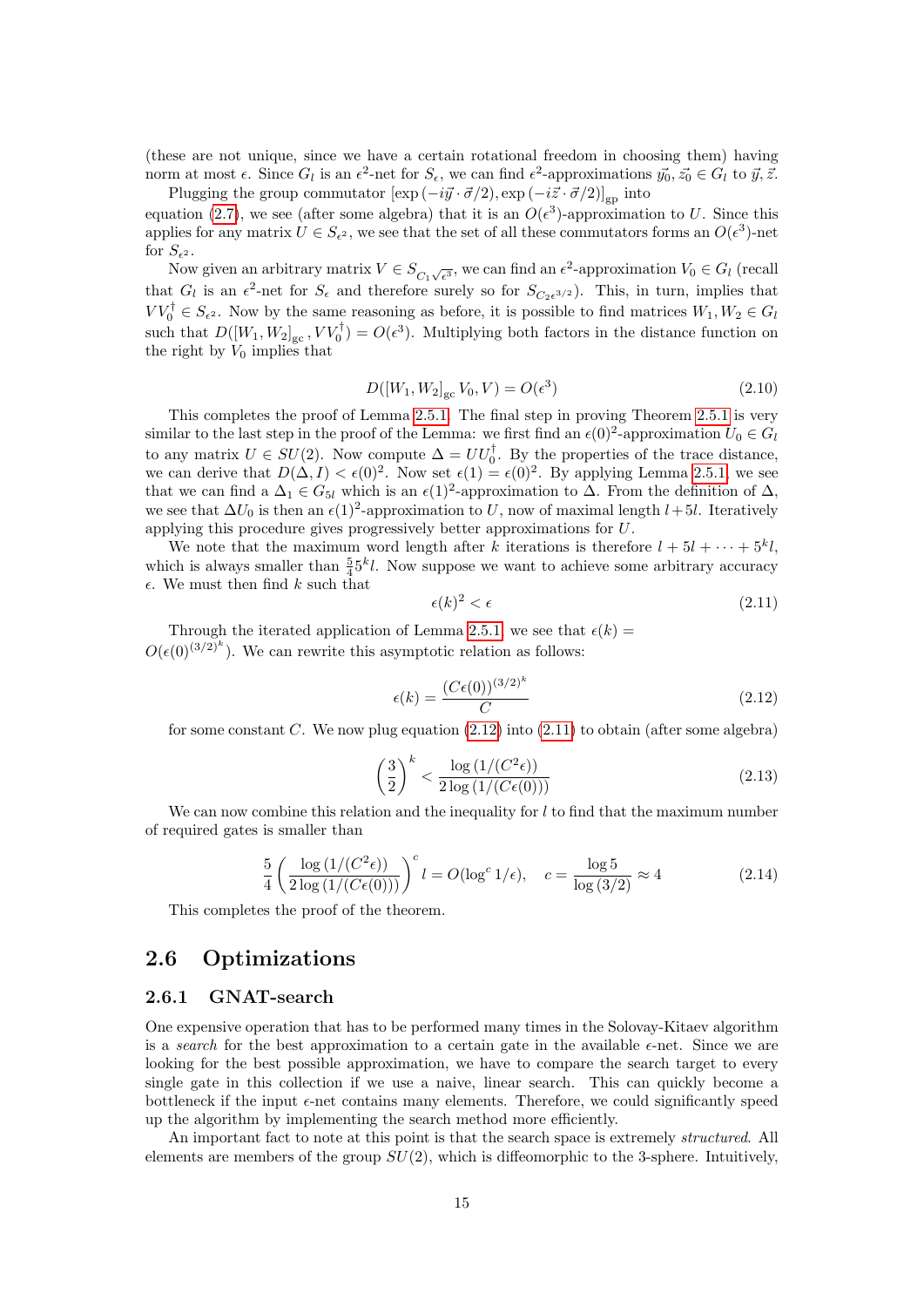(these are not unique, since we have a certain rotational freedom in choosing them) having norm at most $\epsilon$. Since $G_l$ is an $\epsilon^2$-net for $S_\epsilon$, we can find $\epsilon^2$-approximations $\vec{y_0}, \vec{z_0} \in G_l$ to $\vec{y}, \vec{z}$.

Plugging the group commutator $[\exp(-i\vec{y} \cdot \vec{\sigma}/2), \exp(-i\vec{z} \cdot \vec{\sigma}/2)]_{\text{gp}}$ into equation (2.7), we see (after some algebra) that it is an $O(\epsilon^3)$-approximation to $U$. Since this applies for any matrix $U \in S_{\epsilon^2}$, we see that the set of all these commutators forms an $O(\epsilon^3)$-net for $S_{\epsilon^2}$.

Now given an arbitrary matrix $V \in S_{C_1\sqrt{\epsilon^3}}$, we can find an $\epsilon^2$-approximation $V_0 \in G_l$ (recall that $G_l$ is an $\epsilon^2$-net for $S_\epsilon$ and therefore surely so for $S_{C_2\epsilon^{3/2}}$). This, in turn, implies that $VV_0^\dagger \in S_{\epsilon^2}$. Now by the same reasoning as before, it is possible to find matrices $W_1, W_2 \in G_l$ such that $D([W_1, W_2]_{\text{gc}}, VV_0^\dagger) = O(\epsilon^3)$. Multiplying both factors in the distance function on the right by $V_0$ implies that

$$D([W_1, W_2]_{\text{gc}} V_0, V) = O(\epsilon^3) \tag{2.10}$$

This completes the proof of Lemma 2.5.1. The final step in proving Theorem 2.5.1 is very similar to the last step in the proof of the Lemma: we first find an $\epsilon(0)^2$-approximation $U_0 \in G_l$ to any matrix $U \in SU(2)$. Now compute $\Delta = UU_0^\dagger$. By the properties of the trace distance, we can derive that $D(\Delta, I) < \epsilon(0)^2$. Now set $\epsilon(1) = \epsilon(0)^2$. By applying Lemma 2.5.1, we see that we can find a $\Delta_1 \in G_{5l}$ which is an $\epsilon(1)^2$-approximation to $\Delta$. From the definition of $\Delta$, we see that $\Delta U_0$ is then an $\epsilon(1)^2$-approximation to $U$, now of maximal length $l+5l$. Iteratively applying this procedure gives progressively better approximations for $U$.

We note that the maximum word length after $k$ iterations is therefore $l + 5l + \cdots + 5^k l$, which is always smaller than $\frac{5}{4}5^k l$. Now suppose we want to achieve some arbitrary accuracy $\epsilon$. We must then find $k$ such that

$$\epsilon(k)^2 < \epsilon \tag{2.11}$$

Through the iterated application of Lemma 2.5.1, we see that $\epsilon(k) = O(\epsilon(0)^{(3/2)^k})$. We can rewrite this asymptotic relation as follows:

$$\epsilon(k) = \frac{(C\epsilon(0))^{(3/2)^k}}{C} \tag{2.12}$$

for some constant $C$. We now plug equation (2.12) into (2.11) to obtain (after some algebra)

$$\left(\frac{3}{2}\right)^k < \frac{\log(1/(C^2\epsilon))}{2\log(1/(C\epsilon(0)))} \tag{2.13}$$

We can now combine this relation and the inequality for $l$ to find that the maximum number of required gates is smaller than

$$\frac{5}{4}\left(\frac{\log(1/(C^2\epsilon))}{2\log(1/(C\epsilon(0)))}\right)^c l = O(\log^c 1/\epsilon), \quad c = \frac{\log 5}{\log(3/2)} \approx 4 \tag{2.14}$$

This completes the proof of the theorem.

## 2.6 Optimizations

### 2.6.1 GNAT-search

One expensive operation that has to be performed many times in the Solovay-Kitaev algorithm is a *search* for the best approximation to a certain gate in the available $\epsilon$-net. Since we are looking for the best possible approximation, we have to compare the search target to every single gate in this collection if we use a naive, linear search. This can quickly become a bottleneck if the input $\epsilon$-net contains many elements. Therefore, we could significantly speed up the algorithm by implementing the search method more efficiently.

An important fact to note at this point is that the search space is extremely *structured*. All elements are members of the group $SU(2)$, which is diffeomorphic to the 3-sphere. Intuitively,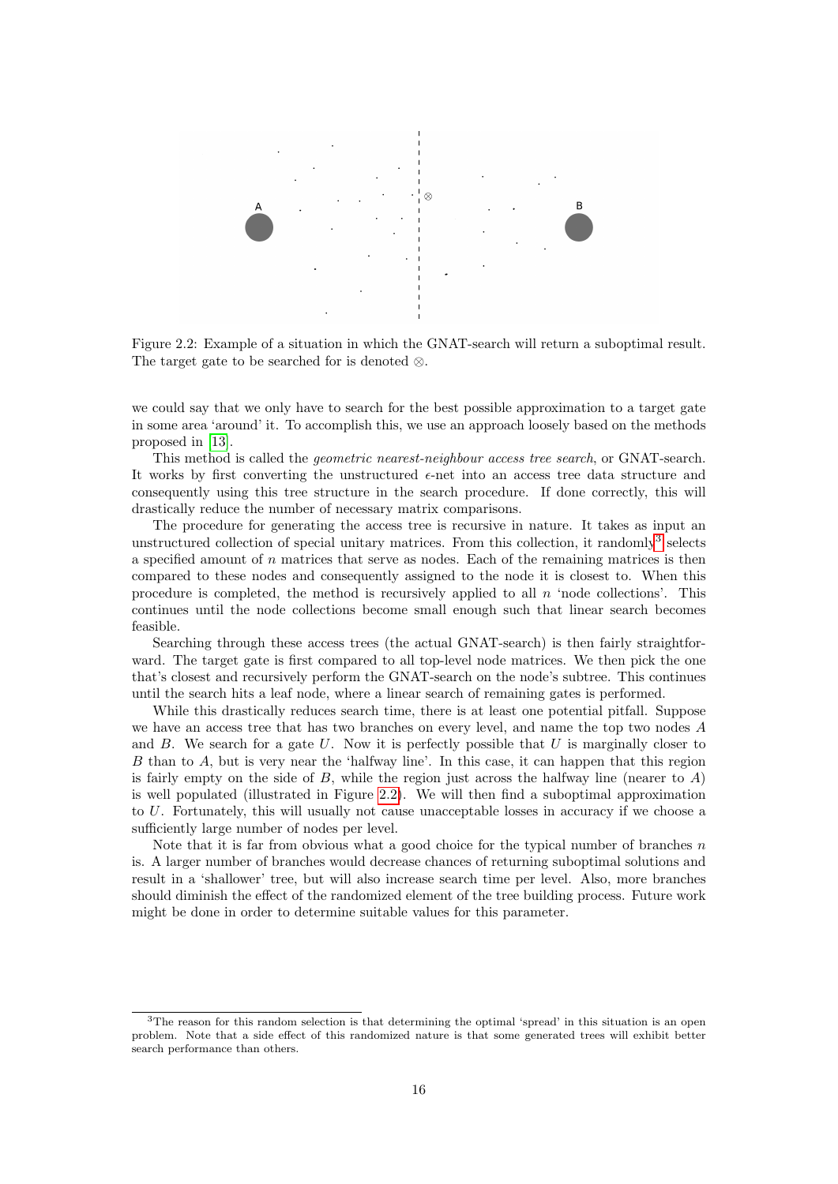A

B

Figure 2.2: Example of a situation in which the GNAT-search will return a suboptimal result. The target gate to be searched for is denoted $\otimes$.

we could say that we only have to search for the best possible approximation to a target gate in some area 'around' it. To accomplish this, we use an approach loosely based on the methods proposed in [13].

This method is called the *geometric nearest-neighbour access tree search*, or GNAT-search. It works by first converting the unstructured $\epsilon$-net into an access tree data structure and consequently using this tree structure in the search procedure. If done correctly, this will drastically reduce the number of necessary matrix comparisons.

The procedure for generating the access tree is recursive in nature. It takes as input an unstructured collection of special unitary matrices. From this collection, it randomly[3] selects a specified amount of $n$ matrices that serve as nodes. Each of the remaining matrices is then compared to these nodes and consequently assigned to the node it is closest to. When this procedure is completed, the method is recursively applied to all $n$ 'node collections'. This continues until the node collections become small enough such that linear search becomes feasible.

Searching through these access trees (the actual GNAT-search) is then fairly straightforward. The target gate is first compared to all top-level node matrices. We then pick the one that's closest and recursively perform the GNAT-search on the node's subtree. This continues until the search hits a leaf node, where a linear search of remaining gates is performed.

While this drastically reduces search time, there is at least one potential pitfall. Suppose we have an access tree that has two branches on every level, and name the top two nodes $A$ and $B$. We search for a gate $U$. Now it is perfectly possible that $U$ is marginally closer to $B$ than to $A$, but is very near the 'halfway line'. In this case, it can happen that this region is fairly empty on the side of $B$, while the region just across the halfway line (nearer to $A$) is well populated (illustrated in Figure 2.2). We will then find a suboptimal approximation to $U$. Fortunately, this will usually not cause unacceptable losses in accuracy if we choose a sufficiently large number of nodes per level.

Note that it is far from obvious what a good choice for the typical number of branches $n$ is. A larger number of branches would decrease chances of returning suboptimal solutions and result in a 'shallower' tree, but will also increase search time per level. Also, more branches should diminish the effect of the randomized element of the tree building process. Future work might be done in order to determine suitable values for this parameter.

[3] The reason for this random selection is that determining the optimal 'spread' in this situation is an open problem. Note that a side effect of this randomized nature is that some generated trees will exhibit better search performance than others.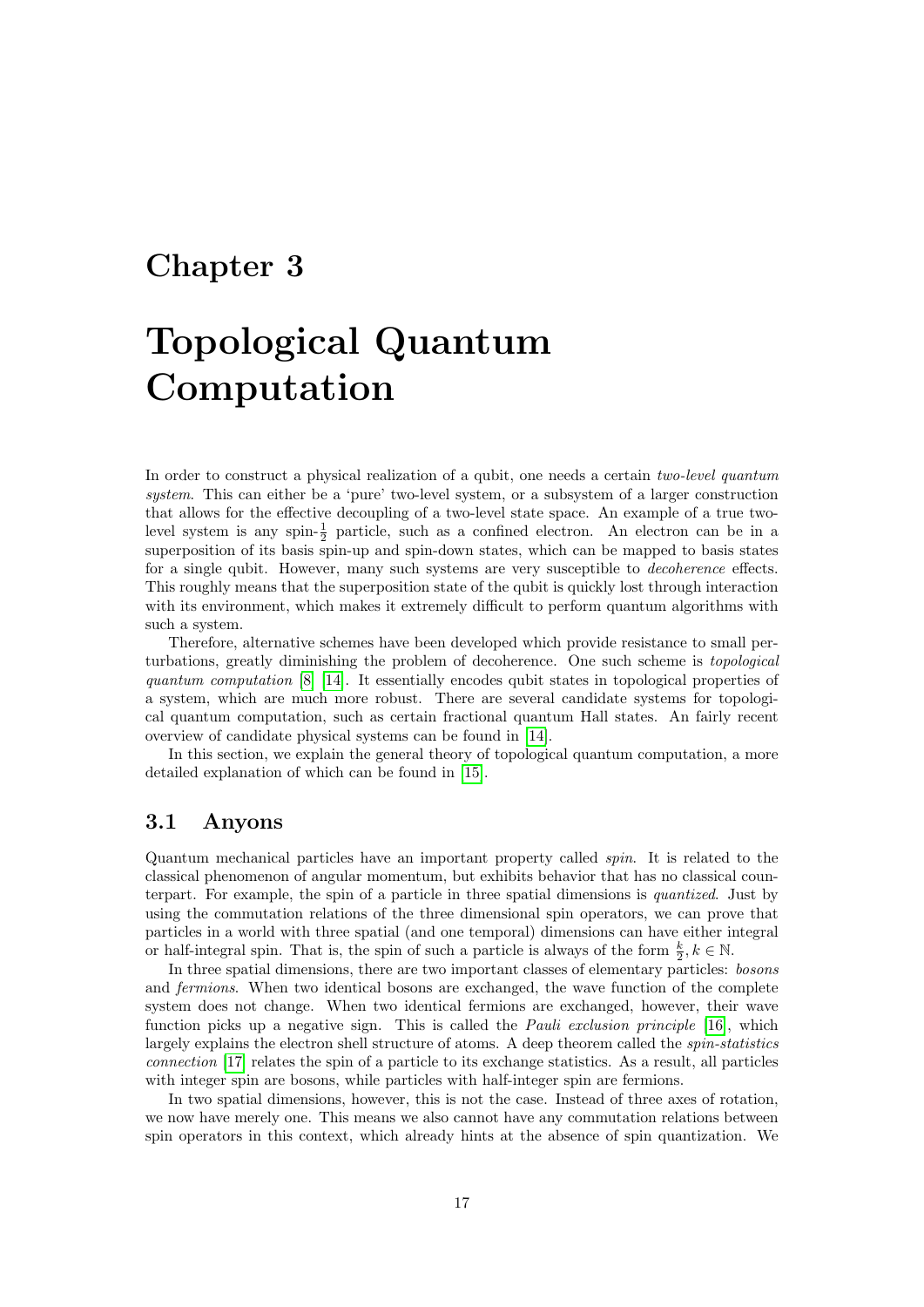# Chapter 3

# Topological Quantum Computation

In order to construct a physical realization of a qubit, one needs a certain *two-level quantum system*. This can either be a 'pure' two-level system, or a subsystem of a larger construction that allows for the effective decoupling of a two-level state space. An example of a true two-level system is any spin-$\frac{1}{2}$ particle, such as a confined electron. An electron can be in a superposition of its basis spin-up and spin-down states, which can be mapped to basis states for a single qubit. However, many such systems are very susceptible to *decoherence* effects. This roughly means that the superposition state of the qubit is quickly lost through interaction with its environment, which makes it extremely difficult to perform quantum algorithms with such a system.

Therefore, alternative schemes have been developed which provide resistance to small perturbations, greatly diminishing the problem of decoherence. One such scheme is *topological quantum computation* [8] [14]. It essentially encodes qubit states in topological properties of a system, which are much more robust. There are several candidate systems for topological quantum computation, such as certain fractional quantum Hall states. An fairly recent overview of candidate physical systems can be found in [14].

In this section, we explain the general theory of topological quantum computation, a more detailed explanation of which can be found in [15].

## 3.1 Anyons

Quantum mechanical particles have an important property called *spin*. It is related to the classical phenomenon of angular momentum, but exhibits behavior that has no classical counterpart. For example, the spin of a particle in three spatial dimensions is *quantized*. Just by using the commutation relations of the three dimensional spin operators, we can prove that particles in a world with three spatial (and one temporal) dimensions can have either integral or half-integral spin. That is, the spin of such a particle is always of the form $\frac{k}{2}, k \in \mathbb{N}$.

In three spatial dimensions, there are two important classes of elementary particles: *bosons* and *fermions*. When two identical bosons are exchanged, the wave function of the complete system does not change. When two identical fermions are exchanged, however, their wave function picks up a negative sign. This is called the *Pauli exclusion principle* [16], which largely explains the electron shell structure of atoms. A deep theorem called the *spin-statistics connection* [17] relates the spin of a particle to its exchange statistics. As a result, all particles with integer spin are bosons, while particles with half-integer spin are fermions.

In two spatial dimensions, however, this is not the case. Instead of three axes of rotation, we now have merely one. This means we also cannot have any commutation relations between spin operators in this context, which already hints at the absence of spin quantization. We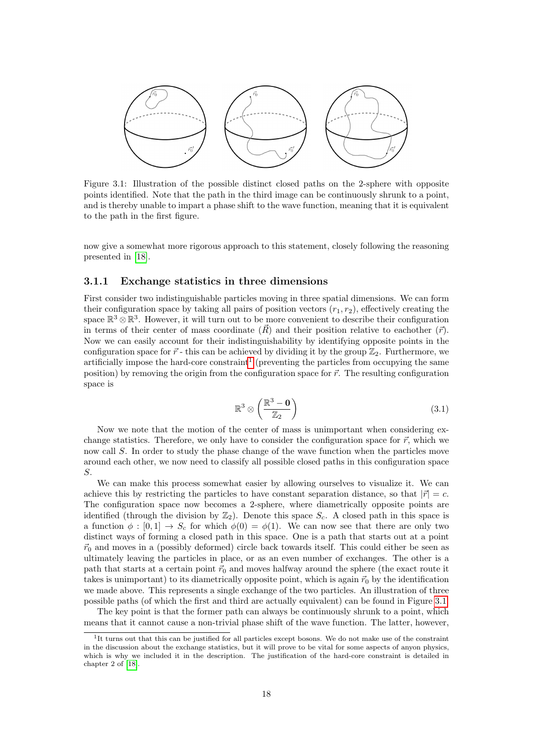Figure 3.1: Illustration of the possible distinct closed paths on the 2-sphere with opposite points identified. Note that the path in the third image can be continuously shrunk to a point, and is thereby unable to impart a phase shift to the wave function, meaning that it is equivalent to the path in the first figure.

now give a somewhat more rigorous approach to this statement, closely following the reasoning presented in [18].

### 3.1.1 Exchange statistics in three dimensions

First consider two indistinguishable particles moving in three spatial dimensions. We can form their configuration space by taking all pairs of position vectors $(r_1, r_2)$, effectively creating the space $\mathbb{R}^3 \otimes \mathbb{R}^3$. However, it will turn out to be more convenient to describe their configuration in terms of their center of mass coordinate ($\vec{R}$) and their position relative to eachother ($\vec{r}$). Now we can easily account for their indistinguishability by identifying opposite points in the configuration space for $\vec{r}$ - this can be achieved by dividing it by the group $\mathbb{Z}_2$. Furthermore, we artificially impose the hard-core constraint[1] (preventing the particles from occupying the same position) by removing the origin from the configuration space for $\vec{r}$. The resulting configuration space is

$$\mathbb{R}^3 \otimes \left( \frac{\mathbb{R}^3 - \mathbf{0}}{\mathbb{Z}_2} \right) \tag{3.1}$$

Now we note that the motion of the center of mass is unimportant when considering exchange statistics. Therefore, we only have to consider the configuration space for $\vec{r}$, which we now call $S$. In order to study the phase change of the wave function when the particles move around each other, we now need to classify all possible closed paths in this configuration space $S$.

We can make this process somewhat easier by allowing ourselves to visualize it. We can achieve this by restricting the particles to have constant separation distance, so that $|\vec{r}| = c$. The configuration space now becomes a 2-sphere, where diametrically opposite points are identified (through the division by $\mathbb{Z}_2$). Denote this space $S_c$. A closed path in this space is a function $\phi : [0, 1] \to S_c$ for which $\phi(0) = \phi(1)$. We can now see that there are only two distinct ways of forming a closed path in this space. One is a path that starts out at a point $\vec{r}_0$ and moves in a (possibly deformed) circle back towards itself. This could either be seen as ultimately leaving the particles in place, or as an even number of exchanges. The other is a path that starts at a certain point $\vec{r}_0$ and moves halfway around the sphere (the exact route it takes is unimportant) to its diametrically opposite point, which is again $\vec{r}_0$ by the identification we made above. This represents a single exchange of the two particles. An illustration of three possible paths (of which the first and third are actually equivalent) can be found in Figure 3.1.

The key point is that the former path can always be continuously shrunk to a point, which means that it cannot cause a non-trivial phase shift of the wave function. The latter, however,

[1] It turns out that this can be justified for all particles except bosons. We do not make use of the constraint in the discussion about the exchange statistics, but it will prove to be vital for some aspects of anyon physics, which is why we included it in the description. The justification of the hard-core constraint is detailed in chapter 2 of [18].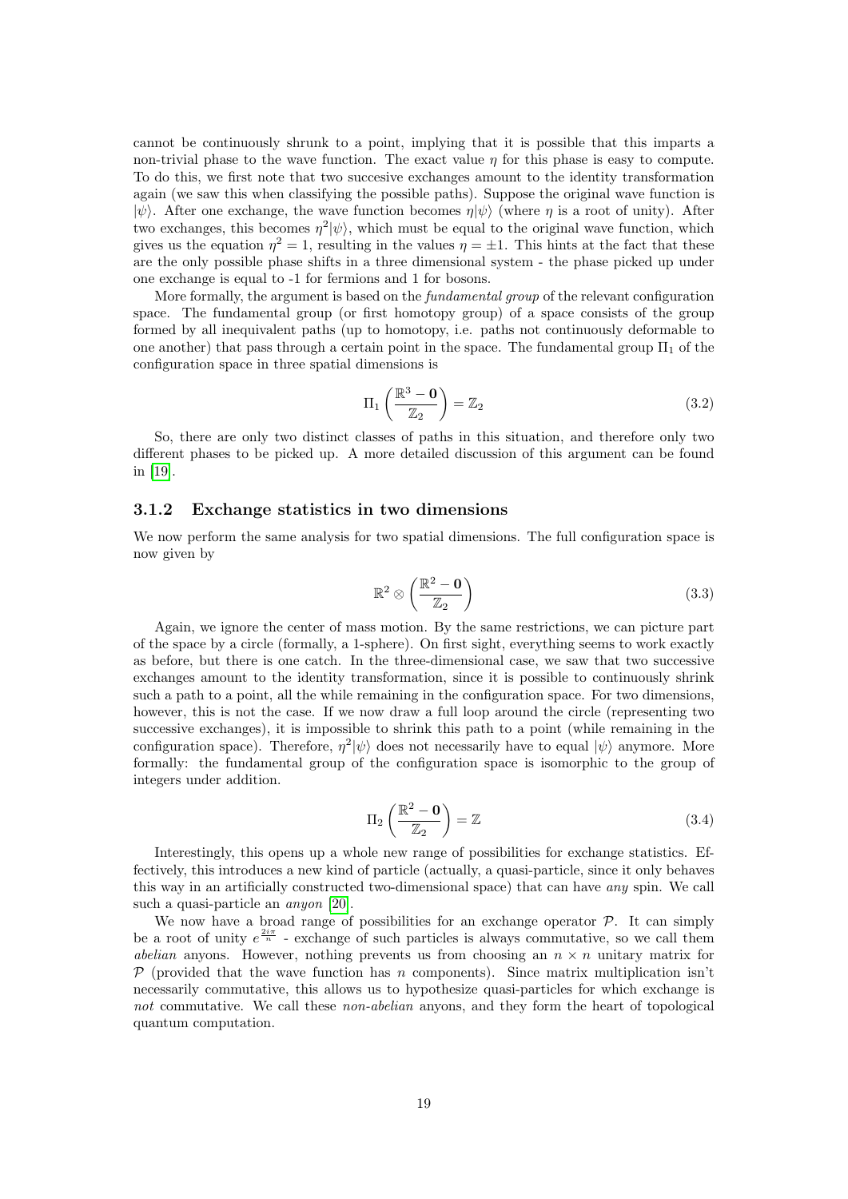cannot be continuously shrunk to a point, implying that it is possible that this imparts a non-trivial phase to the wave function. The exact value $\eta$ for this phase is easy to compute. To do this, we first note that two succesive exchanges amount to the identity transformation again (we saw this when classifying the possible paths). Suppose the original wave function is $|\psi\rangle$. After one exchange, the wave function becomes $\eta|\psi\rangle$ (where $\eta$ is a root of unity). After two exchanges, this becomes $\eta^2|\psi\rangle$, which must be equal to the original wave function, which gives us the equation $\eta^2 = 1$, resulting in the values $\eta = \pm 1$. This hints at the fact that these are the only possible phase shifts in a three dimensional system - the phase picked up under one exchange is equal to -1 for fermions and 1 for bosons.

More formally, the argument is based on the *fundamental group* of the relevant configuration space. The fundamental group (or first homotopy group) of a space consists of the group formed by all inequivalent paths (up to homotopy, i.e. paths not continuously deformable to one another) that pass through a certain point in the space. The fundamental group $\Pi_1$ of the configuration space in three spatial dimensions is

$$\Pi_1\left(\frac{\mathbb{R}^3 - \mathbf{0}}{\mathbb{Z}_2}\right) = \mathbb{Z}_2 \tag{3.2}$$

So, there are only two distinct classes of paths in this situation, and therefore only two different phases to be picked up. A more detailed discussion of this argument can be found in [19].

### 3.1.2 Exchange statistics in two dimensions

We now perform the same analysis for two spatial dimensions. The full configuration space is now given by

$$\mathbb{R}^2 \otimes \left(\frac{\mathbb{R}^2 - \mathbf{0}}{\mathbb{Z}_2}\right) \tag{3.3}$$

Again, we ignore the center of mass motion. By the same restrictions, we can picture part of the space by a circle (formally, a 1-sphere). On first sight, everything seems to work exactly as before, but there is one catch. In the three-dimensional case, we saw that two successive exchanges amount to the identity transformation, since it is possible to continuously shrink such a path to a point, all the while remaining in the configuration space. For two dimensions, however, this is not the case. If we now draw a full loop around the circle (representing two successive exchanges), it is impossible to shrink this path to a point (while remaining in the configuration space). Therefore, $\eta^2|\psi\rangle$ does not necessarily have to equal $|\psi\rangle$ anymore. More formally: the fundamental group of the configuration space is isomorphic to the group of integers under addition.

$$\Pi_2\left(\frac{\mathbb{R}^2 - \mathbf{0}}{\mathbb{Z}_2}\right) = \mathbb{Z} \tag{3.4}$$

Interestingly, this opens up a whole new range of possibilities for exchange statistics. Effectively, this introduces a new kind of particle (actually, a quasi-particle, since it only behaves this way in an artificially constructed two-dimensional space) that can have *any* spin. We call such a quasi-particle an *anyon* [20].

We now have a broad range of possibilities for an exchange operator $\mathcal{P}$. It can simply be a root of unity $e^{\frac{2i\pi}{n}}$ - exchange of such particles is always commutative, so we call them *abelian* anyons. However, nothing prevents us from choosing an $n \times n$ unitary matrix for $\mathcal{P}$ (provided that the wave function has $n$ components). Since matrix multiplication isn't necessarily commutative, this allows us to hypothesize quasi-particles for which exchange is *not* commutative. We call these *non-abelian* anyons, and they form the heart of topological quantum computation.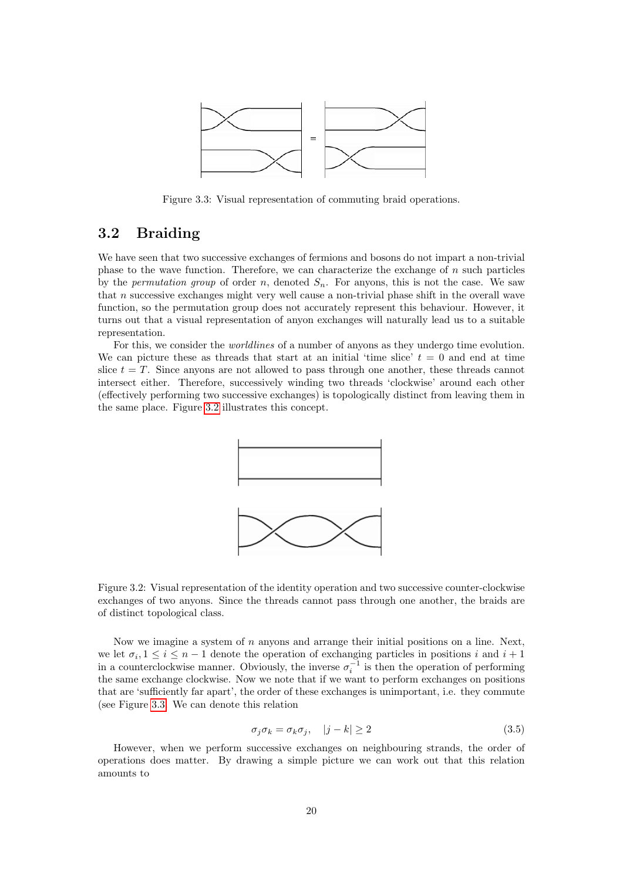Figure 3.3: Visual representation of commuting braid operations.

## 3.2 Braiding

We have seen that two successive exchanges of fermions and bosons do not impart a non-trivial phase to the wave function. Therefore, we can characterize the exchange of $n$ such particles by the *permutation group* of order $n$, denoted $S_n$. For anyons, this is not the case. We saw that $n$ successive exchanges might very well cause a non-trivial phase shift in the overall wave function, so the permutation group does not accurately represent this behaviour. However, it turns out that a visual representation of anyon exchanges will naturally lead us to a suitable representation.

For this, we consider the *worldlines* of a number of anyons as they undergo time evolution. We can picture these as threads that start at an initial 'time slice' $t = 0$ and end at time slice $t = T$. Since anyons are not allowed to pass through one another, these threads cannot intersect either. Therefore, successively winding two threads 'clockwise' around each other (effectively performing two successive exchanges) is topologically distinct from leaving them in the same place. Figure 3.2 illustrates this concept.

Figure 3.2: Visual representation of the identity operation and two successive counter-clockwise exchanges of two anyons. Since the threads cannot pass through one another, the braids are of distinct topological class.

Now we imagine a system of $n$ anyons and arrange their initial positions on a line. Next, we let $\sigma_i, 1 \leq i \leq n-1$ denote the operation of exchanging particles in positions $i$ and $i+1$ in a counterclockwise manner. Obviously, the inverse $\sigma_i^{-1}$ is then the operation of performing the same exchange clockwise. Now we note that if we want to perform exchanges on positions that are 'sufficiently far apart', the order of these exchanges is unimportant, i.e. they commute (see Figure 3.3. We can denote this relation

$$\sigma_j \sigma_k = \sigma_k \sigma_j, \quad |j - k| \geq 2 \tag{3.5}$$

However, when we perform successive exchanges on neighbouring strands, the order of operations does matter. By drawing a simple picture we can work out that this relation amounts to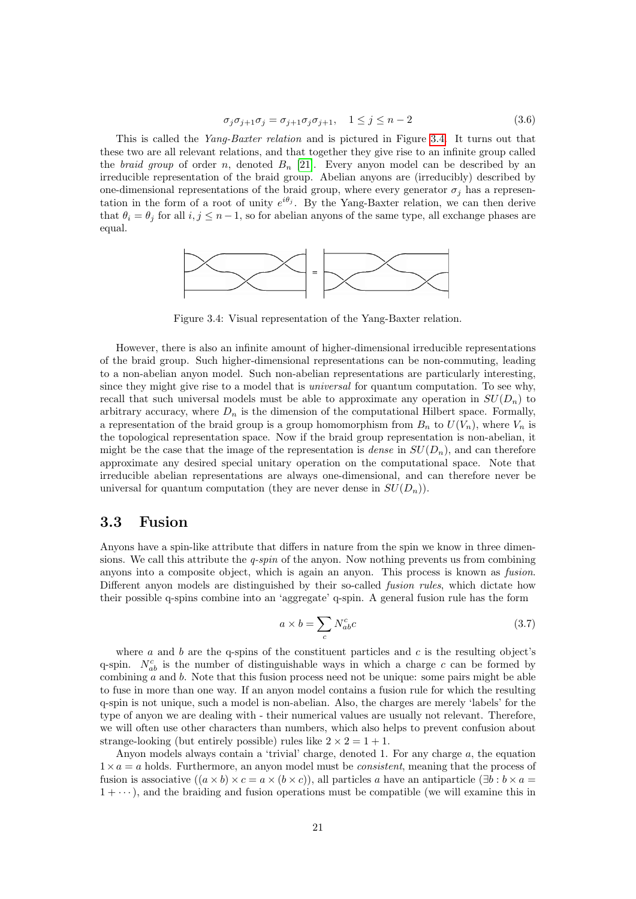$$\sigma_j \sigma_{j+1} \sigma_j = \sigma_{j+1} \sigma_j \sigma_{j+1}, \quad 1 \leq j \leq n-2 \tag{3.6}$$

This is called the *Yang-Baxter relation* and is pictured in Figure 3.4. It turns out that these two are all relevant relations, and that together they give rise to an infinite group called the *braid group* of order $n$, denoted $B_n$ [21]. Every anyon model can be described by an irreducible representation of the braid group. Abelian anyons are (irreducibly) described by one-dimensional representations of the braid group, where every generator $\sigma_j$ has a representation in the form of a root of unity $e^{i\theta_j}$. By the Yang-Baxter relation, we can then derive that $\theta_i = \theta_j$ for all $i, j \leq n-1$, so for abelian anyons of the same type, all exchange phases are equal.

Figure 3.4: Visual representation of the Yang-Baxter relation.

However, there is also an infinite amount of higher-dimensional irreducible representations of the braid group. Such higher-dimensional representations can be non-commuting, leading to a non-abelian anyon model. Such non-abelian representations are particularly interesting, since they might give rise to a model that is *universal* for quantum computation. To see why, recall that such universal models must be able to approximate any operation in $SU(D_n)$ to arbitrary accuracy, where $D_n$ is the dimension of the computational Hilbert space. Formally, a representation of the braid group is a group homomorphism from $B_n$ to $U(V_n)$, where $V_n$ is the topological representation space. Now if the braid group representation is non-abelian, it might be the case that the image of the representation is *dense* in $SU(D_n)$, and can therefore approximate any desired special unitary operation on the computational space. Note that irreducible abelian representations are always one-dimensional, and can therefore never be universal for quantum computation (they are never dense in $SU(D_n)$).

## 3.3 Fusion

Anyons have a spin-like attribute that differs in nature from the spin we know in three dimensions. We call this attribute the *q-spin* of the anyon. Now nothing prevents us from combining anyons into a composite object, which is again an anyon. This process is known as *fusion*. Different anyon models are distinguished by their so-called *fusion rules*, which dictate how their possible q-spins combine into an 'aggregate' q-spin. A general fusion rule has the form

$$a \times b = \sum_c N_{ab}^c c \tag{3.7}$$

where $a$ and $b$ are the q-spins of the constituent particles and $c$ is the resulting object's q-spin. $N_{ab}^c$ is the number of distinguishable ways in which a charge $c$ can be formed by combining $a$ and $b$. Note that this fusion process need not be unique: some pairs might be able to fuse in more than one way. If an anyon model contains a fusion rule for which the resulting q-spin is not unique, such a model is non-abelian. Also, the charges are merely 'labels' for the type of anyon we are dealing with - their numerical values are usually not relevant. Therefore, we will often use other characters than numbers, which also helps to prevent confusion about strange-looking (but entirely possible) rules like $2 \times 2 = 1 + 1$.

Anyon models always contain a 'trivial' charge, denoted 1. For any charge $a$, the equation $1 \times a = a$ holds. Furthermore, an anyon model must be *consistent*, meaning that the process of fusion is associative ($(a \times b) \times c = a \times (b \times c)$), all particles $a$ have an antiparticle ($\exists b : b \times a = 1 + \cdots$), and the braiding and fusion operations must be compatible (we will examine this in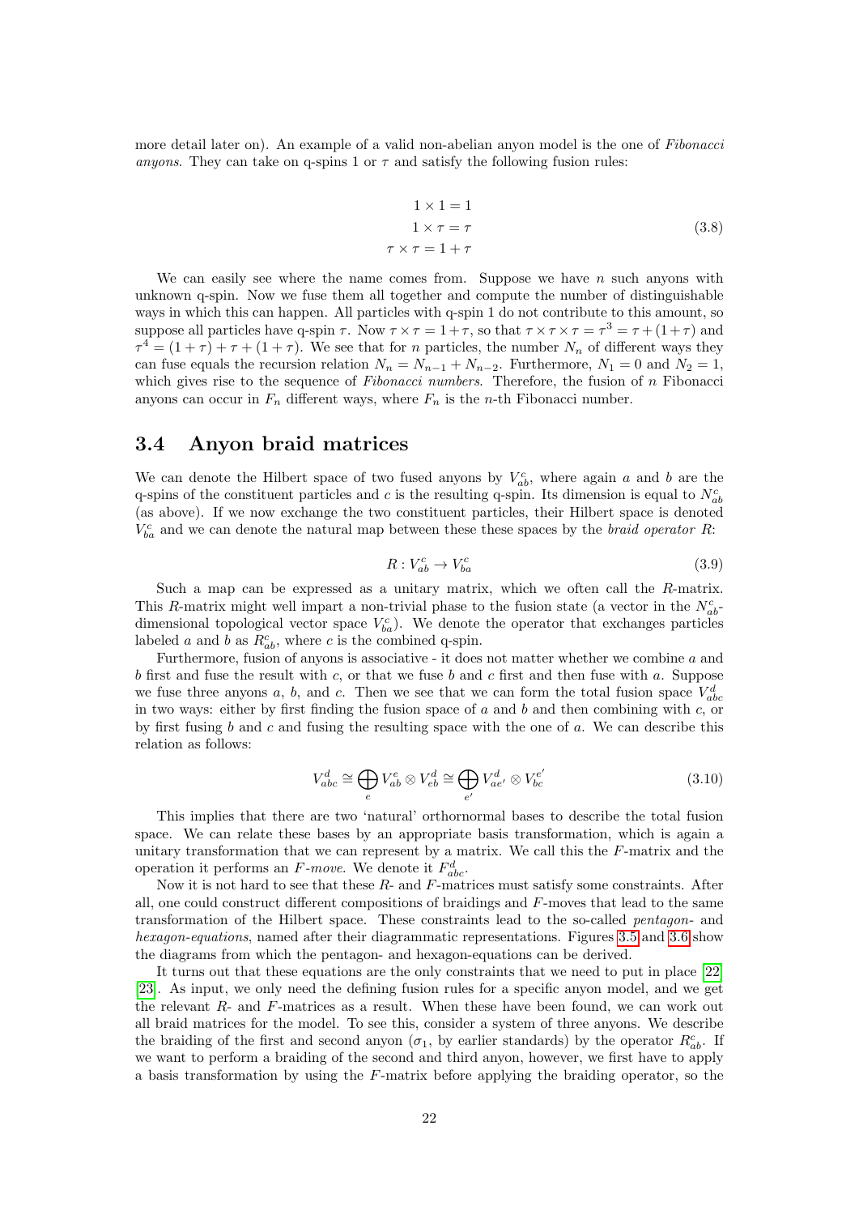more detail later on). An example of a valid non-abelian anyon model is the one of *Fibonacci anyons*. They can take on q-spins 1 or $\tau$ and satisfy the following fusion rules:

$$\begin{aligned} 1 \times 1 &= 1 \\ 1 \times \tau &= \tau \\ \tau \times \tau &= 1 + \tau \end{aligned} \tag{3.8}$$

We can easily see where the name comes from. Suppose we have $n$ such anyons with unknown q-spin. Now we fuse them all together and compute the number of distinguishable ways in which this can happen. All particles with q-spin 1 do not contribute to this amount, so suppose all particles have q-spin $\tau$. Now $\tau \times \tau = 1 + \tau$, so that $\tau \times \tau \times \tau = \tau^3 = \tau + (1 + \tau)$ and $\tau^4 = (1 + \tau) + \tau + (1 + \tau)$. We see that for $n$ particles, the number $N_n$ of different ways they can fuse equals the recursion relation $N_n = N_{n-1} + N_{n-2}$. Furthermore, $N_1 = 0$ and $N_2 = 1$, which gives rise to the sequence of *Fibonacci numbers*. Therefore, the fusion of $n$ Fibonacci anyons can occur in $F_n$ different ways, where $F_n$ is the $n$-th Fibonacci number.

## 3.4 Anyon braid matrices

We can denote the Hilbert space of two fused anyons by $V_{ab}^c$, where again $a$ and $b$ are the q-spins of the constituent particles and $c$ is the resulting q-spin. Its dimension is equal to $N_{ab}^c$ (as above). If we now exchange the two constituent particles, their Hilbert space is denoted $V_{ba}^c$ and we can denote the natural map between these these spaces by the *braid operator* $R$:

$$R : V_{ab}^c \to V_{ba}^c \tag{3.9}$$

Such a map can be expressed as a unitary matrix, which we often call the $R$-matrix. This $R$-matrix might well impart a non-trivial phase to the fusion state (a vector in the $N_{ab}^c$-dimensional topological vector space $V_{ba}^c$). We denote the operator that exchanges particles labeled $a$ and $b$ as $R_{ab}^c$, where $c$ is the combined q-spin.

Furthermore, fusion of anyons is associative - it does not matter whether we combine $a$ and $b$ first and fuse the result with $c$, or that we fuse $b$ and $c$ first and then fuse with $a$. Suppose we fuse three anyons $a$, $b$, and $c$. Then we see that we can form the total fusion space $V_{abc}^d$ in two ways: either by first finding the fusion space of $a$ and $b$ and then combining with $c$, or by first fusing $b$ and $c$ and fusing the resulting space with the one of $a$. We can describe this relation as follows:

$$V_{abc}^d \cong \bigoplus_e V_{ab}^e \otimes V_{eb}^d \cong \bigoplus_{e'} V_{ae'}^d \otimes V_{bc}^{e'} \tag{3.10}$$

This implies that there are two 'natural' orthornormal bases to describe the total fusion space. We can relate these bases by an appropriate basis transformation, which is again a unitary transformation that we can represent by a matrix. We call this the $F$-matrix and the operation it performs an *F-move*. We denote it $F_{abc}^d$.

Now it is not hard to see that these $R$- and $F$-matrices must satisfy some constraints. After all, one could construct different compositions of braidings and $F$-moves that lead to the same transformation of the Hilbert space. These constraints lead to the so-called *pentagon-* and *hexagon-equations*, named after their diagrammatic representations. Figures 3.5 and 3.6 show the diagrams from which the pentagon- and hexagon-equations can be derived.

It turns out that these equations are the only constraints that we need to put in place [22] [23]. As input, we only need the defining fusion rules for a specific anyon model, and we get the relevant $R$- and $F$-matrices as a result. When these have been found, we can work out all braid matrices for the model. To see this, consider a system of three anyons. We describe the braiding of the first and second anyon ($\sigma_1$, by earlier standards) by the operator $R_{ab}^c$. If we want to perform a braiding of the second and third anyon, however, we first have to apply a basis transformation by using the $F$-matrix before applying the braiding operator, so the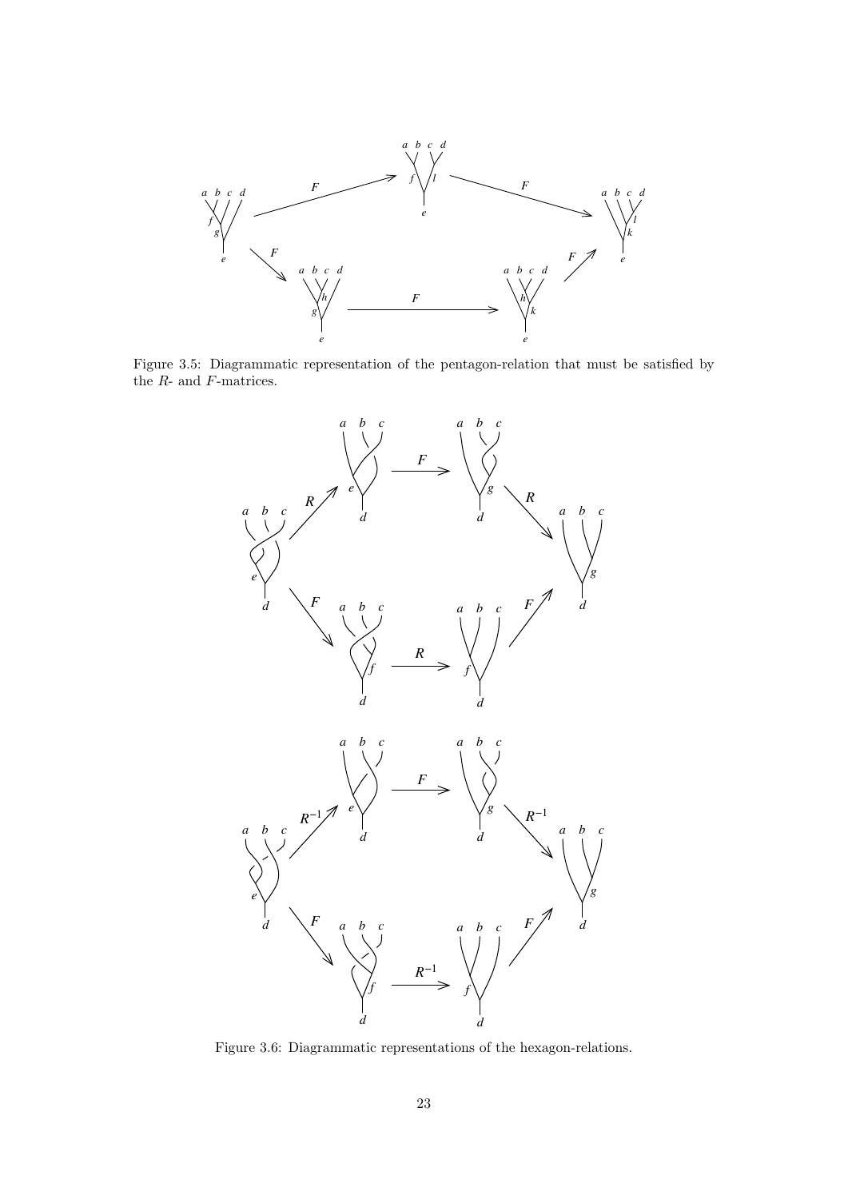a b c d

F

f

l

e

F

a b c d

f

g

e

a b c d

l

k

e

F

a b c d

h

g

e

F

a b c d

h

k

e

F

Figure 3.5: Diagrammatic representation of the pentagon-relation that must be satisfied by the $R$- and $F$-matrices.

Figure 3.6: Diagrammatic representations of the hexagon-relations.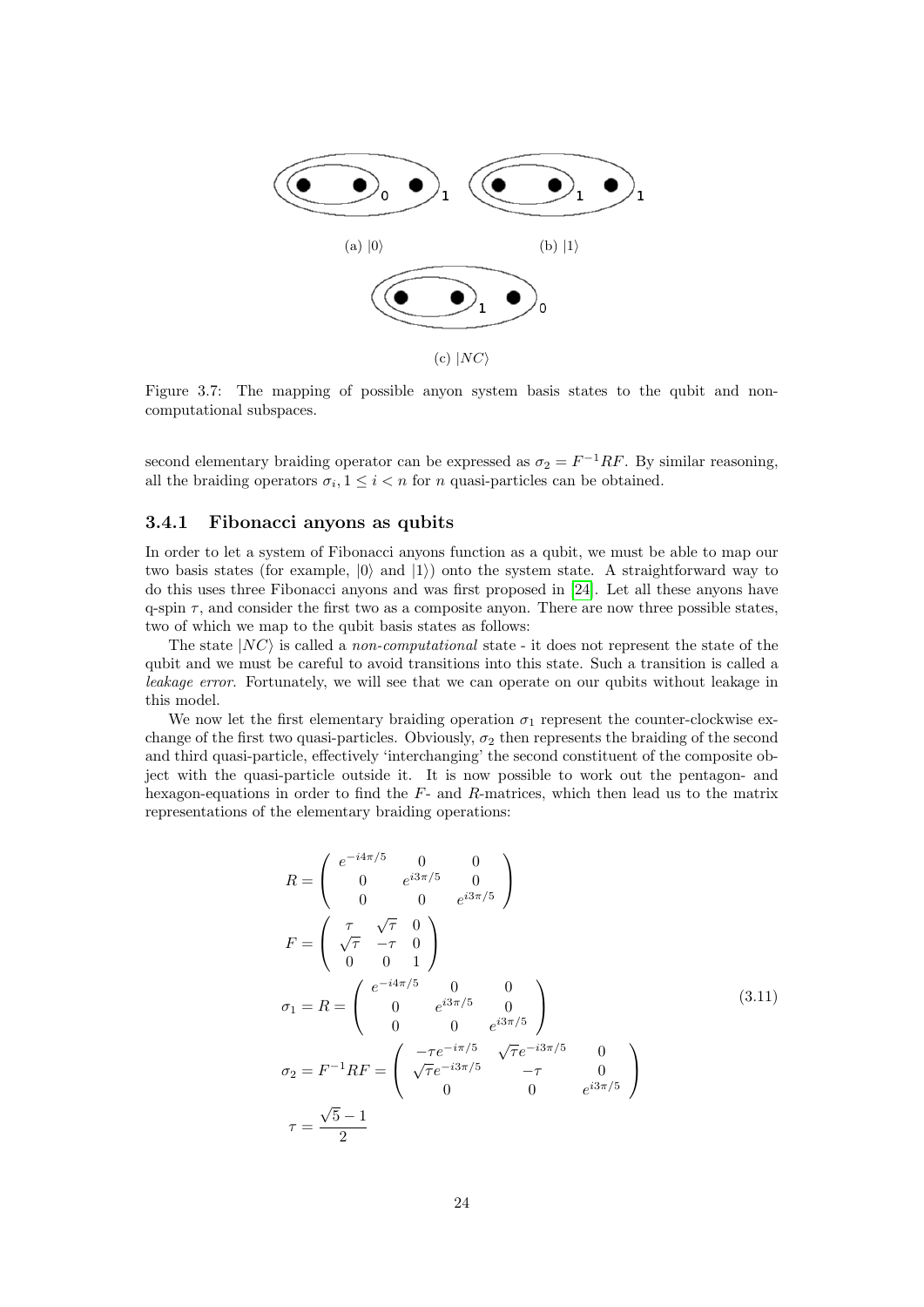(a) $|0\rangle$

(b) $|1\rangle$

(c) $|NC\rangle$

Figure 3.7: The mapping of possible anyon system basis states to the qubit and non-computational subspaces.

second elementary braiding operator can be expressed as $\sigma_2 = F^{-1}RF$. By similar reasoning, all the braiding operators $\sigma_i, 1 \leq i < n$ for $n$ quasi-particles can be obtained.

### 3.4.1 Fibonacci anyons as qubits

In order to let a system of Fibonacci anyons function as a qubit, we must be able to map our two basis states (for example, $|0\rangle$ and $|1\rangle$) onto the system state. A straightforward way to do this uses three Fibonacci anyons and was first proposed in [24]. Let all these anyons have q-spin $\tau$, and consider the first two as a composite anyon. There are now three possible states, two of which we map to the qubit basis states as follows:

The state $|NC\rangle$ is called a *non-computational* state - it does not represent the state of the qubit and we must be careful to avoid transitions into this state. Such a transition is called a *leakage error*. Fortunately, we will see that we can operate on our qubits without leakage in this model.

We now let the first elementary braiding operation $\sigma_1$ represent the counter-clockwise exchange of the first two quasi-particles. Obviously, $\sigma_2$ then represents the braiding of the second and third quasi-particle, effectively 'interchanging' the second constituent of the composite object with the quasi-particle outside it. It is now possible to work out the pentagon- and hexagon-equations in order to find the $F$- and $R$-matrices, which then lead us to the matrix representations of the elementary braiding operations:

$$
\begin{aligned}
R &= \begin{pmatrix} e^{-i4\pi/5} & 0 & 0 \\ 0 & e^{i3\pi/5} & 0 \\ 0 & 0 & e^{i3\pi/5} \end{pmatrix} \\
F &= \begin{pmatrix} \tau & \sqrt{\tau} & 0 \\ \sqrt{\tau} & -\tau & 0 \\ 0 & 0 & 1 \end{pmatrix} \\
\sigma_1 = R &= \begin{pmatrix} e^{-i4\pi/5} & 0 & 0 \\ 0 & e^{i3\pi/5} & 0 \\ 0 & 0 & e^{i3\pi/5} \end{pmatrix} \\
\sigma_2 = F^{-1}RF &= \begin{pmatrix} -\tau e^{-i\pi/5} & \sqrt{\tau} e^{-i3\pi/5} & 0 \\ \sqrt{\tau} e^{-i3\pi/5} & -\tau & 0 \\ 0 & 0 & e^{i3\pi/5} \end{pmatrix} \\
\tau &= \frac{\sqrt{5}-1}{2}
\end{aligned} \tag{3.11}
$$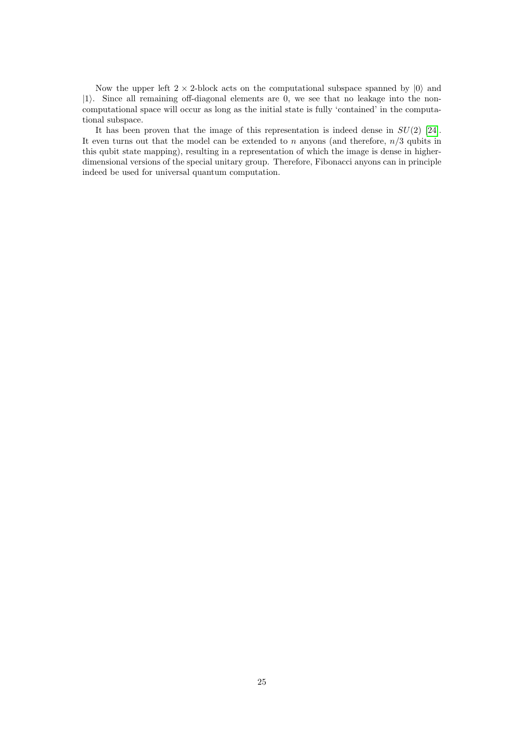Now the upper left $2 \times 2$-block acts on the computational subspace spanned by $|0\rangle$ and $|1\rangle$. Since all remaining off-diagonal elements are 0, we see that no leakage into the non-computational space will occur as long as the initial state is fully 'contained' in the computational subspace.

It has been proven that the image of this representation is indeed dense in $SU(2)$ [24]. It even turns out that the model can be extended to $n$ anyons (and therefore, $n/3$ qubits in this qubit state mapping), resulting in a representation of which the image is dense in higher-dimensional versions of the special unitary group. Therefore, Fibonacci anyons can in principle indeed be used for universal quantum computation.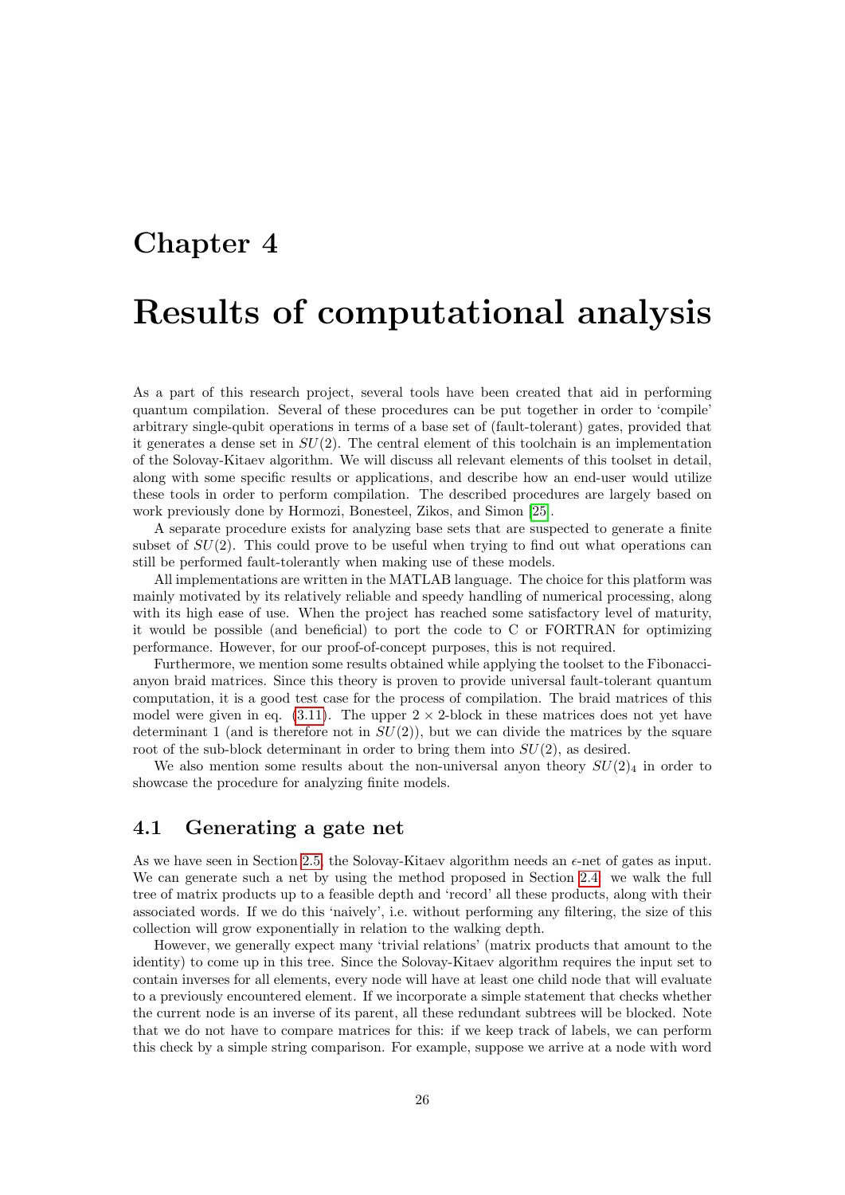// Chapter 4

# Results of computational analysis

As a part of this research project, several tools have been created that aid in performing quantum compilation. Several of these procedures can be put together in order to 'compile' arbitrary single-qubit operations in terms of a base set of (fault-tolerant) gates, provided that it generates a dense set in $SU(2)$. The central element of this toolchain is an implementation of the Solovay-Kitaev algorithm. We will discuss all relevant elements of this toolset in detail, along with some specific results or applications, and describe how an end-user would utilize these tools in order to perform compilation. The described procedures are largely based on work previously done by Hormozi, Bonesteel, Zikos, and Simon [25].

A separate procedure exists for analyzing base sets that are suspected to generate a finite subset of $SU(2)$. This could prove to be useful when trying to find out what operations can still be performed fault-tolerantly when making use of these models.

All implementations are written in the MATLAB language. The choice for this platform was mainly motivated by its relatively reliable and speedy handling of numerical processing, along with its high ease of use. When the project has reached some satisfactory level of maturity, it would be possible (and beneficial) to port the code to C or FORTRAN for optimizing performance. However, for our proof-of-concept purposes, this is not required.

Furthermore, we mention some results obtained while applying the toolset to the Fibonacci-anyon braid matrices. Since this theory is proven to provide universal fault-tolerant quantum computation, it is a good test case for the process of compilation. The braid matrices of this model were given in eq. (3.11). The upper $2 \times 2$-block in these matrices does not yet have determinant 1 (and is therefore not in $SU(2)$), but we can divide the matrices by the square root of the sub-block determinant in order to bring them into $SU(2)$, as desired.

We also mention some results about the non-universal anyon theory $SU(2)_4$ in order to showcase the procedure for analyzing finite models.

## 4.1 Generating a gate net

As we have seen in Section 2.5, the Solovay-Kitaev algorithm needs an $\epsilon$-net of gates as input. We can generate such a net by using the method proposed in Section 2.4: we walk the full tree of matrix products up to a feasible depth and 'record' all these products, along with their associated words. If we do this 'naively', i.e. without performing any filtering, the size of this collection will grow exponentially in relation to the walking depth.

However, we generally expect many 'trivial relations' (matrix products that amount to the identity) to come up in this tree. Since the Solovay-Kitaev algorithm requires the input set to contain inverses for all elements, every node will have at least one child node that will evaluate to a previously encountered element. If we incorporate a simple statement that checks whether the current node is an inverse of its parent, all these redundant subtrees will be blocked. Note that we do not have to compare matrices for this: if we keep track of labels, we can perform this check by a simple string comparison. For example, suppose we arrive at a node with word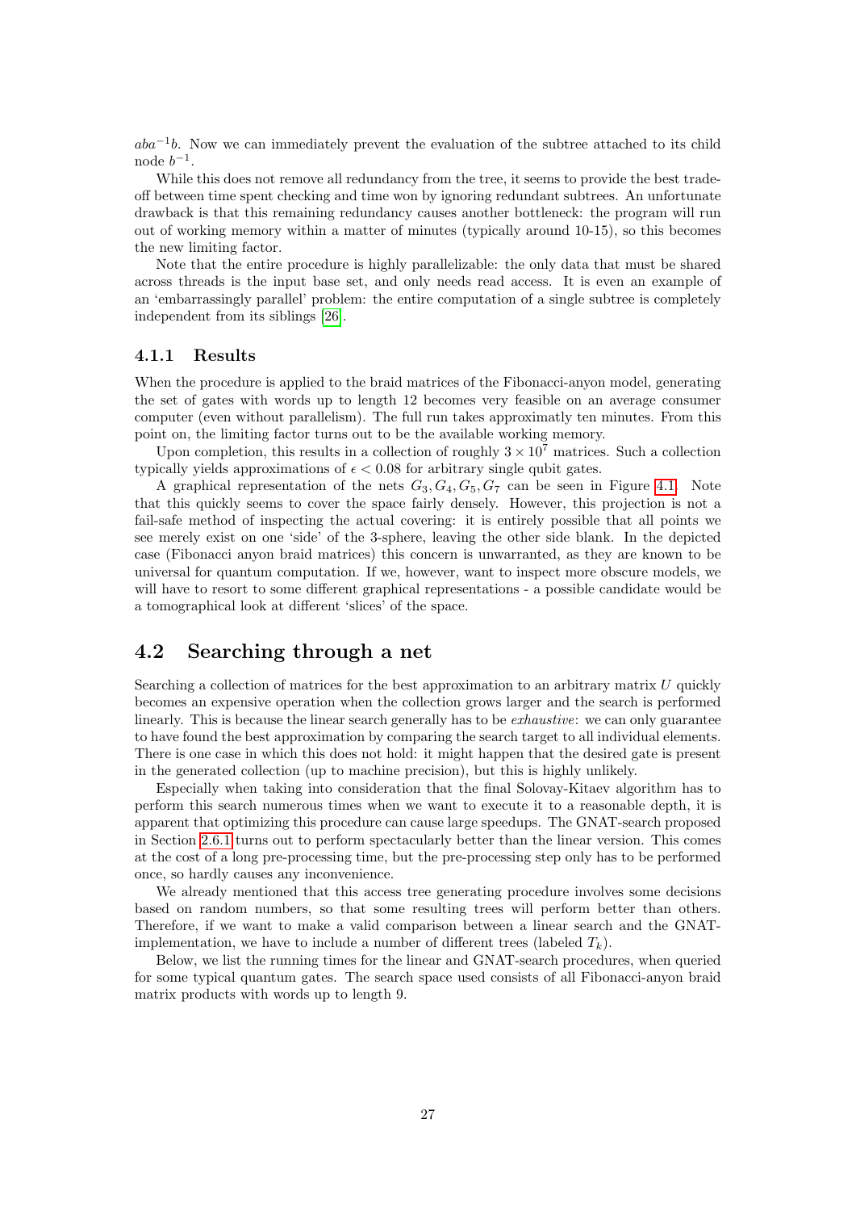$aba^{-1}b$. Now we can immediately prevent the evaluation of the subtree attached to its child node $b^{-1}$.

While this does not remove all redundancy from the tree, it seems to provide the best trade-off between time spent checking and time won by ignoring redundant subtrees. An unfortunate drawback is that this remaining redundancy causes another bottleneck: the program will run out of working memory within a matter of minutes (typically around 10-15), so this becomes the new limiting factor.

Note that the entire procedure is highly parallelizable: the only data that must be shared across threads is the input base set, and only needs read access. It is even an example of an 'embarrassingly parallel' problem: the entire computation of a single subtree is completely independent from its siblings [26].

### 4.1.1 Results

When the procedure is applied to the braid matrices of the Fibonacci-anyon model, generating the set of gates with words up to length 12 becomes very feasible on an average consumer computer (even without parallelism). The full run takes approximatly ten minutes. From this point on, the limiting factor turns out to be the available working memory.

Upon completion, this results in a collection of roughly $3 \times 10^7$ matrices. Such a collection typically yields approximations of $\epsilon < 0.08$ for arbitrary single qubit gates.

A graphical representation of the nets $G_3, G_4, G_5, G_7$ can be seen in Figure 4.1. Note that this quickly seems to cover the space fairly densely. However, this projection is not a fail-safe method of inspecting the actual covering: it is entirely possible that all points we see merely exist on one 'side' of the 3-sphere, leaving the other side blank. In the depicted case (Fibonacci anyon braid matrices) this concern is unwarranted, as they are known to be universal for quantum computation. If we, however, want to inspect more obscure models, we will have to resort to some different graphical representations - a possible candidate would be a tomographical look at different 'slices' of the space.

## 4.2 Searching through a net

Searching a collection of matrices for the best approximation to an arbitrary matrix $U$ quickly becomes an expensive operation when the collection grows larger and the search is performed linearly. This is because the linear search generally has to be *exhaustive*: we can only guarantee to have found the best approximation by comparing the search target to all individual elements. There is one case in which this does not hold: it might happen that the desired gate is present in the generated collection (up to machine precision), but this is highly unlikely.

Especially when taking into consideration that the final Solovay-Kitaev algorithm has to perform this search numerous times when we want to execute it to a reasonable depth, it is apparent that optimizing this procedure can cause large speedups. The GNAT-search proposed in Section 2.6.1 turns out to perform spectacularly better than the linear version. This comes at the cost of a long pre-processing time, but the pre-processing step only has to be performed once, so hardly causes any inconvenience.

We already mentioned that this access tree generating procedure involves some decisions based on random numbers, so that some resulting trees will perform better than others. Therefore, if we want to make a valid comparison between a linear search and the GNAT-implementation, we have to include a number of different trees (labeled $T_k$).

Below, we list the running times for the linear and GNAT-search procedures, when queried for some typical quantum gates. The search space used consists of all Fibonacci-anyon braid matrix products with words up to length 9.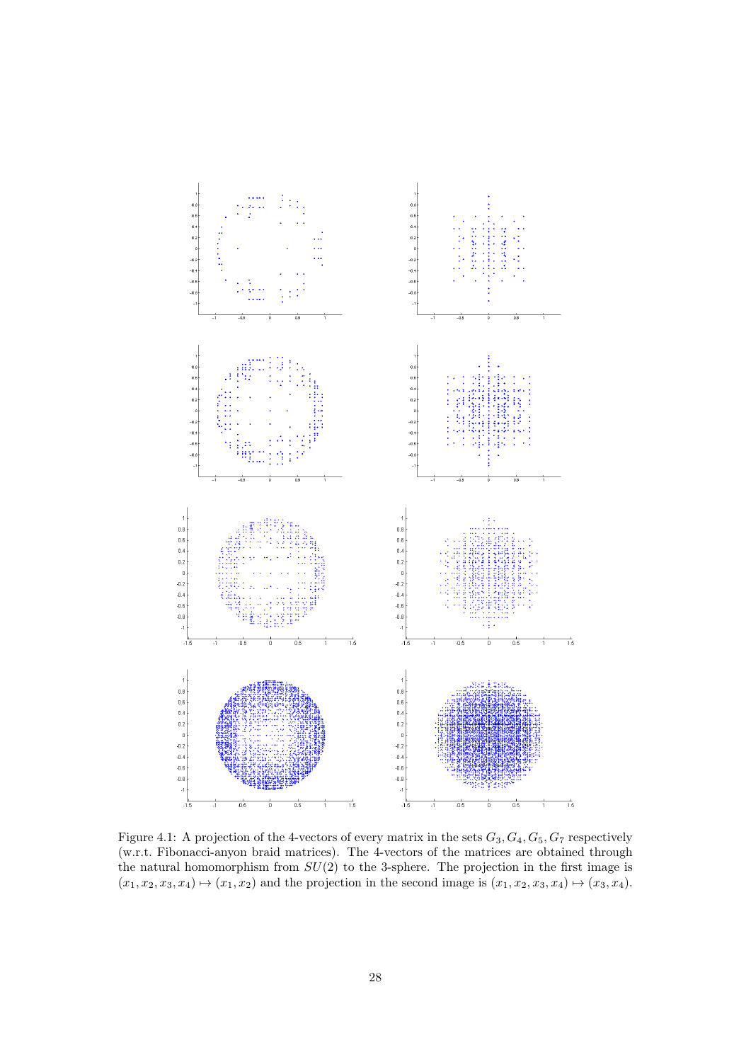Figure 4.1: A projection of the 4-vectors of every matrix in the sets $G_3, G_4, G_5, G_7$ respectively (w.r.t. Fibonacci-anyon braid matrices). The 4-vectors of the matrices are obtained through the natural homomorphism from $SU(2)$ to the 3-sphere. The projection in the first image is $(x_1, x_2, x_3, x_4) \mapsto (x_1, x_2)$ and the projection in the second image is $(x_1, x_2, x_3, x_4) \mapsto (x_3, x_4)$.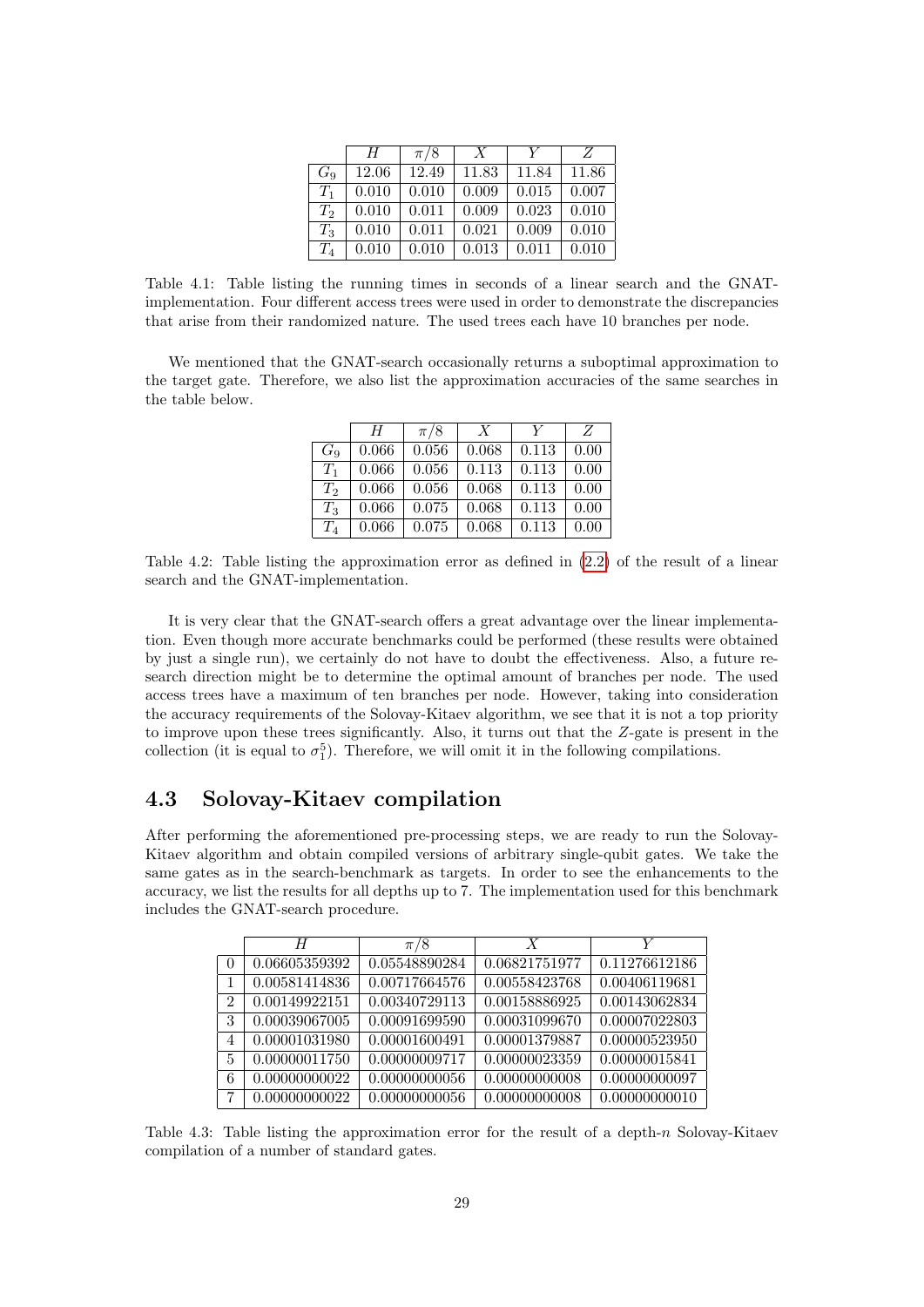| | $H$ | $\pi/8$ | $X$ | $Y$ | $Z$ |
|---|---|---|---|---|---|
| $G_9$ | 12.06 | 12.49 | 11.83 | 11.84 | 11.86 |
| $T_1$ | 0.010 | 0.010 | 0.009 | 0.015 | 0.007 |
| $T_2$ | 0.010 | 0.011 | 0.009 | 0.023 | 0.010 |
| $T_3$ | 0.010 | 0.011 | 0.021 | 0.009 | 0.010 |
| $T_4$ | 0.010 | 0.010 | 0.013 | 0.011 | 0.010 |

Table 4.1: Table listing the running times in seconds of a linear search and the GNAT-implementation. Four different access trees were used in order to demonstrate the discrepancies that arise from their randomized nature. The used trees each have 10 branches per node.

We mentioned that the GNAT-search occasionally returns a suboptimal approximation to the target gate. Therefore, we also list the approximation accuracies of the same searches in the table below.

| | $H$ | $\pi/8$ | $X$ | $Y$ | $Z$ |
|---|---|---|---|---|---|
| $G_9$ | 0.066 | 0.056 | 0.068 | 0.113 | 0.00 |
| $T_1$ | 0.066 | 0.056 | 0.113 | 0.113 | 0.00 |
| $T_2$ | 0.066 | 0.056 | 0.068 | 0.113 | 0.00 |
| $T_3$ | 0.066 | 0.075 | 0.068 | 0.113 | 0.00 |
| $T_4$ | 0.066 | 0.075 | 0.068 | 0.113 | 0.00 |

Table 4.2: Table listing the approximation error as defined in (2.2) of the result of a linear search and the GNAT-implementation.

It is very clear that the GNAT-search offers a great advantage over the linear implementation. Even though more accurate benchmarks could be performed (these results were obtained by just a single run), we certainly do not have to doubt the effectiveness. Also, a future research direction might be to determine the optimal amount of branches per node. The used access trees have a maximum of ten branches per node. However, taking into consideration the accuracy requirements of the Solovay-Kitaev algorithm, we see that it is not a top priority to improve upon these trees significantly. Also, it turns out that the $Z$-gate is present in the collection (it is equal to $\sigma_1^5$). Therefore, we will omit it in the following compilations.

## 4.3 Solovay-Kitaev compilation

After performing the aforementioned pre-processing steps, we are ready to run the Solovay-Kitaev algorithm and obtain compiled versions of arbitrary single-qubit gates. We take the same gates as in the search-benchmark as targets. In order to see the enhancements to the accuracy, we list the results for all depths up to 7. The implementation used for this benchmark includes the GNAT-search procedure.

| | $H$ | $\pi/8$ | $X$ | $Y$ |
|---|---|---|---|---|
| 0 | 0.06605359392 | 0.05548890284 | 0.06821751977 | 0.11276612186 |
| 1 | 0.00581414836 | 0.00717664576 | 0.00558423768 | 0.00406119681 |
| 2 | 0.00149922151 | 0.00340729113 | 0.00158886925 | 0.00143062834 |
| 3 | 0.00039067005 | 0.00091699590 | 0.00031099670 | 0.00007022803 |
| 4 | 0.00001031980 | 0.00001600491 | 0.00001379887 | 0.00000523950 |
| 5 | 0.00000011750 | 0.00000009717 | 0.00000023359 | 0.00000015841 |
| 6 | 0.00000000022 | 0.00000000056 | 0.00000000008 | 0.00000000097 |
| 7 | 0.00000000022 | 0.00000000056 | 0.00000000008 | 0.00000000010 |

Table 4.3: Table listing the approximation error for the result of a depth-$n$ Solovay-Kitaev compilation of a number of standard gates.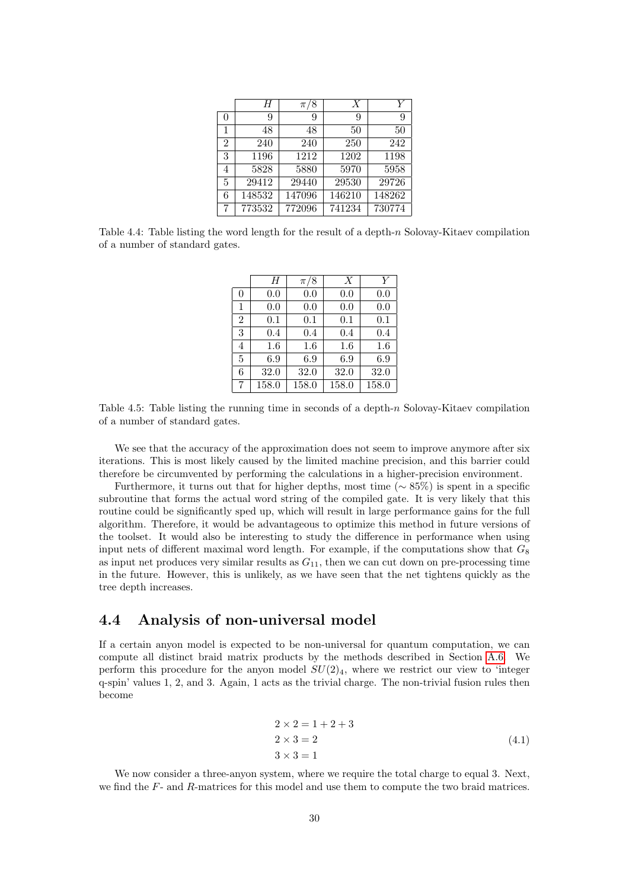| | $H$ | $\pi/8$ | $X$ | $Y$ |
|---|---|---|---|---|
| 0 | 9 | 9 | 9 | 9 |
| 1 | 48 | 48 | 50 | 50 |
| 2 | 240 | 240 | 250 | 242 |
| 3 | 1196 | 1212 | 1202 | 1198 |
| 4 | 5828 | 5880 | 5970 | 5958 |
| 5 | 29412 | 29440 | 29530 | 29726 |
| 6 | 148532 | 147096 | 146210 | 148262 |
| 7 | 773532 | 772096 | 741234 | 730774 |

Table 4.4: Table listing the word length for the result of a depth-$n$ Solovay-Kitaev compilation of a number of standard gates.

| | $H$ | $\pi/8$ | $X$ | $Y$ |
|---|---|---|---|---|
| 0 | 0.0 | 0.0 | 0.0 | 0.0 |
| 1 | 0.0 | 0.0 | 0.0 | 0.0 |
| 2 | 0.1 | 0.1 | 0.1 | 0.1 |
| 3 | 0.4 | 0.4 | 0.4 | 0.4 |
| 4 | 1.6 | 1.6 | 1.6 | 1.6 |
| 5 | 6.9 | 6.9 | 6.9 | 6.9 |
| 6 | 32.0 | 32.0 | 32.0 | 32.0 |
| 7 | 158.0 | 158.0 | 158.0 | 158.0 |

Table 4.5: Table listing the running time in seconds of a depth-$n$ Solovay-Kitaev compilation of a number of standard gates.

We see that the accuracy of the approximation does not seem to improve anymore after six iterations. This is most likely caused by the limited machine precision, and this barrier could therefore be circumvented by performing the calculations in a higher-precision environment.

Furthermore, it turns out that for higher depths, most time ($\sim 85\%$) is spent in a specific subroutine that forms the actual word string of the compiled gate. It is very likely that this routine could be significantly sped up, which will result in large performance gains for the full algorithm. Therefore, it would be advantageous to optimize this method in future versions of the toolset. It would also be interesting to study the difference in performance when using input nets of different maximal word length. For example, if the computations show that $G_8$ as input net produces very similar results as $G_{11}$, then we can cut down on pre-processing time in the future. However, this is unlikely, as we have seen that the net tightens quickly as the tree depth increases.

## 4.4 Analysis of non-universal model

If a certain anyon model is expected to be non-universal for quantum computation, we can compute all distinct braid matrix products by the methods described in Section A.6. We perform this procedure for the anyon model $SU(2)_4$, where we restrict our view to 'integer q-spin' values 1, 2, and 3. Again, 1 acts as the trivial charge. The non-trivial fusion rules then become

$$
\begin{aligned}
2 \times 2 &= 1 + 2 + 3 \\
2 \times 3 &= 2 \\
3 \times 3 &= 1
\end{aligned}
\tag{4.1}
$$

We now consider a three-anyon system, where we require the total charge to equal 3. Next, we find the $F$- and $R$-matrices for this model and use them to compute the two braid matrices.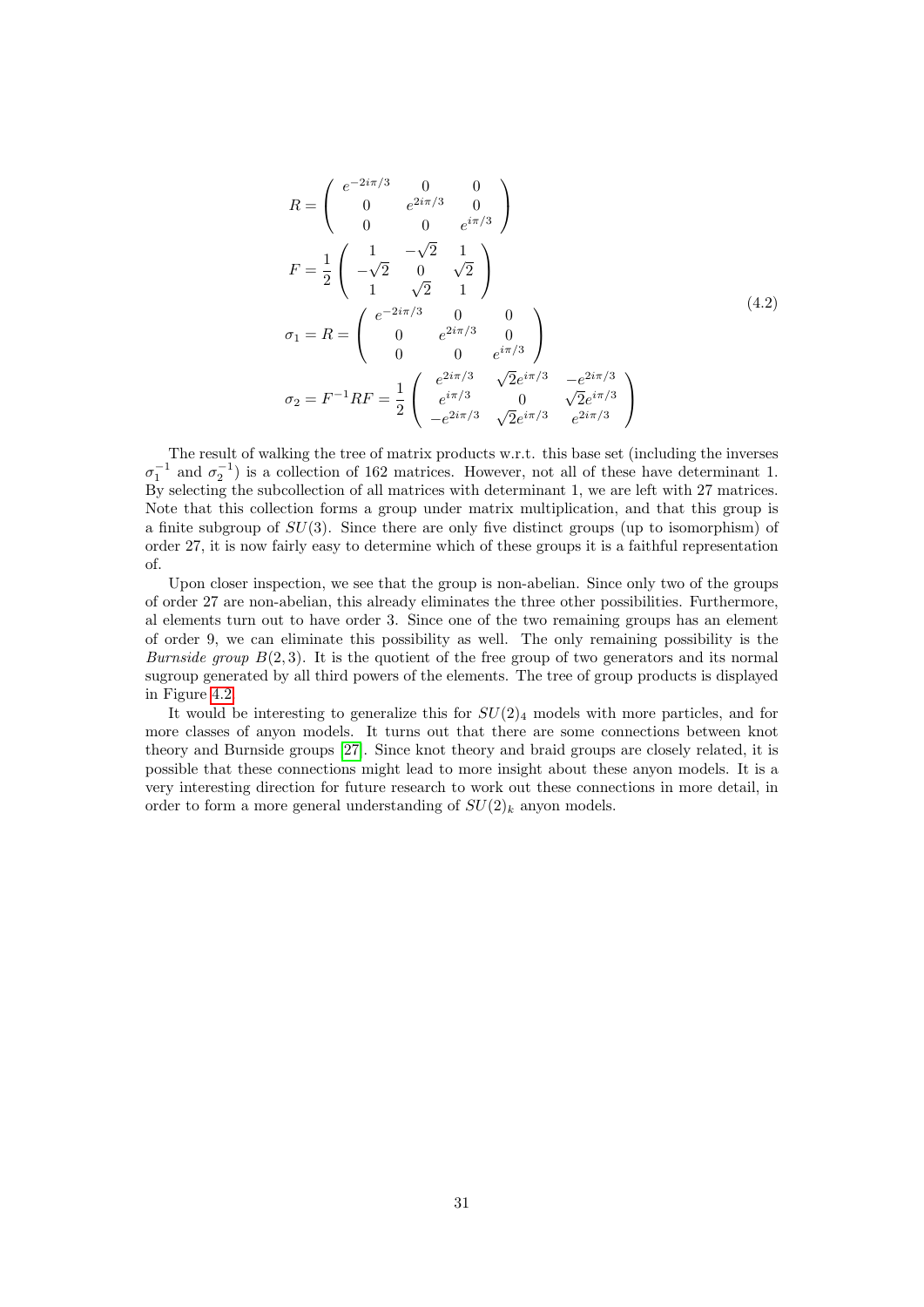$$
\begin{aligned}
R &= \begin{pmatrix} e^{-2i\pi/3} & 0 & 0 \\ 0 & e^{2i\pi/3} & 0 \\ 0 & 0 & e^{i\pi/3} \end{pmatrix} \\
F &= \frac{1}{2}\begin{pmatrix} 1 & -\sqrt{2} & 1 \\ -\sqrt{2} & 0 & \sqrt{2} \\ 1 & \sqrt{2} & 1 \end{pmatrix} \\
\sigma_1 = R &= \begin{pmatrix} e^{-2i\pi/3} & 0 & 0 \\ 0 & e^{2i\pi/3} & 0 \\ 0 & 0 & e^{i\pi/3} \end{pmatrix} \\
\sigma_2 = F^{-1}RF &= \frac{1}{2}\begin{pmatrix} e^{2i\pi/3} & \sqrt{2}e^{i\pi/3} & -e^{2i\pi/3} \\ e^{i\pi/3} & 0 & \sqrt{2}e^{i\pi/3} \\ -e^{2i\pi/3} & \sqrt{2}e^{i\pi/3} & e^{2i\pi/3} \end{pmatrix}
\end{aligned}
\tag{4.2}
$$

The result of walking the tree of matrix products w.r.t. this base set (including the inverses $\sigma_1^{-1}$ and $\sigma_2^{-1}$) is a collection of 162 matrices. However, not all of these have determinant 1. By selecting the subcollection of all matrices with determinant 1, we are left with 27 matrices. Note that this collection forms a group under matrix multiplication, and that this group is a finite subgroup of $SU(3)$. Since there are only five distinct groups (up to isomorphism) of order 27, it is now fairly easy to determine which of these groups it is a faithful representation of.

Upon closer inspection, we see that the group is non-abelian. Since only two of the groups of order 27 are non-abelian, this already eliminates the three other possibilities. Furthermore, al elements turn out to have order 3. Since one of the two remaining groups has an element of order 9, we can eliminate this possibility as well. The only remaining possibility is the *Burnside group* $B(2, 3)$. It is the quotient of the free group of two generators and its normal sugroup generated by all third powers of the elements. The tree of group products is displayed in Figure 4.2.

It would be interesting to generalize this for $SU(2)_4$ models with more particles, and for more classes of anyon models. It turns out that there are some connections between knot theory and Burnside groups [27]. Since knot theory and braid groups are closely related, it is possible that these connections might lead to more insight about these anyon models. It is a very interesting direction for future research to work out these connections in more detail, in order to form a more general understanding of $SU(2)_k$ anyon models.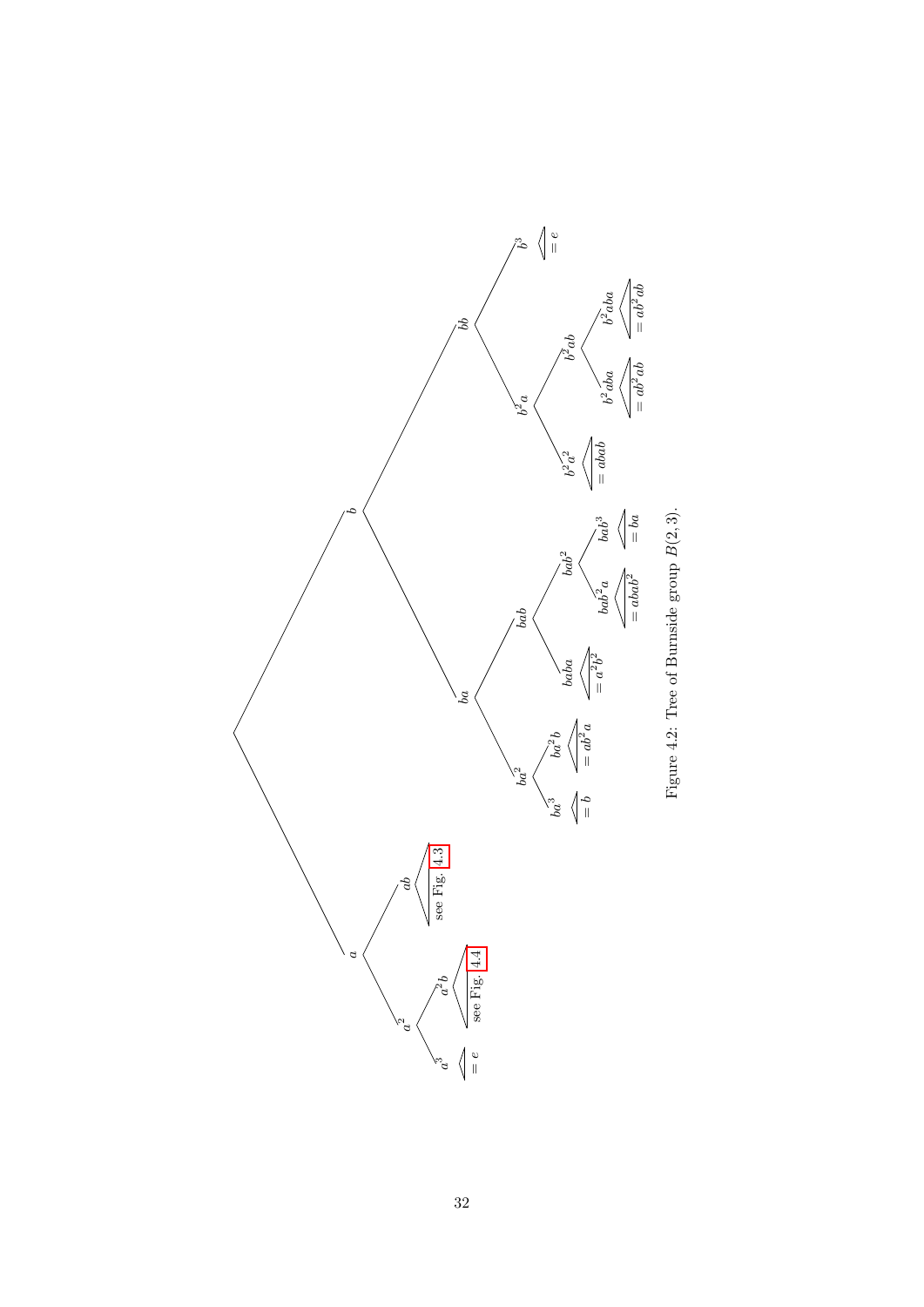$a$

$b$

$a^2$

$ab$

$ba$

$bb$

$a^3$

$= e$

$a^2b$

see Fig. 4.4

see Fig. 4.3

$ba^2$

$bab$

$b^2a$

$b^3$

$= e$

$ba^3$

$= b$

$ba^2b$

$= ab^2a$

$baba$

$= a^2b^2$

$bab^2$

$bab^2a$

$= abab^2$

$bab^3$

$= ba$

$b^2a^2$

$= abab$

$b^2ab$

$b^2aba$

$= ab^2ab$

$b^2aba$

$= ab^2ab$

Figure 4.2: Tree of Burnside group $B(2, 3)$.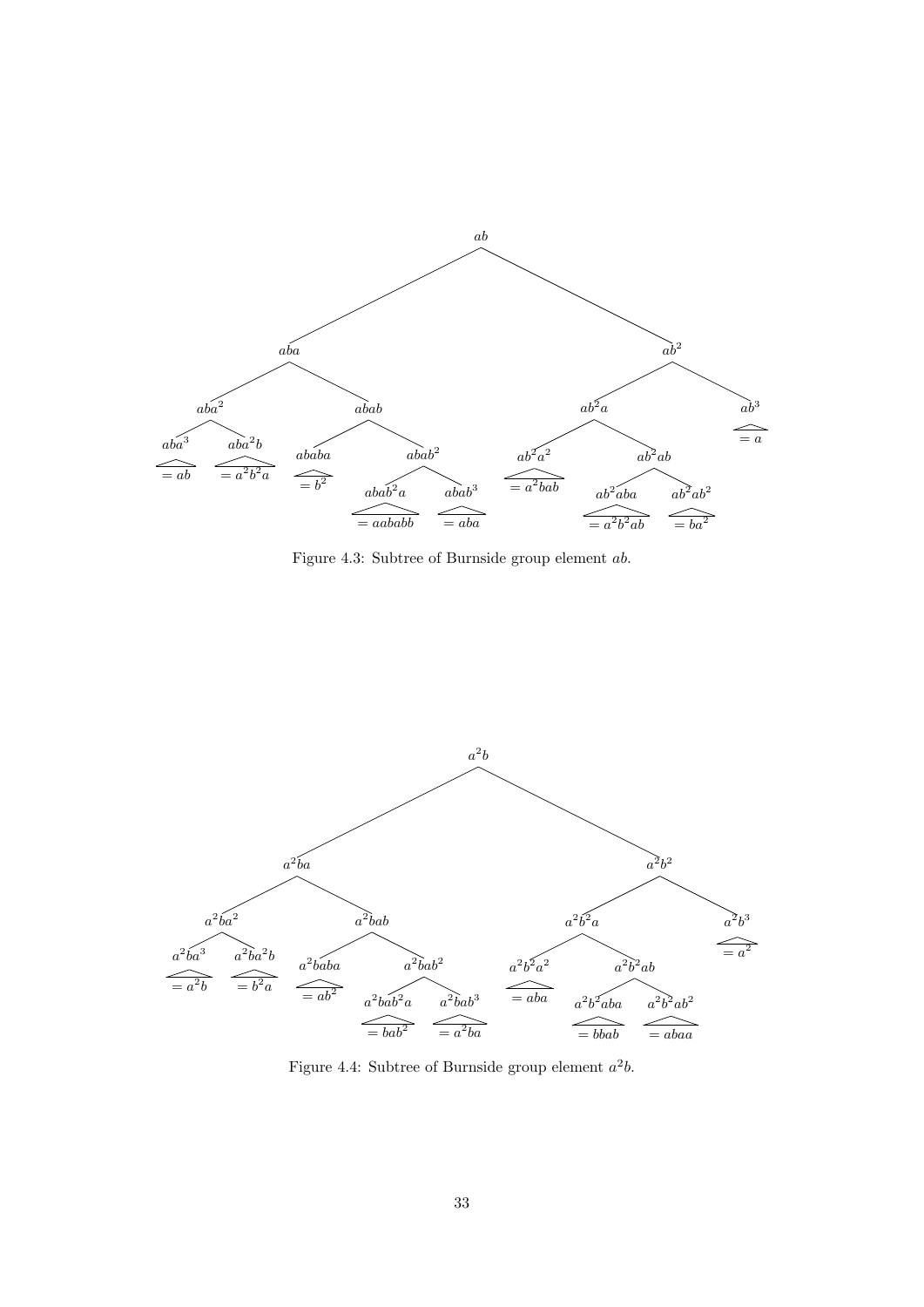$ab$

$aba$

$ab^2$

$aba^2$

$abab$

$ab^2a$

$ab^3$

$= a$

$aba^3$

$= ab$

$aba^2b$

$= a^2b^2a$

$ababa$

$= b^2$

$abab^2$

$ab^2a^2$

$= a^2bab$

$ab^2ab$

$abab^2a$

$= aababb$

$abab^3$

$= aba$

$ab^2aba$

$= a^2b^2ab$

$ab^2ab^2$

$= ba^2$

Figure 4.3: Subtree of Burnside group element $ab$.

$a^2b$

$a^2ba$

$a^2b^2$

$a^2ba^2$

$a^2bab$

$a^2b^2a$

$a^2b^3$

$= a^2$

$a^2ba^3$

$= a^2b$

$a^2ba^2b$

$= b^2a$

$a^2baba$

$= ab^2$

$a^2bab^2$

$a^2b^2a^2$

$= aba$

$a^2b^2ab$

$a^2bab^2a$

$= bab^2$

$a^2bab^3$

$= a^2ba$

$a^2b^2aba$

$= bbab$

$a^2b^2ab^2$

$= abaa$

Figure 4.4: Subtree of Burnside group element $a^2b$.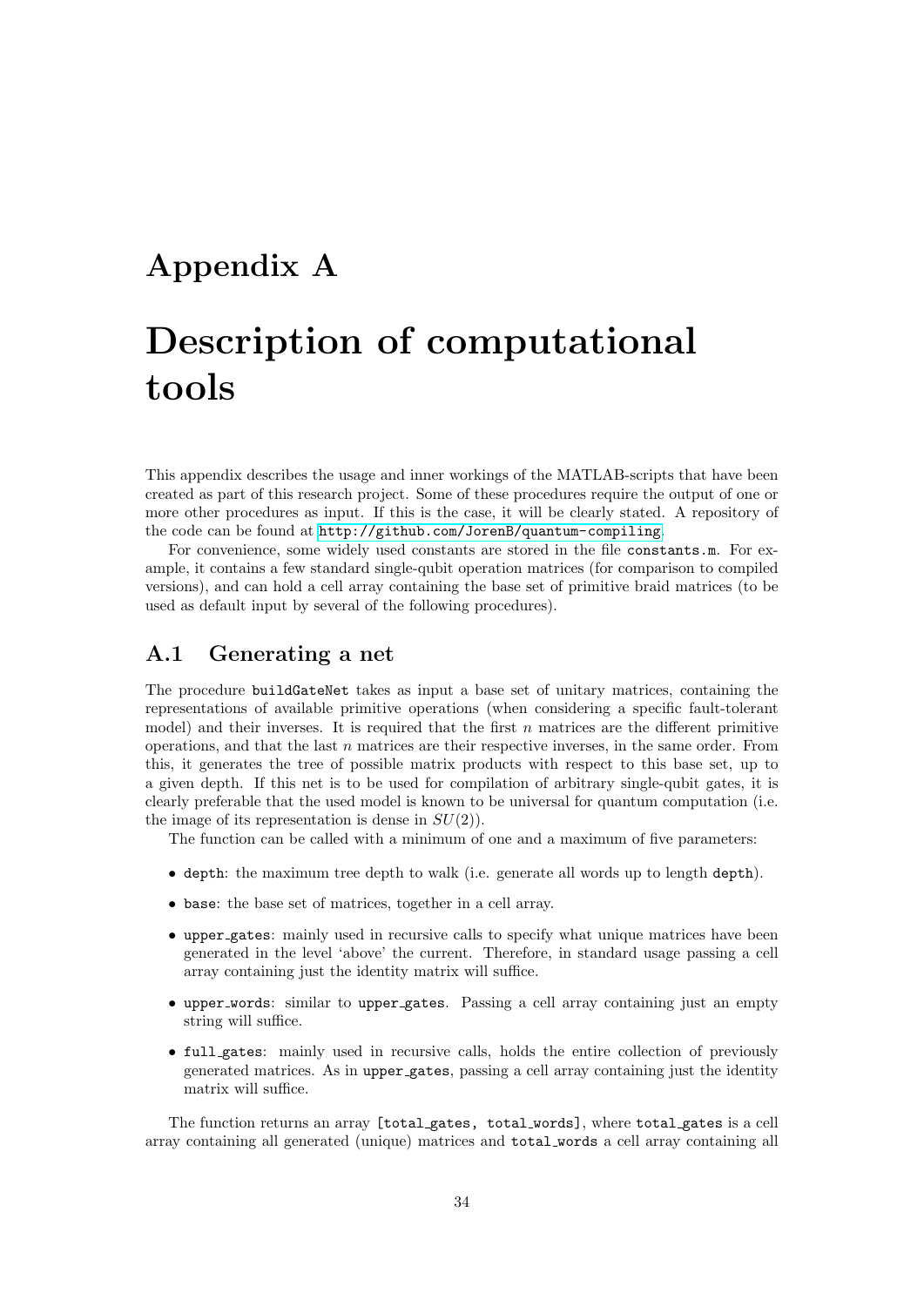# Appendix A

# Description of computational tools

This appendix describes the usage and inner workings of the MATLAB-scripts that have been created as part of this research project. Some of these procedures require the output of one or more other procedures as input. If this is the case, it will be clearly stated. A repository of the code can be found at http://github.com/JorenB/quantum-compiling.

For convenience, some widely used constants are stored in the file `constants.m`. For example, it contains a few standard single-qubit operation matrices (for comparison to compiled versions), and can hold a cell array containing the base set of primitive braid matrices (to be used as default input by several of the following procedures).

## A.1 Generating a net

The procedure `buildGateNet` takes as input a base set of unitary matrices, containing the representations of available primitive operations (when considering a specific fault-tolerant model) and their inverses. It is required that the first $n$ matrices are the different primitive operations, and that the last $n$ matrices are their respective inverses, in the same order. From this, it generates the tree of possible matrix products with respect to this base set, up to a given depth. If this net is to be used for compilation of arbitrary single-qubit gates, it is clearly preferable that the used model is known to be universal for quantum computation (i.e. the image of its representation is dense in $SU(2)$).

The function can be called with a minimum of one and a maximum of five parameters:

- `depth`: the maximum tree depth to walk (i.e. generate all words up to length `depth`).
- `base`: the base set of matrices, together in a cell array.
- `upper_gates`: mainly used in recursive calls to specify what unique matrices have been generated in the level 'above' the current. Therefore, in standard usage passing a cell array containing just the identity matrix will suffice.
- `upper_words`: similar to `upper_gates`. Passing a cell array containing just an empty string will suffice.
- `full_gates`: mainly used in recursive calls, holds the entire collection of previously generated matrices. As in `upper_gates`, passing a cell array containing just the identity matrix will suffice.

The function returns an array `[total_gates, total_words]`, where `total_gates` is a cell array containing all generated (unique) matrices and `total_words` a cell array containing all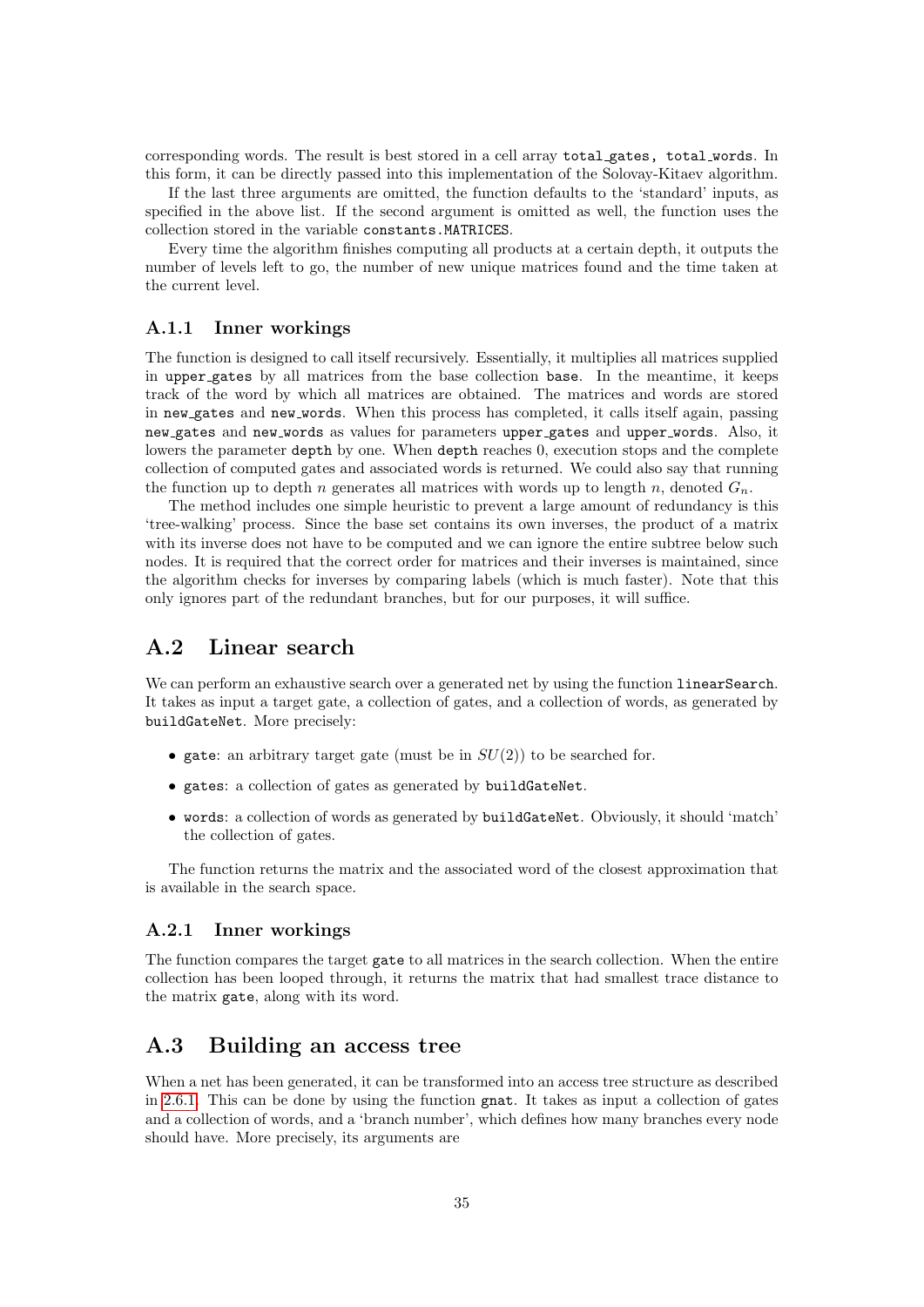corresponding words. The result is best stored in a cell array `total_gates, total_words`. In this form, it can be directly passed into this implementation of the Solovay-Kitaev algorithm.

If the last three arguments are omitted, the function defaults to the 'standard' inputs, as specified in the above list. If the second argument is omitted as well, the function uses the collection stored in the variable `constants.MATRICES`.

Every time the algorithm finishes computing all products at a certain depth, it outputs the number of levels left to go, the number of new unique matrices found and the time taken at the current level.

### A.1.1 Inner workings

The function is designed to call itself recursively. Essentially, it multiplies all matrices supplied in `upper_gates` by all matrices from the base collection `base`. In the meantime, it keeps track of the word by which all matrices are obtained. The matrices and words are stored in `new_gates` and `new_words`. When this process has completed, it calls itself again, passing `new_gates` and `new_words` as values for parameters `upper_gates` and `upper_words`. Also, it lowers the parameter `depth` by one. When `depth` reaches 0, execution stops and the complete collection of computed gates and associated words is returned. We could also say that running the function up to depth $n$ generates all matrices with words up to length $n$, denoted $G_n$.

The method includes one simple heuristic to prevent a large amount of redundancy is this 'tree-walking' process. Since the base set contains its own inverses, the product of a matrix with its inverse does not have to be computed and we can ignore the entire subtree below such nodes. It is required that the correct order for matrices and their inverses is maintained, since the algorithm checks for inverses by comparing labels (which is much faster). Note that this only ignores part of the redundant branches, but for our purposes, it will suffice.

## A.2 Linear search

We can perform an exhaustive search over a generated net by using the function `linearSearch`. It takes as input a target gate, a collection of gates, and a collection of words, as generated by `buildGateNet`. More precisely:

- `gate`: an arbitrary target gate (must be in $SU(2)$) to be searched for.
- `gates`: a collection of gates as generated by `buildGateNet`.
- `words`: a collection of words as generated by `buildGateNet`. Obviously, it should 'match' the collection of gates.

The function returns the matrix and the associated word of the closest approximation that is available in the search space.

### A.2.1 Inner workings

The function compares the target `gate` to all matrices in the search collection. When the entire collection has been looped through, it returns the matrix that had smallest trace distance to the matrix `gate`, along with its word.

## A.3 Building an access tree

When a net has been generated, it can be transformed into an access tree structure as described in 2.6.1. This can be done by using the function `gnat`. It takes as input a collection of gates and a collection of words, and a 'branch number', which defines how many branches every node should have. More precisely, its arguments are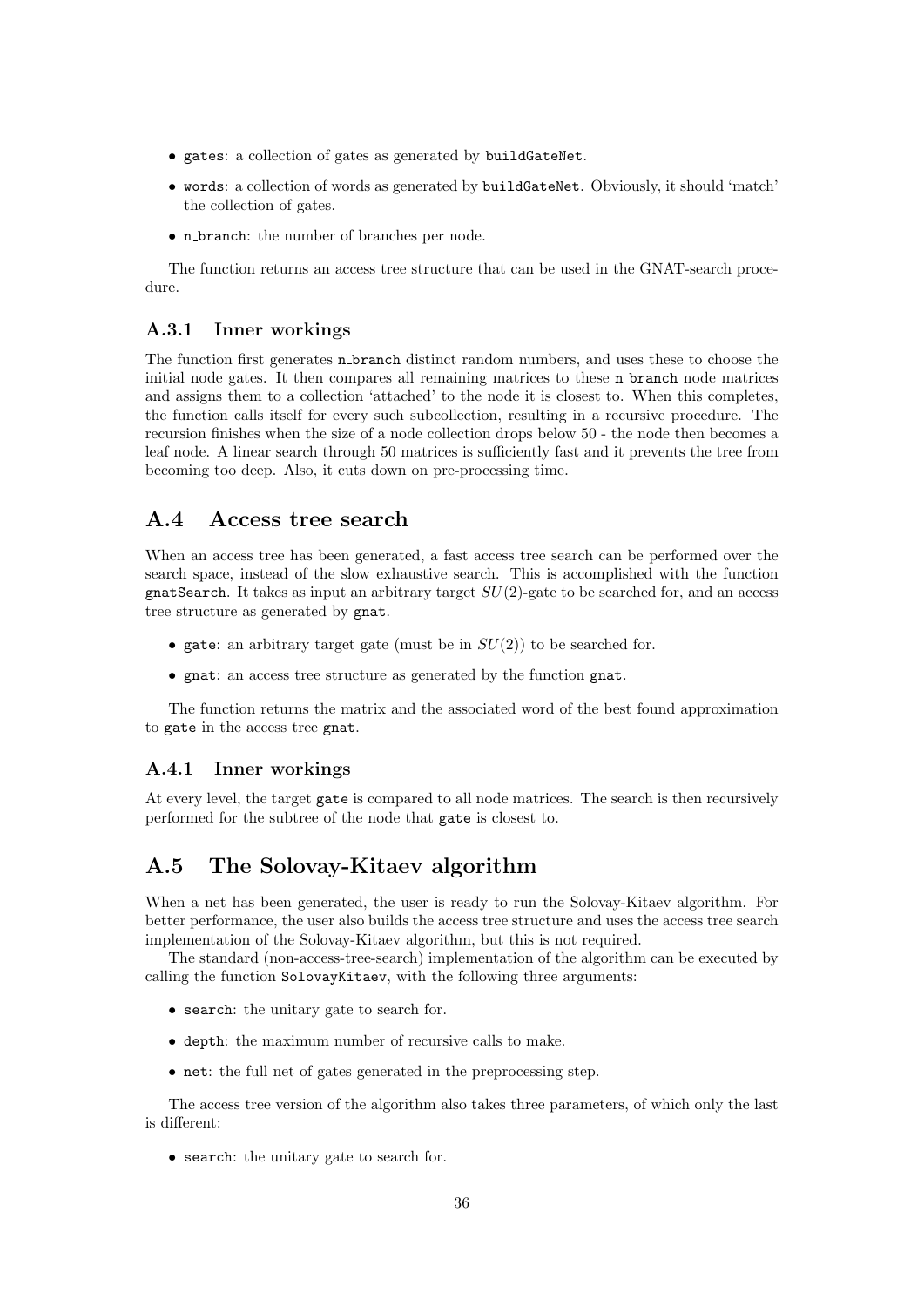- `gates`: a collection of gates as generated by `buildGateNet`.
- `words`: a collection of words as generated by `buildGateNet`. Obviously, it should 'match' the collection of gates.
- `n_branch`: the number of branches per node.

The function returns an access tree structure that can be used in the GNAT-search procedure.

### A.3.1 Inner workings

The function first generates `n_branch` distinct random numbers, and uses these to choose the initial node gates. It then compares all remaining matrices to these `n_branch` node matrices and assigns them to a collection 'attached' to the node it is closest to. When this completes, the function calls itself for every such subcollection, resulting in a recursive procedure. The recursion finishes when the size of a node collection drops below 50 - the node then becomes a leaf node. A linear search through 50 matrices is sufficiently fast and it prevents the tree from becoming too deep. Also, it cuts down on pre-processing time.

## A.4 Access tree search

When an access tree has been generated, a fast access tree search can be performed over the search space, instead of the slow exhaustive search. This is accomplished with the function `gnatSearch`. It takes as input an arbitrary target $SU(2)$-gate to be searched for, and an access tree structure as generated by `gnat`.

- `gate`: an arbitrary target gate (must be in $SU(2)$) to be searched for.
- `gnat`: an access tree structure as generated by the function `gnat`.

The function returns the matrix and the associated word of the best found approximation to `gate` in the access tree `gnat`.

### A.4.1 Inner workings

At every level, the target `gate` is compared to all node matrices. The search is then recursively performed for the subtree of the node that `gate` is closest to.

## A.5 The Solovay-Kitaev algorithm

When a net has been generated, the user is ready to run the Solovay-Kitaev algorithm. For better performance, the user also builds the access tree structure and uses the access tree search implementation of the Solovay-Kitaev algorithm, but this is not required.

The standard (non-access-tree-search) implementation of the algorithm can be executed by calling the function `SolovayKitaev`, with the following three arguments:

- `search`: the unitary gate to search for.
- `depth`: the maximum number of recursive calls to make.
- `net`: the full net of gates generated in the preprocessing step.

The access tree version of the algorithm also takes three parameters, of which only the last is different:

- `search`: the unitary gate to search for.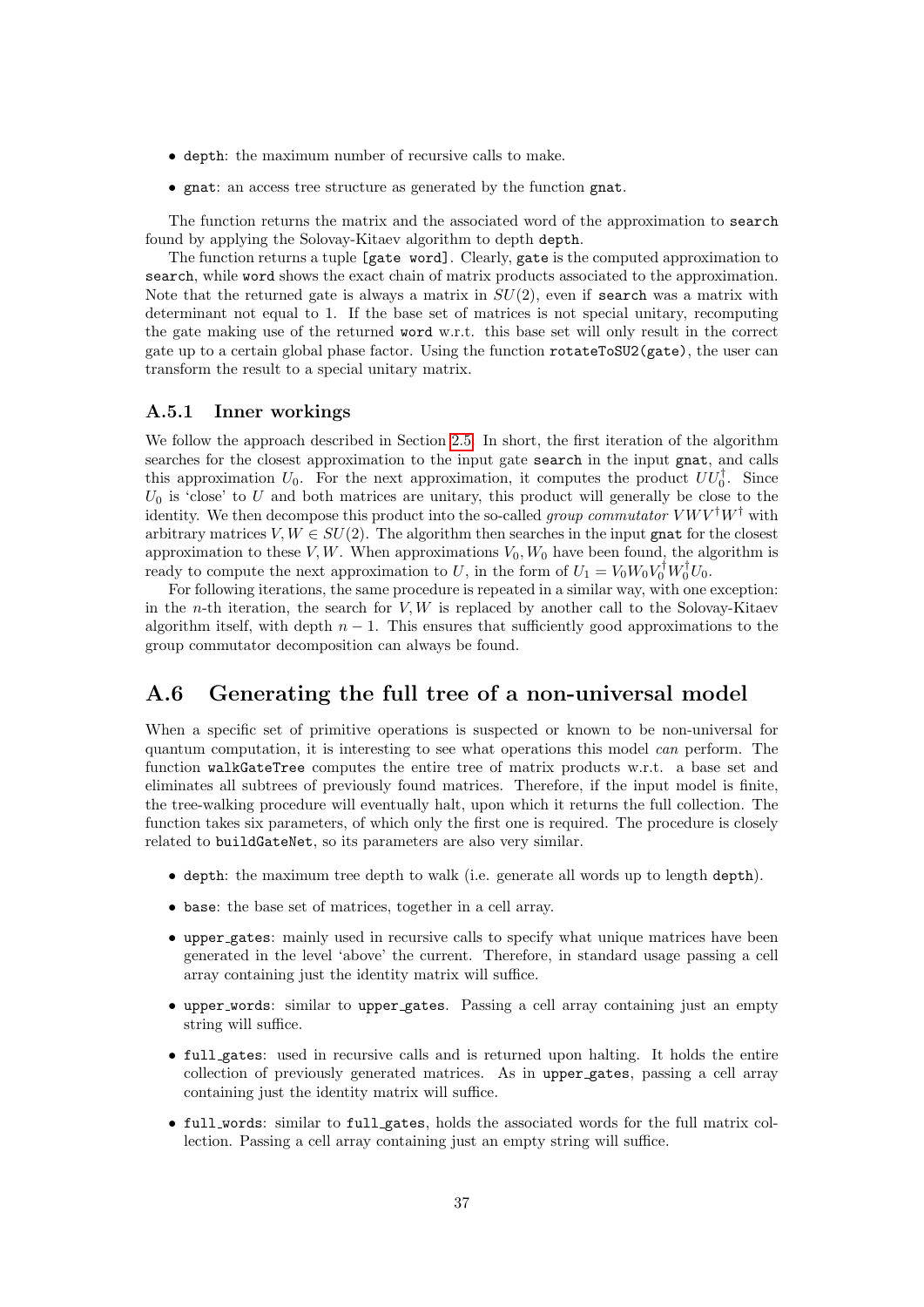- `depth`: the maximum number of recursive calls to make.
- `gnat`: an access tree structure as generated by the function `gnat`.

The function returns the matrix and the associated word of the approximation to `search` found by applying the Solovay-Kitaev algorithm to depth `depth`.

The function returns a tuple `[gate word]`. Clearly, `gate` is the computed approximation to `search`, while `word` shows the exact chain of matrix products associated to the approximation. Note that the returned gate is always a matrix in $SU(2)$, even if `search` was a matrix with determinant not equal to 1. If the base set of matrices is not special unitary, recomputing the gate making use of the returned `word` w.r.t. this base set will only result in the correct gate up to a certain global phase factor. Using the function `rotateToSU2(gate)`, the user can transform the result to a special unitary matrix.

### A.5.1 Inner workings

We follow the approach described in Section 2.5. In short, the first iteration of the algorithm searches for the closest approximation to the input gate `search` in the input `gnat`, and calls this approximation $U_0$. For the next approximation, it computes the product $UU_0^\dagger$. Since $U_0$ is 'close' to $U$ and both matrices are unitary, this product will generally be close to the identity. We then decompose this product into the so-called *group commutator* $VWV^\dagger W^\dagger$ with arbitrary matrices $V, W \in SU(2)$. The algorithm then searches in the input `gnat` for the closest approximation to these $V, W$. When approximations $V_0, W_0$ have been found, the algorithm is ready to compute the next approximation to $U$, in the form of $U_1 = V_0 W_0 V_0^\dagger W_0^\dagger U_0$.

For following iterations, the same procedure is repeated in a similar way, with one exception: in the $n$-th iteration, the search for $V, W$ is replaced by another call to the Solovay-Kitaev algorithm itself, with depth $n-1$. This ensures that sufficiently good approximations to the group commutator decomposition can always be found.

## A.6 Generating the full tree of a non-universal model

When a specific set of primitive operations is suspected or known to be non-universal for quantum computation, it is interesting to see what operations this model *can* perform. The function `walkGateTree` computes the entire tree of matrix products w.r.t. a base set and eliminates all subtrees of previously found matrices. Therefore, if the input model is finite, the tree-walking procedure will eventually halt, upon which it returns the full collection. The function takes six parameters, of which only the first one is required. The procedure is closely related to `buildGateNet`, so its parameters are also very similar.

- `depth`: the maximum tree depth to walk (i.e. generate all words up to length `depth`).
- `base`: the base set of matrices, together in a cell array.
- `upper_gates`: mainly used in recursive calls to specify what unique matrices have been generated in the level 'above' the current. Therefore, in standard usage passing a cell array containing just the identity matrix will suffice.
- `upper_words`: similar to `upper_gates`. Passing a cell array containing just an empty string will suffice.
- `full_gates`: used in recursive calls and is returned upon halting. It holds the entire collection of previously generated matrices. As in `upper_gates`, passing a cell array containing just the identity matrix will suffice.
- `full_words`: similar to `full_gates`, holds the associated words for the full matrix collection. Passing a cell array containing just an empty string will suffice.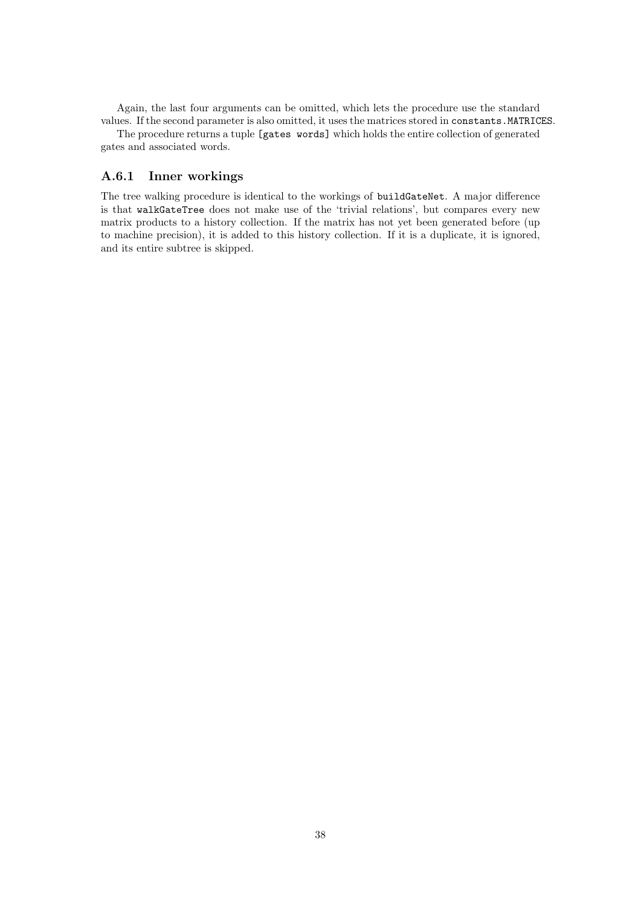Again, the last four arguments can be omitted, which lets the procedure use the standard values. If the second parameter is also omitted, it uses the matrices stored in `constants.MATRICES`.

The procedure returns a tuple `[gates words]` which holds the entire collection of generated gates and associated words.

### A.6.1 Inner workings

The tree walking procedure is identical to the workings of `buildGateNet`. A major difference is that `walkGateTree` does not make use of the 'trivial relations', but compares every new matrix products to a history collection. If the matrix has not yet been generated before (up to machine precision), it is added to this history collection. If it is a duplicate, it is ignored, and its entire subtree is skipped.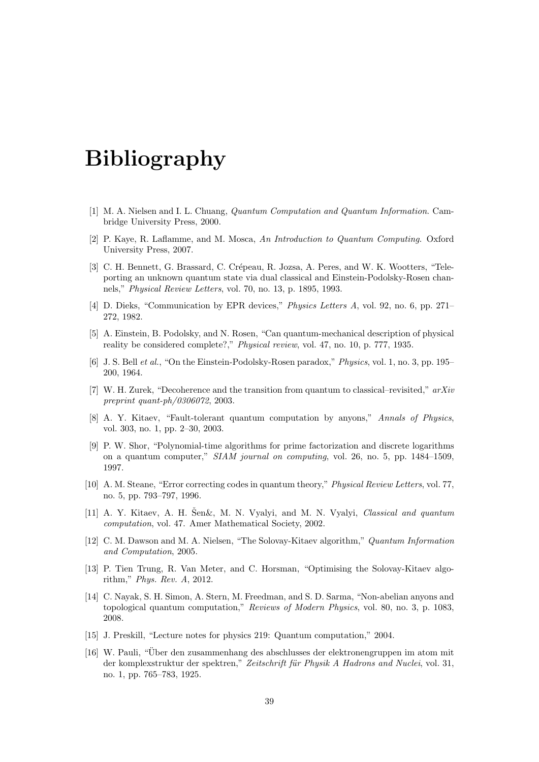# Bibliography

[1] M. A. Nielsen and I. L. Chuang, *Quantum Computation and Quantum Information*. Cambridge University Press, 2000.

[2] P. Kaye, R. Laflamme, and M. Mosca, *An Introduction to Quantum Computing*. Oxford University Press, 2007.

[3] C. H. Bennett, G. Brassard, C. Crépeau, R. Jozsa, A. Peres, and W. K. Wootters, "Teleporting an unknown quantum state via dual classical and Einstein-Podolsky-Rosen channels," *Physical Review Letters*, vol. 70, no. 13, p. 1895, 1993.

[4] D. Dieks, "Communication by EPR devices," *Physics Letters A*, vol. 92, no. 6, pp. 271–272, 1982.

[5] A. Einstein, B. Podolsky, and N. Rosen, "Can quantum-mechanical description of physical reality be considered complete?," *Physical review*, vol. 47, no. 10, p. 777, 1935.

[6] J. S. Bell *et al.*, "On the Einstein-Podolsky-Rosen paradox," *Physics*, vol. 1, no. 3, pp. 195–200, 1964.

[7] W. H. Zurek, "Decoherence and the transition from quantum to classical–revisited," *arXiv preprint quant-ph/0306072*, 2003.

[8] A. Y. Kitaev, "Fault-tolerant quantum computation by anyons," *Annals of Physics*, vol. 303, no. 1, pp. 2–30, 2003.

[9] P. W. Shor, "Polynomial-time algorithms for prime factorization and discrete logarithms on a quantum computer," *SIAM journal on computing*, vol. 26, no. 5, pp. 1484–1509, 1997.

[10] A. M. Steane, "Error correcting codes in quantum theory," *Physical Review Letters*, vol. 77, no. 5, pp. 793–797, 1996.

[11] A. Y. Kitaev, A. H. Šen&, M. N. Vyalyi, and M. N. Vyalyi, *Classical and quantum computation*, vol. 47. Amer Mathematical Society, 2002.

[12] C. M. Dawson and M. A. Nielsen, "The Solovay-Kitaev algorithm," *Quantum Information and Computation*, 2005.

[13] P. Tien Trung, R. Van Meter, and C. Horsman, "Optimising the Solovay-Kitaev algorithm," *Phys. Rev. A*, 2012.

[14] C. Nayak, S. H. Simon, A. Stern, M. Freedman, and S. D. Sarma, "Non-abelian anyons and topological quantum computation," *Reviews of Modern Physics*, vol. 80, no. 3, p. 1083, 2008.

[15] J. Preskill, "Lecture notes for physics 219: Quantum computation," 2004.

[16] W. Pauli, "Über den zusammenhang des abschlusses der elektronengruppen im atom mit der komplexstruktur der spektren," *Zeitschrift für Physik A Hadrons and Nuclei*, vol. 31, no. 1, pp. 765–783, 1925.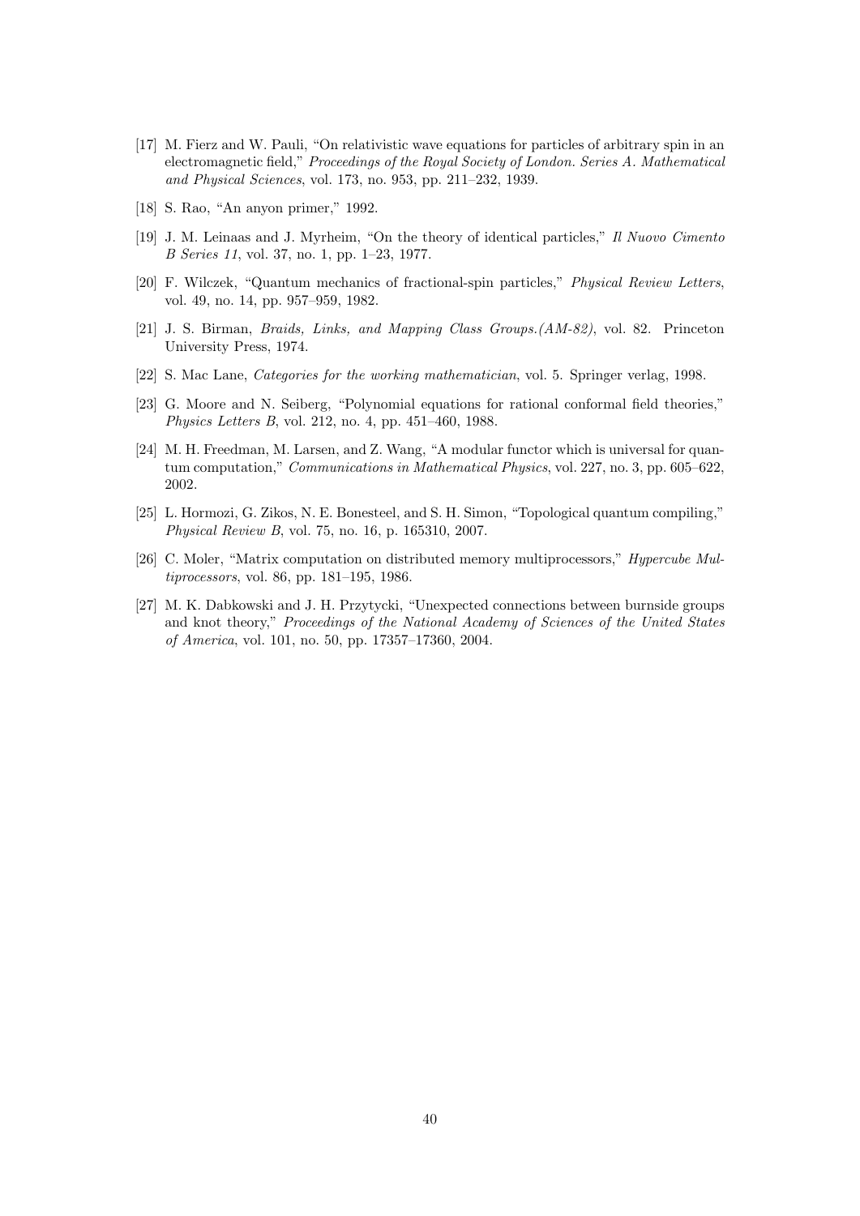[17] M. Fierz and W. Pauli, "On relativistic wave equations for particles of arbitrary spin in an electromagnetic field," *Proceedings of the Royal Society of London. Series A. Mathematical and Physical Sciences*, vol. 173, no. 953, pp. 211–232, 1939.

[18] S. Rao, "An anyon primer," 1992.

[19] J. M. Leinaas and J. Myrheim, "On the theory of identical particles," *Il Nuovo Cimento B Series 11*, vol. 37, no. 1, pp. 1–23, 1977.

[20] F. Wilczek, "Quantum mechanics of fractional-spin particles," *Physical Review Letters*, vol. 49, no. 14, pp. 957–959, 1982.

[21] J. S. Birman, *Braids, Links, and Mapping Class Groups.(AM-82)*, vol. 82. Princeton University Press, 1974.

[22] S. Mac Lane, *Categories for the working mathematician*, vol. 5. Springer verlag, 1998.

[23] G. Moore and N. Seiberg, "Polynomial equations for rational conformal field theories," *Physics Letters B*, vol. 212, no. 4, pp. 451–460, 1988.

[24] M. H. Freedman, M. Larsen, and Z. Wang, "A modular functor which is universal for quantum computation," *Communications in Mathematical Physics*, vol. 227, no. 3, pp. 605–622, 2002.

[25] L. Hormozi, G. Zikos, N. E. Bonesteel, and S. H. Simon, "Topological quantum compiling," *Physical Review B*, vol. 75, no. 16, p. 165310, 2007.

[26] C. Moler, "Matrix computation on distributed memory multiprocessors," *Hypercube Multiprocessors*, vol. 86, pp. 181–195, 1986.

[27] M. K. Dabkowski and J. H. Przytycki, "Unexpected connections between burnside groups and knot theory," *Proceedings of the National Academy of Sciences of the United States of America*, vol. 101, no. 50, pp. 17357–17360, 2004.